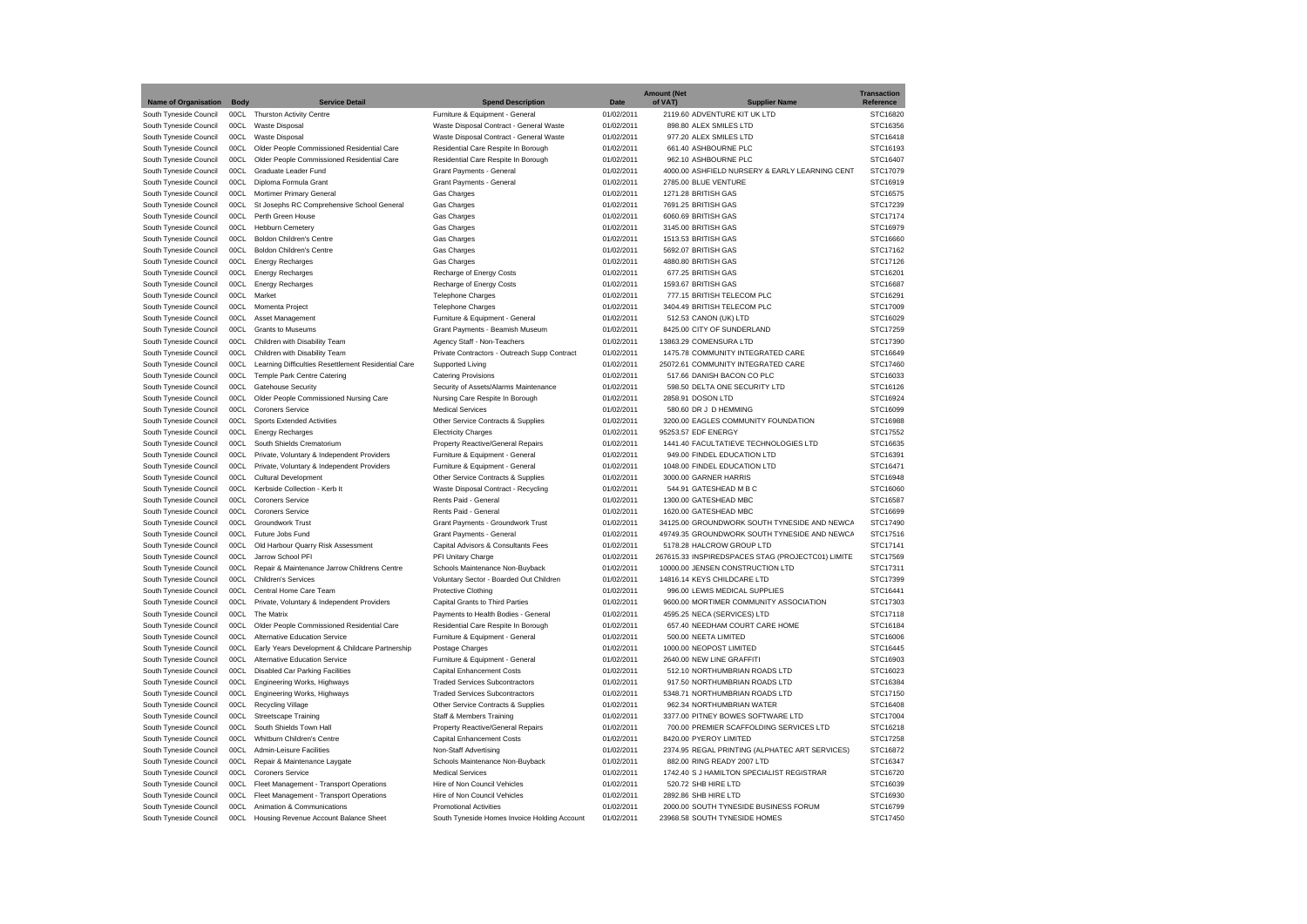| Name of Organisation | Body | Service Detail | Spend Description | Date | Amount (Net of VAT) | Supplier Name | Transaction Reference |
|---|---|---|---|---|---|---|---|
| South Tyneside Council | 00CL | Thurston Activity Centre | Furniture & Equipment - General | 01/02/2011 | 2119.60 | ADVENTURE KIT UK LTD | STC16820 |
| South Tyneside Council | 00CL | Waste Disposal | Waste Disposal Contract - General Waste | 01/02/2011 | 898.80 | ALEX SMILES LTD | STC16356 |
| South Tyneside Council | 00CL | Waste Disposal | Waste Disposal Contract - General Waste | 01/02/2011 | 977.20 | ALEX SMILES LTD | STC16418 |
| South Tyneside Council | 00CL | Older People Commissioned Residential Care | Residential Care Respite In Borough | 01/02/2011 | 661.40 | ASHBOURNE PLC | STC16193 |
| South Tyneside Council | 00CL | Older People Commissioned Residential Care | Residential Care Respite In Borough | 01/02/2011 | 962.10 | ASHBOURNE PLC | STC16407 |
| South Tyneside Council | 00CL | Graduate Leader Fund | Grant Payments - General | 01/02/2011 | 4000.00 | ASHFIELD NURSERY & EARLY LEARNING CENT | STC17079 |
| South Tyneside Council | 00CL | Diploma Formula Grant | Grant Payments - General | 01/02/2011 | 2785.00 | BLUE VENTURE | STC16919 |
| South Tyneside Council | 00CL | Mortimer Primary General | Gas Charges | 01/02/2011 | 1271.28 | BRITISH GAS | STC16575 |
| South Tyneside Council | 00CL | St Josephs RC Comprehensive School General | Gas Charges | 01/02/2011 | 7691.25 | BRITISH GAS | STC17239 |
| South Tyneside Council | 00CL | Perth Green House | Gas Charges | 01/02/2011 | 6060.69 | BRITISH GAS | STC17174 |
| South Tyneside Council | 00CL | Hebburn Cemetery | Gas Charges | 01/02/2011 | 3145.00 | BRITISH GAS | STC16979 |
| South Tyneside Council | 00CL | Boldon Children's Centre | Gas Charges | 01/02/2011 | 1513.53 | BRITISH GAS | STC16660 |
| South Tyneside Council | 00CL | Boldon Children's Centre | Gas Charges | 01/02/2011 | 5692.07 | BRITISH GAS | STC17162 |
| South Tyneside Council | 00CL | Energy Recharges | Gas Charges | 01/02/2011 | 4880.80 | BRITISH GAS | STC17126 |
| South Tyneside Council | 00CL | Energy Recharges | Recharge of Energy Costs | 01/02/2011 | 677.25 | BRITISH GAS | STC16201 |
| South Tyneside Council | 00CL | Energy Recharges | Recharge of Energy Costs | 01/02/2011 | 1593.67 | BRITISH GAS | STC16687 |
| South Tyneside Council | 00CL | Market | Telephone Charges | 01/02/2011 | 777.15 | BRITISH TELECOM PLC | STC16291 |
| South Tyneside Council | 00CL | Momenta Project | Telephone Charges | 01/02/2011 | 3404.49 | BRITISH TELECOM PLC | STC17009 |
| South Tyneside Council | 00CL | Asset Management | Furniture & Equipment - General | 01/02/2011 | 512.53 | CANON (UK) LTD | STC16029 |
| South Tyneside Council | 00CL | Grants to Museums | Grant Payments - Beamish Museum | 01/02/2011 | 8425.00 | CITY OF SUNDERLAND | STC17259 |
| South Tyneside Council | 00CL | Children with Disability Team | Agency Staff - Non-Teachers | 01/02/2011 | 13863.29 | COMENSURA LTD | STC17390 |
| South Tyneside Council | 00CL | Children with Disability Team | Private Contractors - Outreach Supp Contract | 01/02/2011 | 1475.78 | COMMUNITY INTEGRATED CARE | STC16649 |
| South Tyneside Council | 00CL | Learning Difficulties Resettlement Residential Care | Supported Living | 01/02/2011 | 25072.61 | COMMUNITY INTEGRATED CARE | STC17460 |
| South Tyneside Council | 00CL | Temple Park Centre Catering | Catering Provisions | 01/02/2011 | 517.66 | DANISH BACON CO PLC | STC16033 |
| South Tyneside Council | 00CL | Gatehouse Security | Security of Assets/Alarms Maintenance | 01/02/2011 | 598.50 | DELTA ONE SECURITY LTD | STC16126 |
| South Tyneside Council | 00CL | Older People Commissioned Nursing Care | Nursing Care Respite In Borough | 01/02/2011 | 2858.91 | DOSON LTD | STC16924 |
| South Tyneside Council | 00CL | Coroners Service | Medical Services | 01/02/2011 | 580.60 | DR J D HEMMING | STC16099 |
| South Tyneside Council | 00CL | Sports Extended Activities | Other Service Contracts & Supplies | 01/02/2011 | 3200.00 | EAGLES COMMUNITY FOUNDATION | STC16988 |
| South Tyneside Council | 00CL | Energy Recharges | Electricity Charges | 01/02/2011 | 95253.57 | EDF ENERGY | STC17552 |
| South Tyneside Council | 00CL | South Shields Crematorium | Property Reactive/General Repairs | 01/02/2011 | 1441.40 | FACULTATIEVE TECHNOLOGIES LTD | STC16635 |
| South Tyneside Council | 00CL | Private, Voluntary & Independent Providers | Furniture & Equipment - General | 01/02/2011 | 949.00 | FINDEL EDUCATION LTD | STC16391 |
| South Tyneside Council | 00CL | Private, Voluntary & Independent Providers | Furniture & Equipment - General | 01/02/2011 | 1048.00 | FINDEL EDUCATION LTD | STC16471 |
| South Tyneside Council | 00CL | Cultural Development | Other Service Contracts & Supplies | 01/02/2011 | 3000.00 | GARNER HARRIS | STC16948 |
| South Tyneside Council | 00CL | Kerbside Collection - Kerb It | Waste Disposal Contract - Recycling | 01/02/2011 | 544.91 | GATESHEAD M B C | STC16060 |
| South Tyneside Council | 00CL | Coroners Service | Rents Paid - General | 01/02/2011 | 1300.00 | GATESHEAD MBC | STC16587 |
| South Tyneside Council | 00CL | Coroners Service | Rents Paid - General | 01/02/2011 | 1620.00 | GATESHEAD MBC | STC16699 |
| South Tyneside Council | 00CL | Groundwork Trust | Grant Payments - Groundwork Trust | 01/02/2011 | 34125.00 | GROUNDWORK SOUTH TYNESIDE AND NEWCA | STC17490 |
| South Tyneside Council | 00CL | Future Jobs Fund | Grant Payments - General | 01/02/2011 | 49749.35 | GROUNDWORK SOUTH TYNESIDE AND NEWCA | STC17516 |
| South Tyneside Council | 00CL | Old Harbour Quarry Risk Assessment | Capital Advisors & Consultants Fees | 01/02/2011 | 5178.28 | HALCROW GROUP LTD | STC17141 |
| South Tyneside Council | 00CL | Jarrow School PFI | PFI Unitary Charge | 01/02/2011 | 267615.33 | INSPIREDSPACES STAG (PROJECTC01) LIMITE | STC17569 |
| South Tyneside Council | 00CL | Repair & Maintenance Jarrow Childrens Centre | Schools Maintenance Non-Buyback | 01/02/2011 | 10000.00 | JENSEN CONSTRUCTION LTD | STC17311 |
| South Tyneside Council | 00CL | Children's Services | Voluntary Sector - Boarded Out Children | 01/02/2011 | 14816.14 | KEYS CHILDCARE LTD | STC17399 |
| South Tyneside Council | 00CL | Central Home Care Team | Protective Clothing | 01/02/2011 | 996.00 | LEWIS MEDICAL SUPPLIES | STC16441 |
| South Tyneside Council | 00CL | Private, Voluntary & Independent Providers | Capital Grants to Third Parties | 01/02/2011 | 9600.00 | MORTIMER COMMUNITY ASSOCIATION | STC17303 |
| South Tyneside Council | 00CL | The Matrix | Payments to Health Bodies - General | 01/02/2011 | 4595.25 | NECA (SERVICES) LTD | STC17118 |
| South Tyneside Council | 00CL | Older People Commissioned Residential Care | Residential Care Respite In Borough | 01/02/2011 | 657.40 | NEEDHAM COURT CARE HOME | STC16184 |
| South Tyneside Council | 00CL | Alternative Education Service | Furniture & Equipment - General | 01/02/2011 | 500.00 | NEETA LIMITED | STC16006 |
| South Tyneside Council | 00CL | Early Years Development & Childcare Partnership | Postage Charges | 01/02/2011 | 1000.00 | NEOPOST LIMITED | STC16445 |
| South Tyneside Council | 00CL | Alternative Education Service | Furniture & Equipment - General | 01/02/2011 | 2640.00 | NEW LINE GRAFFITI | STC16903 |
| South Tyneside Council | 00CL | Disabled Car Parking Facilities | Capital Enhancement Costs | 01/02/2011 | 512.10 | NORTHUMBRIAN ROADS LTD | STC16023 |
| South Tyneside Council | 00CL | Engineering Works, Highways | Traded Services Subcontractors | 01/02/2011 | 917.50 | NORTHUMBRIAN ROADS LTD | STC16384 |
| South Tyneside Council | 00CL | Engineering Works, Highways | Traded Services Subcontractors | 01/02/2011 | 5348.71 | NORTHUMBRIAN ROADS LTD | STC17150 |
| South Tyneside Council | 00CL | Recycling Village | Other Service Contracts & Supplies | 01/02/2011 | 962.34 | NORTHUMBRIAN WATER | STC16408 |
| South Tyneside Council | 00CL | Streetscape Training | Staff & Members Training | 01/02/2011 | 3377.00 | PITNEY BOWES SOFTWARE LTD | STC17004 |
| South Tyneside Council | 00CL | South Shields Town Hall | Property Reactive/General Repairs | 01/02/2011 | 700.00 | PREMIER SCAFFOLDING SERVICES LTD | STC16218 |
| South Tyneside Council | 00CL | Whitburn Children's Centre | Capital Enhancement Costs | 01/02/2011 | 8420.00 | PYEROY LIMITED | STC17258 |
| South Tyneside Council | 00CL | Admin-Leisure Facilities | Non-Staff Advertising | 01/02/2011 | 2374.95 | REGAL PRINTING (ALPHATEC ART SERVICES) | STC16872 |
| South Tyneside Council | 00CL | Repair & Maintenance Laygate | Schools Maintenance Non-Buyback | 01/02/2011 | 882.00 | RING READY 2007 LTD | STC16347 |
| South Tyneside Council | 00CL | Coroners Service | Medical Services | 01/02/2011 | 1742.40 | S J HAMILTON SPECIALIST REGISTRAR | STC16720 |
| South Tyneside Council | 00CL | Fleet Management - Transport Operations | Hire of Non Council Vehicles | 01/02/2011 | 520.72 | SHB HIRE LTD | STC16039 |
| South Tyneside Council | 00CL | Fleet Management - Transport Operations | Hire of Non Council Vehicles | 01/02/2011 | 2892.86 | SHB HIRE LTD | STC16930 |
| South Tyneside Council | 00CL | Animation & Communications | Promotional Activities | 01/02/2011 | 2000.00 | SOUTH TYNESIDE BUSINESS FORUM | STC16799 |
| South Tyneside Council | 00CL | Housing Revenue Account Balance Sheet | South Tyneside Homes Invoice Holding Account | 01/02/2011 | 23968.58 | SOUTH TYNESIDE HOMES | STC17450 |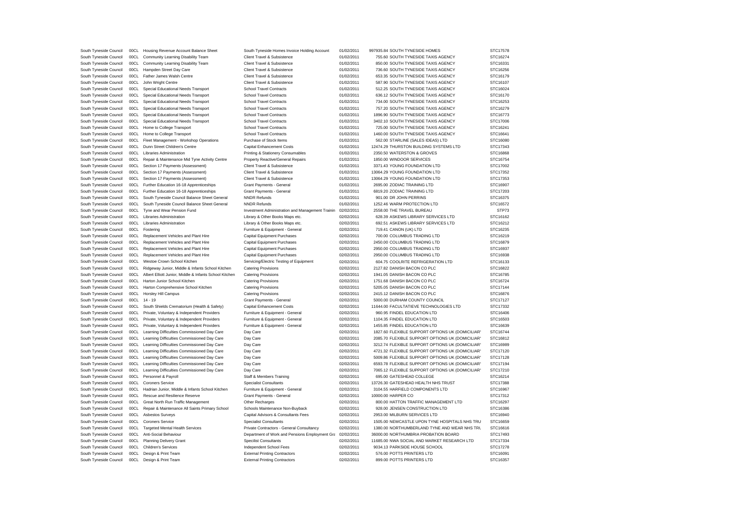| | | | | | | | |
|---|---|---|---|---|---|---|---|
| South Tyneside Council | 00CL | Housing Revenue Account Balance Sheet | South Tyneside Homes Invoice Holding Account | 01/02/2011 | 997935.84 | SOUTH TYNESIDE HOMES | STC17578 |
| South Tyneside Council | 00CL | Community Learning Disability Team | Client Travel & Subsistence | 01/02/2011 | 755.60 | SOUTH TYNESIDE TAXIS AGENCY | STC16274 |
| South Tyneside Council | 00CL | Community Learning Disability Team | Client Travel & Subsistence | 01/02/2011 | 850.00 | SOUTH TYNESIDE TAXIS AGENCY | STC16331 |
| South Tyneside Council | 00CL | Hampden Street Day Care | Client Travel & Subsistence | 01/02/2011 | 736.60 | SOUTH TYNESIDE TAXIS AGENCY | STC16256 |
| South Tyneside Council | 00CL | Father James Walsh Centre | Client Travel & Subsistence | 01/02/2011 | 653.35 | SOUTH TYNESIDE TAXIS AGENCY | STC16179 |
| South Tyneside Council | 00CL | John Wright Centre | Client Travel & Subsistence | 01/02/2011 | 587.90 | SOUTH TYNESIDE TAXIS AGENCY | STC16107 |
| South Tyneside Council | 00CL | Special Educational Needs Transport | School Travel Contracts | 01/02/2011 | 512.25 | SOUTH TYNESIDE TAXIS AGENCY | STC16024 |
| South Tyneside Council | 00CL | Special Educational Needs Transport | School Travel Contracts | 01/02/2011 | 636.12 | SOUTH TYNESIDE TAXIS AGENCY | STC16170 |
| South Tyneside Council | 00CL | Special Educational Needs Transport | School Travel Contracts | 01/02/2011 | 734.00 | SOUTH TYNESIDE TAXIS AGENCY | STC16253 |
| South Tyneside Council | 00CL | Special Educational Needs Transport | School Travel Contracts | 01/02/2011 | 757.20 | SOUTH TYNESIDE TAXIS AGENCY | STC16279 |
| South Tyneside Council | 00CL | Special Educational Needs Transport | School Travel Contracts | 01/02/2011 | 1896.90 | SOUTH TYNESIDE TAXIS AGENCY | STC16773 |
| South Tyneside Council | 00CL | Special Educational Needs Transport | School Travel Contracts | 01/02/2011 | 3402.10 | SOUTH TYNESIDE TAXIS AGENCY | STC17006 |
| South Tyneside Council | 00CL | Home to College Transport | School Travel Contracts | 01/02/2011 | 725.00 | SOUTH TYNESIDE TAXIS AGENCY | STC16241 |
| South Tyneside Council | 00CL | Home to College Transport | School Travel Contracts | 01/02/2011 | 1460.00 | SOUTH TYNESIDE TAXIS AGENCY | STC16641 |
| South Tyneside Council | 00CL | Fleet Management - Workshop Operations | Purchase of Stock Items | 01/02/2011 | 562.00 | STARLINE (SALES IDEAS) LTD | STC16080 |
| South Tyneside Council | 00CL | Dunn Street Children's Centre | Capital Enhancement Costs | 01/02/2011 | 12474.29 | THURSTON BUILDING SYSTEMS LTD | STC17343 |
| South Tyneside Council | 00CL | Libraries Administration | Printing & Stationery Consumables | 01/02/2011 | 2350.50 | WATERSTON & GROVES | STC16868 |
| South Tyneside Council | 00CL | Repair & Maintenance Mid Tyne Activity Centre | Property Reactive/General Repairs | 01/02/2011 | 1850.00 | WINDOOR SERVICES | STC16754 |
| South Tyneside Council | 00CL | Section 17 Payments (Assessment) | Client Travel & Subsistence | 01/02/2011 | 3371.43 | YOUNG FOUNDATION LTD | STC17002 |
| South Tyneside Council | 00CL | Section 17 Payments (Assessment) | Client Travel & Subsistence | 01/02/2011 | 13064.29 | YOUNG FOUNDATION LTD | STC17352 |
| South Tyneside Council | 00CL | Section 17 Payments (Assessment) | Client Travel & Subsistence | 01/02/2011 | 13064.29 | YOUNG FOUNDATION LTD | STC17353 |
| South Tyneside Council | 00CL | Further Education 16-18 Apprenticeships | Grant Payments - General | 01/02/2011 | 2695.00 | ZODIAC TRAINING LTD | STC16907 |
| South Tyneside Council | 00CL | Further Education 16-18 Apprenticeships | Grant Payments - General | 01/02/2011 | 6819.20 | ZODIAC TRAINING LTD | STC17203 |
| South Tyneside Council | 00CL | South Tyneside Council Balance Sheet General | NNDR Refunds | 01/02/2011 | 901.00 | DR JOHN PERRINS | STC16375 |
| South Tyneside Council | 00CL | South Tyneside Council Balance Sheet General | NNDR Refunds | 01/02/2011 | 1252.46 | WARM PROTECTION LTD | STC16572 |
| South Tyneside Council | 00CL | Tyne and Wear Pension Fund | Investment Administration and Management Trainin | 02/02/2011 | 2558.00 | THE TRAVEL BUREAU | STP73 |
| South Tyneside Council | 00CL | Libraries Administration | Library & Other Books Maps etc. | 02/02/2011 | 628.39 | ASKEWS LIBRARY SERVICES LTD | STC16162 |
| South Tyneside Council | 00CL | Libraries Administration | Library & Other Books Maps etc. | 02/02/2011 | 692.51 | ASKEWS LIBRARY SERVICES LTD | STC16212 |
| South Tyneside Council | 00CL | Fostering | Furniture & Equipment - General | 02/02/2011 | 719.41 | CANON (UK) LTD | STC16235 |
| South Tyneside Council | 00CL | Replacement Vehicles and Plant Hire | Capital Equipment Purchases | 02/02/2011 | 700.00 | COLUMBUS TRADING LTD | STC16219 |
| South Tyneside Council | 00CL | Replacement Vehicles and Plant Hire | Capital Equipment Purchases | 02/02/2011 | 2450.00 | COLUMBUS TRADING LTD | STC16879 |
| South Tyneside Council | 00CL | Replacement Vehicles and Plant Hire | Capital Equipment Purchases | 02/02/2011 | 2950.00 | COLUMBUS TRADING LTD | STC16937 |
| South Tyneside Council | 00CL | Replacement Vehicles and Plant Hire | Capital Equipment Purchases | 02/02/2011 | 2950.00 | COLUMBUS TRADING LTD | STC16938 |
| South Tyneside Council | 00CL | Westoe Crown School Kitchen | Servicing/Electric Testing of Equipment | 02/02/2011 | 604.75 | COOLRITE REFRIGERATION LTD | STC16133 |
| South Tyneside Council | 00CL | Ridgeway Junior, Middle & Infants School Kitchen | Catering Provisions | 02/02/2011 | 2127.82 | DANISH BACON CO PLC | STC16822 |
| South Tyneside Council | 00CL | Albert Elliott Junior, Middle & Infants School Kitchen | Catering Provisions | 02/02/2011 | 1941.05 | DANISH BACON CO PLC | STC16785 |
| South Tyneside Council | 00CL | Harton Junior School Kitchen | Catering Provisions | 02/02/2011 | 1751.68 | DANISH BACON CO PLC | STC16724 |
| South Tyneside Council | 00CL | Harton Comprehensive School Kitchen | Catering Provisions | 02/02/2011 | 5205.05 | DANISH BACON CO PLC | STC17144 |
| South Tyneside Council | 00CL | Horsley Hill Campus | Catering Provisions | 02/02/2011 | 2415.12 | DANISH BACON CO PLC | STC16876 |
| South Tyneside Council | 00CL | 14 - 19 | Grant Payments - General | 02/02/2011 | 5000.00 | DURHAM COUNTY COUNCIL | STC17127 |
| South Tyneside Council | 00CL | South Shields Crematorium (Health & Safety) | Capital Enhancement Costs | 02/02/2011 | 11644.00 | FACULTATIEVE TECHNOLOGIES LTD | STC17332 |
| South Tyneside Council | 00CL | Private, Voluntary & Independent Providers | Furniture & Equipment - General | 02/02/2011 | 960.95 | FINDEL EDUCATION LTD | STC16406 |
| South Tyneside Council | 00CL | Private, Voluntary & Independent Providers | Furniture & Equipment - General | 02/02/2011 | 1104.35 | FINDEL EDUCATION LTD | STC16503 |
| South Tyneside Council | 00CL | Private, Voluntary & Independent Providers | Furniture & Equipment - General | 02/02/2011 | 1455.85 | FINDEL EDUCATION LTD | STC16639 |
| South Tyneside Council | 00CL | Learning Difficulties Commissioned Day Care | Day Care | 02/02/2011 | 1827.60 | FLEXIBLE SUPPORT OPTIONS UK (DOMICILIAR' | STC16744 |
| South Tyneside Council | 00CL | Learning Difficulties Commissioned Day Care | Day Care | 02/02/2011 | 2085.70 | FLEXIBLE SUPPORT OPTIONS UK (DOMICILIAR' | STC16812 |
| South Tyneside Council | 00CL | Learning Difficulties Commissioned Day Care | Day Care | 02/02/2011 | 3212.74 | FLEXIBLE SUPPORT OPTIONS UK (DOMICILIAR' | STC16989 |
| South Tyneside Council | 00CL | Learning Difficulties Commissioned Day Care | Day Care | 02/02/2011 | 4721.32 | FLEXIBLE SUPPORT OPTIONS UK (DOMICILIAR' | STC17120 |
| South Tyneside Council | 00CL | Learning Difficulties Commissioned Day Care | Day Care | 02/02/2011 | 5009.86 | FLEXIBLE SUPPORT OPTIONS UK (DOMICILIAR' | STC17128 |
| South Tyneside Council | 00CL | Learning Difficulties Commissioned Day Care | Day Care | 02/02/2011 | 6593.78 | FLEXIBLE SUPPORT OPTIONS UK (DOMICILIAR' | STC17194 |
| South Tyneside Council | 00CL | Learning Difficulties Commissioned Day Care | Day Care | 02/02/2011 | 7065.12 | FLEXIBLE SUPPORT OPTIONS UK (DOMICILIAR' | STC17210 |
| South Tyneside Council | 00CL | Personnel & Payroll | Staff & Members Training | 02/02/2011 | 695.00 | GATESHEAD COLLEGE | STC16214 |
| South Tyneside Council | 00CL | Coroners Service | Specialist Consultants | 02/02/2011 | 13726.30 | GATESHEAD HEALTH NHS TRUST | STC17388 |
| South Tyneside Council | 00CL | Hadrian Junior, Middle & Infants School Kitchen | Furniture & Equipment - General | 02/02/2011 | 3104.55 | HARFIELD COMPONENTS LTD | STC16967 |
| South Tyneside Council | 00CL | Rescue and Resilience Reserve | Grant Payments - General | 02/02/2011 | 10000.00 | HARPER CO | STC17312 |
| South Tyneside Council | 00CL | Great North Run Traffic Management | Other Recharges | 02/02/2011 | 800.00 | HATTON TRAFFIC MANAGEMENT LTD | STC16297 |
| South Tyneside Council | 00CL | Repair & Maintenance All Saints Primary School | Schools Maintenance Non-Buyback | 02/02/2011 | 928.00 | JENSEN CONSTRUCTION LTD | STC16386 |
| South Tyneside Council | 00CL | Asbestos Surveys | Capital Advisors & Consultants Fees | 02/02/2011 | 2953.00 | MILBURN SERVICES LTD | STC16940 |
| South Tyneside Council | 00CL | Coroners Service | Specialist Consultants | 02/02/2011 | 1505.00 | NEWCASTLE UPON TYNE HOSPITALS NHS TRU | STC16659 |
| South Tyneside Council | 00CL | Targeted Mental Health Services | Private Contractors - General Consultancy | 02/02/2011 | 1380.00 | NORTHUMBERLAND TYNE AND WEAR NHS TRU | STC16616 |
| South Tyneside Council | 00CL | Anti-Social Behaviour | Department of Work and Pensions Employment Gra | 02/02/2011 | 36000.00 | NORTHUMBRIA PROBATION BOARD | STC17493 |
| South Tyneside Council | 00CL | Planning Delivery Grant | Specilist Consultants | 02/02/2011 | 11685.00 | NWA SOCIAL AND MARKET RESEARCH LTD | STC17334 |
| South Tyneside Council | 00CL | Children's Services | Independent School Fees | 02/02/2011 | 9034.13 | PARKSIDE HOUSE SCHOOL | STC17278 |
| South Tyneside Council | 00CL | Design & Print Team | External Printing Contractors | 02/02/2011 | 576.00 | POTTS PRINTERS LTD | STC16091 |
| South Tyneside Council | 00CL | Design & Print Team | External Printing Contractors | 02/02/2011 | 899.00 | POTTS PRINTERS LTD | STC16357 |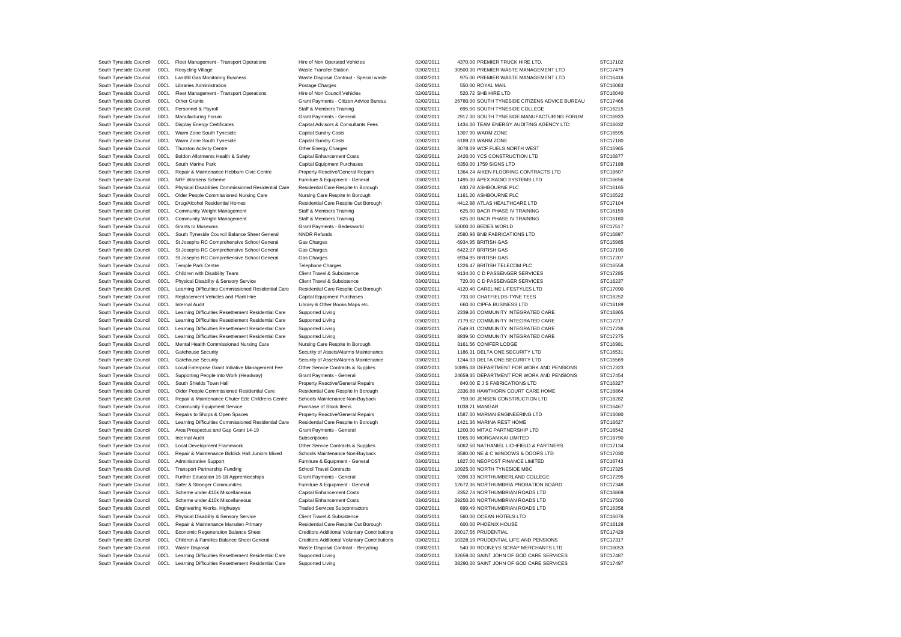| | | | | | | |
|---|---|---|---|---|---|---|
| South Tyneside Council | 00CL | Fleet Management - Transport Operations | Hire of Non Operated Vehicles | 02/02/2011 | 4370.00 PREMIER TRUCK HIRE LTD. | STC17102 |
| South Tyneside Council | 00CL | Recycling Village | Waste Transfer Station | 02/02/2011 | 30500.00 PREMIER WASTE MANAGEMENT LTD | STC17479 |
| South Tyneside Council | 00CL | Landfill Gas Monitoring Business | Waste Disposal Contract - Special waste | 02/02/2011 | 975.00 PREMIER WASTE MANAGEMENT LTD | STC16416 |
| South Tyneside Council | 00CL | Libraries Administration | Postage Charges | 02/02/2011 | 550.00 ROYAL MAIL | STC16063 |
| South Tyneside Council | 00CL | Fleet Management - Transport Operations | Hire of Non Council Vehicles | 02/02/2011 | 520.72 SHB HIRE LTD | STC16040 |
| South Tyneside Council | 00CL | Other Grants | Grant Payments - Citizen Advice Bureau | 02/02/2011 | 26780.00 SOUTH TYNESIDE CITIZENS ADVICE BUREAU | STC17466 |
| South Tyneside Council | 00CL | Personnel & Payroll | Staff & Members Training | 02/02/2011 | 695.00 SOUTH TYNESIDE COLLEGE | STC16215 |
| South Tyneside Council | 00CL | Manufacturing Forum | Grant Payments - General | 02/02/2011 | 2917.00 SOUTH TYNESIDE MANUFACTURING FORUM | STC16933 |
| South Tyneside Council | 00CL | Display Energy Certificates | Capital Advisors & Consultants Fees | 02/02/2011 | 1434.00 TEAM ENERGY AUDITING AGENCY LTD | STC16632 |
| South Tyneside Council | 00CL | Warm Zone South Tyneside | Capital Sundry Costs | 02/02/2011 | 1307.90 WARM ZONE | STC16595 |
| South Tyneside Council | 00CL | Warm Zone South Tyneside | Capital Sundry Costs | 02/02/2011 | 6189.23 WARM ZONE | STC17180 |
| South Tyneside Council | 00CL | Thurston Activity Centre | Other Energy Charges | 02/02/2011 | 3078.09 WCF FUELS NORTH WEST | STC16965 |
| South Tyneside Council | 00CL | Boldon Allotments Health & Safety | Capital Enhancement Costs | 02/02/2011 | 2420.00 YCS CONSTRUCTION LTD | STC16877 |
| South Tyneside Council | 00CL | South Marine Park | Capital Equipment Purchases | 03/02/2011 | 6350.00 1759 SIGNS LTD | STC17188 |
| South Tyneside Council | 00CL | Repair & Maintenance Hebburn Civic Centre | Property Reactive/General Repairs | 03/02/2011 | 1364.24 AIKEN FLOORING CONTRACTS LTD | STC16607 |
| South Tyneside Council | 00CL | NRF Wardens Scheme | Furniture & Equipment - General | 03/02/2011 | 1495.00 APEX RADIO SYSTEMS LTD | STC16656 |
| South Tyneside Council | 00CL | Physical Disabilities Commissioned Residential Care | Residential Care Respite In Borough | 03/02/2011 | 630.78 ASHBOURNE PLC | STC16165 |
| South Tyneside Council | 00CL | Older People Commissioned Nursing Care | Nursing Care Respite In Borough | 03/02/2011 | 1161.20 ASHBOURNE PLC | STC16522 |
| South Tyneside Council | 00CL | Drug/Alcohol Residential Homes | Residential Care Respite Out Borough | 03/02/2011 | 4412.88 ATLAS HEALTHCARE LTD | STC17104 |
| South Tyneside Council | 00CL | Community Weight Management | Staff & Members Training | 03/02/2011 | 625.00 BACR PHASE IV TRAINING | STC16159 |
| South Tyneside Council | 00CL | Community Weight Management | Staff & Members Training | 03/02/2011 | 625.00 BACR PHASE IV TRAINING | STC16160 |
| South Tyneside Council | 00CL | Grants to Museums | Grant Payments - Bedesworld | 03/02/2011 | 50000.00 BEDES WORLD | STC17517 |
| South Tyneside Council | 00CL | South Tyneside Council Balance Sheet General | NNDR Refunds | 03/02/2011 | 2580.98 BNB FABRICATIONS LTD | STC16897 |
| South Tyneside Council | 00CL | St Josephs RC Comprehensive School General | Gas Charges | 03/02/2011 | -6934.95 BRITISH GAS | STC15985 |
| South Tyneside Council | 00CL | St Josephs RC Comprehensive School General | Gas Charges | 03/02/2011 | 6422.07 BRITISH GAS | STC17190 |
| South Tyneside Council | 00CL | St Josephs RC Comprehensive School General | Gas Charges | 03/02/2011 | 6934.95 BRITISH GAS | STC17207 |
| South Tyneside Council | 00CL | Temple Park Centre | Telephone Charges | 03/02/2011 | 1226.47 BRITISH TELECOM PLC | STC16558 |
| South Tyneside Council | 00CL | Children with Disability Team | Client Travel & Subsistence | 03/02/2011 | 9134.00 C D PASSENGER SERVICES | STC17285 |
| South Tyneside Council | 00CL | Physical Disability & Sensory Service | Client Travel & Subsistence | 03/02/2011 | 720.00 C D PASSENGER SERVICES | STC16237 |
| South Tyneside Council | 00CL | Learning Difficulties Commissioned Residential Care | Residential Care Respite Out Borough | 03/02/2011 | 4120.40 CARELINE LIFESTYLES LTD | STC17090 |
| South Tyneside Council | 00CL | Replacement Vehicles and Plant Hire | Capital Equipment Purchases | 03/02/2011 | 733.00 CHATFIELDS-TYNE TEES | STC16252 |
| South Tyneside Council | 00CL | Internal Audit | Library & Other Books Maps etc. | 03/02/2011 | 660.00 CIPFA BUSINESS LTD | STC16189 |
| South Tyneside Council | 00CL | Learning Difficulties Resettlement Residential Care | Supported Living | 03/02/2011 | 2339.26 COMMUNITY INTEGRATED CARE | STC16865 |
| South Tyneside Council | 00CL | Learning Difficulties Resettlement Residential Care | Supported Living | 03/02/2011 | 7179.62 COMMUNITY INTEGRATED CARE | STC17217 |
| South Tyneside Council | 00CL | Learning Difficulties Resettlement Residential Care | Supported Living | 03/02/2011 | 7549.81 COMMUNITY INTEGRATED CARE | STC17236 |
| South Tyneside Council | 00CL | Learning Difficulties Resettlement Residential Care | Supported Living | 03/02/2011 | 8839.50 COMMUNITY INTEGRATED CARE | STC17275 |
| South Tyneside Council | 00CL | Mental Health Commissioned Nursing Care | Nursing Care Respite In Borough | 03/02/2011 | 3161.56 CONIFER LODGE | STC16981 |
| South Tyneside Council | 00CL | Gatehouse Security | Security of Assets/Alarms Maintenance | 03/02/2011 | 1186.31 DELTA ONE SECURITY LTD | STC16531 |
| South Tyneside Council | 00CL | Gatehouse Security | Security of Assets/Alarms Maintenance | 03/02/2011 | 1244.03 DELTA ONE SECURITY LTD | STC16569 |
| South Tyneside Council | 00CL | Local Enterprise Grant Initiative Management Fee | Other Service Contracts & Supplies | 03/02/2011 | 10895.08 DEPARTMENT FOR WORK AND PENSIONS | STC17323 |
| South Tyneside Council | 00CL | Supporting People into Work (Headway) | Grant Payments - General | 03/02/2011 | 24659.35 DEPARTMENT FOR WORK AND PENSIONS | STC17454 |
| South Tyneside Council | 00CL | South Shields Town Hall | Property Reactive/General Repairs | 03/02/2011 | 840.00 E J S FABRICATIONS LTD | STC16327 |
| South Tyneside Council | 00CL | Older People Commissioned Residential Care | Residential Care Respite In Borough | 03/02/2011 | 2336.88 HAWTHORN COURT CARE HOME | STC16864 |
| South Tyneside Council | 00CL | Repair & Maintenance Chuter Ede Childrens Centre | Schools Maintenance Non-Buyback | 03/02/2011 | 759.00 JENSEN CONSTRUCTION LTD | STC16282 |
| South Tyneside Council | 00CL | Community Equipment Service | Purchase of Stock Items | 03/02/2011 | 1038.21 MANGAR | STC16467 |
| South Tyneside Council | 00CL | Repairs to Shops & Open Spaces | Property Reactive/General Repairs | 03/02/2011 | 1587.00 MARIAN ENGINEERING LTD | STC16680 |
| South Tyneside Council | 00CL | Learning Difficulties Commissioned Residential Care | Residential Care Respite In Borough | 03/02/2011 | 1421.36 MARINA REST HOME | STC16627 |
| South Tyneside Council | 00CL | Area Prospectus and Gap Grant 14-19 | Grant Payments - General | 03/02/2011 | 1200.00 MITAC PARTNERSHIP LTD | STC16542 |
| South Tyneside Council | 00CL | Internal Audit | Subscriptions | 03/02/2011 | 1965.00 MORGAN KAI LIMITED | STC16790 |
| South Tyneside Council | 00CL | Local Development Framework | Other Service Contracts & Supplies | 03/02/2011 | 5062.50 NATHANIEL LICHFIELD & PARTNERS | STC17134 |
| South Tyneside Council | 00CL | Repair & Maintenance Biddick Hall Juniors Mixed | Schools Maintenance Non-Buyback | 03/02/2011 | 3580.00 NE & C WINDOWS & DOORS LTD | STC17030 |
| South Tyneside Council | 00CL | Administrative Support | Furniture & Equipment - General | 03/02/2011 | 1827.00 NEOPOST FINANCE LIMITED | STC16743 |
| South Tyneside Council | 00CL | Transport Partnership Funding | School Travel Contracts | 03/02/2011 | 10925.00 NORTH TYNESIDE MBC | STC17325 |
| South Tyneside Council | 00CL | Further Education 16-18 Apprenticeships | Grant Payments - General | 03/02/2011 | 9398.33 NORTHUMBERLAND COLLEGE | STC17295 |
| South Tyneside Council | 00CL | Safer & Stronger Communities | Furniture & Equipment - General | 03/02/2011 | 12672.36 NORTHUMBRIA PROBATION BOARD | STC17348 |
| South Tyneside Council | 00CL | Scheme under £10k Miscellaneous | Capital Enhancement Costs | 03/02/2011 | 2352.74 NORTHUMBRIAN ROADS LTD | STC16869 |
| South Tyneside Council | 00CL | Scheme under £10k Miscellaneous | Capital Enhancement Costs | 03/02/2011 | 39250.20 NORTHUMBRIAN ROADS LTD | STC17500 |
| South Tyneside Council | 00CL | Engineering Works, Highways | Traded Services Subcontractors | 03/02/2011 | 899.49 NORTHUMBRIAN ROADS LTD | STC16358 |
| South Tyneside Council | 00CL | Physical Disability & Sensory Service | Client Travel & Subsistence | 03/02/2011 | 560.00 OCEAN HOTELS LTD | STC16076 |
| South Tyneside Council | 00CL | Repair & Maintenance Marsden Primary | Residential Care Respite Out Borough | 03/02/2011 | 600.00 PHOENIX HOUSE | STC16128 |
| South Tyneside Council | 00CL | Economic Regeneration Balance Sheet | Creditors Additional Voluntary Contributions | 03/02/2011 | 20017.56 PRUDENTIAL | STC17429 |
| South Tyneside Council | 00CL | Children & Families Balance Sheet General | Creditors Additional Voluntary Contributions | 03/02/2011 | 10328.19 PRUDENTIAL LIFE AND PENSIONS | STC17317 |
| South Tyneside Council | 00CL | Waste Disposal | Waste Disposal Contract - Recycling | 03/02/2011 | 540.00 ROONEYS SCRAP MERCHANTS LTD | STC16053 |
| South Tyneside Council | 00CL | Learning Difficulties Resettlement Residential Care | Supported Living | 03/02/2011 | 32659.00 SAINT JOHN OF GOD CARE SERVICES | STC17487 |
| South Tyneside Council | 00CL | Learning Difficulties Resettlement Residential Care | Supported Living | 03/02/2011 | 38290.00 SAINT JOHN OF GOD CARE SERVICES | STC17497 |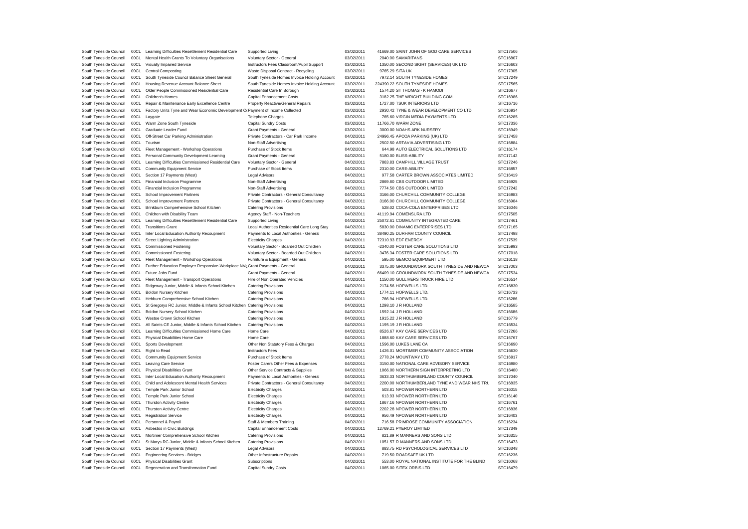| | | | | | | | |
|---|---|---|---|---|---|---|---|
| South Tyneside Council | 00CL | Learning Difficulties Resettlement Residential Care | Supported Living | 03/02/2011 | 41669.00 | SAINT JOHN OF GOD CARE SERVICES | STC17506 |
| South Tyneside Council | 00CL | Mental Health Grants To Voluntary Organisations | Voluntary Sector - General | 03/02/2011 | 2040.00 | SAMARITANS | STC16807 |
| South Tyneside Council | 00CL | Visually Impaired Service | Instructors Fees Classroom/Pupil Support | 03/02/2011 | 1350.00 | SECOND SIGHT (SERVICES) UK LTD | STC16603 |
| South Tyneside Council | 00CL | Central Composting | Waste Disposal Contract - Recycling | 03/02/2011 | 9765.29 | SITA UK | STC17305 |
| South Tyneside Council | 00CL | South Tyneside Council Balance Sheet General | South Tyneside Homes Invoice Holding Account | 03/02/2011 | 7972.14 | SOUTH TYNESIDE HOMES | STC17249 |
| South Tyneside Council | 00CL | Housing Revenue Account Balance Sheet | South Tyneside Homes Invoice Holding Account | 03/02/2011 | 224390.22 | SOUTH TYNESIDE HOMES | STC17565 |
| South Tyneside Council | 00CL | Older People Commissioned Residential Care | Residential Care In Borough | 03/02/2011 | 1574.20 | ST THOMAS - K HAMODI | STC16677 |
| South Tyneside Council | 00CL | Children's Homes | Capital Enhancement Costs | 03/02/2011 | 3182.25 | THE WRIGHT BUILDING COM. | STC16986 |
| South Tyneside Council | 00CL | Repair & Maintenance Early Excellence Centre | Property Reactive/General Repairs | 03/02/2011 | 1727.00 | TSUK INTERIORS LTD | STC16716 |
| South Tyneside Council | 00CL | Factory Units Tyne and Wear Economic Development Co | Payment of Income Collected | 03/02/2011 | 2930.42 | TYNE & WEAR DEVELOPMENT CO LTD | STC16934 |
| South Tyneside Council | 00CL | Laygate | Telephone Charges | 03/02/2011 | 765.60 | VIRGIN MEDIA PAYMENTS LTD | STC16285 |
| South Tyneside Council | 00CL | Warm Zone South Tyneside | Capital Sundry Costs | 03/02/2011 | 11766.70 | WARM ZONE | STC17336 |
| South Tyneside Council | 00CL | Graduate Leader Fund | Grant Payments - General | 03/02/2011 | 3000.00 | NOAHS ARK NURSERY | STC16949 |
| South Tyneside Council | 00CL | Off-Street Car Parking Administration | Private Contractors - Car Park Income | 04/02/2011 | 24996.45 | APCOA PARKING (UK) LTD | STC17458 |
| South Tyneside Council | 00CL | Tourism | Non-Staff Advertising | 04/02/2011 | 2502.50 | ARTAVIA ADVERTISING LTD | STC16884 |
| South Tyneside Council | 00CL | Fleet Management - Workshop Operations | Purchase of Stock Items | 04/02/2011 | 644.98 | AUTO ELECTRICAL SOLUTIONS LTD | STC16174 |
| South Tyneside Council | 00CL | Personal Community Development Learning | Grant Payments - General | 04/02/2011 | 5180.00 | BLISS-ABILITY | STC17142 |
| South Tyneside Council | 00CL | Learning Difficulties Commissioned Residential Care | Voluntary Sector - General | 04/02/2011 | 7863.83 | CAMPHILL VILLAGE TRUST | STC17246 |
| South Tyneside Council | 00CL | Community Equipment Service | Purchase of Stock Items | 04/02/2011 | 2310.00 | CARE-ABILITY | STC16857 |
| South Tyneside Council | 00CL | Section 17 Payments (West) | Legal Advisors | 04/02/2011 | 977.58 | CARTER BROWN ASSOCIATES LIMITED | STC16419 |
| South Tyneside Council | 00CL | Financial Inclusion Programme | Non-Staff Advertising | 04/02/2011 | 2869.80 | CBS OUTDOOR LIMITED | STC16925 |
| South Tyneside Council | 00CL | Financial Inclusion Programme | Non-Staff Advertising | 04/02/2011 | 7774.50 | CBS OUTDOOR LIMITED | STC17242 |
| South Tyneside Council | 00CL | School Improvement Partners | Private Contractors - General Consultancy | 04/02/2011 | 3166.00 | CHURCHILL COMMUNITY COLLEGE | STC16983 |
| South Tyneside Council | 00CL | School Improvement Partners | Private Contractors - General Consultancy | 04/02/2011 | 3166.00 | CHURCHILL COMMUNITY COLLEGE | STC16984 |
| South Tyneside Council | 00CL | Brinkburn Comprehensive School Kitchen | Catering Provisions | 04/02/2011 | 528.02 | COCA-COLA ENTERPRISES LTD | STC16046 |
| South Tyneside Council | 00CL | Children with Disability Team | Agency Staff - Non-Teachers | 04/02/2011 | 41119.94 | COMENSURA LTD | STC17505 |
| South Tyneside Council | 00CL | Learning Difficulties Resettlement Residential Care | Supported Living | 04/02/2011 | 25072.61 | COMMUNITY INTEGRATED CARE | STC17461 |
| South Tyneside Council | 00CL | Transitions Grant | Local Authorities Residential Care Long Stay | 04/02/2011 | 5830.00 | DINAMIC ENTERPRISES LTD | STC17165 |
| South Tyneside Council | 00CL | Inter Local Education Authority Recoupment | Payments to Local Authorities - General | 04/02/2011 | 38490.25 | DURHAM COUNTY COUNCIL | STC17498 |
| South Tyneside Council | 00CL | Street Lighting Administration | Electricity Charges | 04/02/2011 | 72310.93 | EDF ENERGY | STC17539 |
| South Tyneside Council | 00CL | Commissioned Fostering | Voluntary Sector - Boarded Out Children | 04/02/2011 | -2340.00 | FOSTER CARE SOLUTIONS LTD | STC15993 |
| South Tyneside Council | 00CL | Commissioned Fostering | Voluntary Sector - Boarded Out Children | 04/02/2011 | 3476.34 | FOSTER CARE SOLUTIONS LTD | STC17018 |
| South Tyneside Council | 00CL | Fleet Management - Workshop Operations | Furniture & Equipment - General | 04/02/2011 | 595.00 | GEMCO EQUIPMENT LTD | STC16118 |
| South Tyneside Council | 00CL | Further Education Employer Responsive-Workplace NVQ | Grant Payments - General | 04/02/2011 | 3375.00 | GROUNDWORK SOUTH TYNESIDE AND NEWCA | STC17003 |
| South Tyneside Council | 00CL | Future Jobs Fund | Grant Payments - General | 04/02/2011 | 66409.10 | GROUNDWORK SOUTH TYNESIDE AND NEWCA | STC17534 |
| South Tyneside Council | 00CL | Fleet Management - Transport Operations | Hire of Non Operated Vehicles | 04/02/2011 | 1150.00 | GULLIVERS TRUCK HIRE LTD | STC16514 |
| South Tyneside Council | 00CL | Ridgeway Junior, Middle & Infants School Kitchen | Catering Provisions | 04/02/2011 | 2174.56 | HOPWELLS LTD. | STC16830 |
| South Tyneside Council | 00CL | Boldon Nursery Kitchen | Catering Provisions | 04/02/2011 | 1774.11 | HOPWELLS LTD. | STC16733 |
| South Tyneside Council | 00CL | Hebburn Comprehensive School Kitchen | Catering Provisions | 04/02/2011 | 766.94 | HOPWELLS LTD. | STC16286 |
| South Tyneside Council | 00CL | St Gregorys RC Junior, Middle & Infants School Kitchen | Catering Provisions | 04/02/2011 | 1298.10 | J R HOLLAND | STC16585 |
| South Tyneside Council | 00CL | Boldon Nursery School Kitchen | Catering Provisions | 04/02/2011 | 1592.14 | J R HOLLAND | STC16686 |
| South Tyneside Council | 00CL | Westoe Crown School Kitchen | Catering Provisions | 04/02/2011 | 1915.22 | J R HOLLAND | STC16779 |
| South Tyneside Council | 00CL | All Saints CE Junior, Middle & Infants School Kitchen | Catering Provisions | 04/02/2011 | 1195.19 | J R HOLLAND | STC16534 |
| South Tyneside Council | 00CL | Learning Difficulties Commissioned Home Care | Home Care | 04/02/2011 | 8526.67 | KAY CARE SERVICES LTD | STC17266 |
| South Tyneside Council | 00CL | Physical Disabilities Home Care | Home Care | 04/02/2011 | 1888.60 | KAY CARE SERVICES LTD | STC16767 |
| South Tyneside Council | 00CL | Sports Development | Other Non Statutory Fees & Charges | 04/02/2011 | 1596.00 | LUKES LANE CA | STC16690 |
| South Tyneside Council | 00CL | Right to Read | Instructors Fees | 04/02/2011 | 1426.01 | MORTIMER COMMUNITY ASSOCIATION | STC16630 |
| South Tyneside Council | 00CL | Community Equipment Service | Purchase of Stock Items | 04/02/2011 | 2778.24 | MOUNTWAY LTD | STC16917 |
| South Tyneside Council | 00CL | Leaving Care Service | Foster Carers Other Fees & Expenses | 04/02/2011 | 3150.00 | NATIONAL CARE ADVISORY SERVICE | STC16980 |
| South Tyneside Council | 00CL | Physical Disabilities Grant | Other Service Contracts & Supplies | 04/02/2011 | 1066.00 | NORTHERN SIGN INTERPRETING LTD | STC16480 |
| South Tyneside Council | 00CL | Inter Local Education Authority Recoupment | Payments to Local Authorities - General | 04/02/2011 | 3633.33 | NORTHUMBERLAND COUNTY COUNCIL | STC17040 |
| South Tyneside Council | 00CL | Child and Adolescent Mental Health Services | Private Contractors - General Consultancy | 04/02/2011 | 2200.00 | NORTHUMBERLAND TYNE AND WEAR NHS TRU | STC16835 |
| South Tyneside Council | 00CL | Temple Park Junior School | Electricity Charges | 04/02/2011 | 503.81 | NPOWER NORTHERN LTD | STC16015 |
| South Tyneside Council | 00CL | Temple Park Junior School | Electricity Charges | 04/02/2011 | 613.93 | NPOWER NORTHERN LTD | STC16140 |
| South Tyneside Council | 00CL | Thurston Activity Centre | Electricity Charges | 04/02/2011 | 1867.16 | NPOWER NORTHERN LTD | STC16761 |
| South Tyneside Council | 00CL | Thurston Activity Centre | Electricity Charges | 04/02/2011 | 2202.28 | NPOWER NORTHERN LTD | STC16836 |
| South Tyneside Council | 00CL | Registration Service | Electricity Charges | 04/02/2011 | 956.49 | NPOWER NORTHERN LTD | STC16403 |
| South Tyneside Council | 00CL | Personnel & Payroll | Staff & Members Training | 04/02/2011 | 716.58 | PRIMROSE COMMUNITY ASSOCIATION | STC16234 |
| South Tyneside Council | 00CL | Asbestos in Civic Buildings | Capital Enhancement Costs | 04/02/2011 | 12769.21 | PYEROY LIMITED | STC17349 |
| South Tyneside Council | 00CL | Mortimer Comprehensive School Kitchen | Catering Provisions | 04/02/2011 | 821.89 | R MANNERS AND SONS LTD | STC16315 |
| South Tyneside Council | 00CL | St Marys RC Junior, Middle & Infants School Kitchen | Catering Provisions | 04/02/2011 | 1051.57 | R MANNERS AND SONS LTD | STC16473 |
| South Tyneside Council | 00CL | Section 17 Payments (West) | Legal Advisors | 04/02/2011 | 883.75 | RD PSYCHOLOGICAL SERVICES LTD | STC16348 |
| South Tyneside Council | 00CL | Engineering Services - Bridges | Other Infrastructure Repairs | 04/02/2011 | 719.50 | ROADSAFE UK LTD | STC16236 |
| South Tyneside Council | 00CL | Physical Disabilities Grant | Subscriptions | 04/02/2011 | 553.00 | ROYAL NATIONAL INSTITUTE FOR THE BLIND | STC16068 |
| South Tyneside Council | 00CL | Regeneration and Transformation Fund | Capital Sundry Costs | 04/02/2011 | 1065.00 | SITEX ORBIS LTD | STC16479 |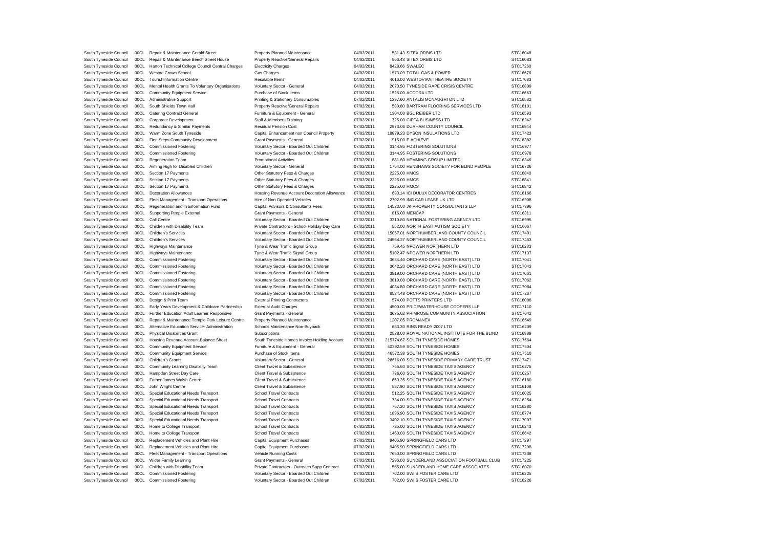| | | | | | | | |
|---|---|---|---|---|---|---|---|
| South Tyneside Council | 00CL | Repair & Maintenance Gerald Street | Property Planned Maintenance | 04/02/2011 | 531.43 | SITEX ORBIS LTD | STC16048 |
| South Tyneside Council | 00CL | Repair & Maintenance Beech Street House | Property Reactive/General Repairs | 04/02/2011 | 566.43 | SITEX ORBIS LTD | STC16083 |
| South Tyneside Council | 00CL | Harton Technical College Council Central Charges | Electricity Charges | 04/02/2011 | 8428.66 | SWALEC | STC17260 |
| South Tyneside Council | 00CL | Westoe Crown School | Gas Charges | 04/02/2011 | 1573.09 | TOTAL GAS & POWER | STC16676 |
| South Tyneside Council | 00CL | Tourist Information Centre | Resalable Items | 04/02/2011 | 4016.00 | WESTOVIAN THEATRE SOCIETY | STC17083 |
| South Tyneside Council | 00CL | Mental Health Grants To Voluntary Organisations | Voluntary Sector - General | 04/02/2011 | 2070.50 | TYNESIDE RAPE CRISIS CENTRE | STC16809 |
| South Tyneside Council | 00CL | Community Equipment Service | Purchase of Stock Items | 07/02/2011 | 1525.00 | ACCORA LTD | STC16663 |
| South Tyneside Council | 00CL | Administrative Support | Printing & Stationery Consumables | 07/02/2011 | 1297.60 | ANTALIS MCNAUGHTON LTD | STC16582 |
| South Tyneside Council | 00CL | South Shields Town Hall | Property Reactive/General Repairs | 07/02/2011 | 580.80 | BARTRAM FLOORING SERVICES LTD | STC16101 |
| South Tyneside Council | 00CL | Catering Contract General | Furniture & Equipment - General | 07/02/2011 | 1304.00 | BGL REIBER LTD | STC16593 |
| South Tyneside Council | 00CL | Corporate Development | Staff & Members Training | 07/02/2011 | 725.00 | CIPFA BUSINESS LTD | STC16242 |
| South Tyneside Council | 00CL | Redundancy & Similar Payments | Residual Pension Cost | 07/02/2011 | 2973.06 | DURHAM COUNTY COUNCIL | STC16944 |
| South Tyneside Council | 00CL | Warm Zone South Tyneside | Capital Enhancement non Council Property | 07/02/2011 | 18879.23 | DYSON INSULATIONS LTD | STC17423 |
| South Tyneside Council | 00CL | First Steps Community Development | Grant Payments - General | 07/02/2011 | 915.00 | E ACHIEVE | STC16382 |
| South Tyneside Council | 00CL | Commissioned Fostering | Voluntary Sector - Boarded Out Children | 07/02/2011 | 3144.95 | FOSTERING SOLUTIONS | STC16977 |
| South Tyneside Council | 00CL | Commissioned Fostering | Voluntary Sector - Boarded Out Children | 07/02/2011 | 3144.95 | FOSTERING SOLUTIONS | STC16978 |
| South Tyneside Council | 00CL | Regeneration Team | Promotional Activities | 07/02/2011 | 881.60 | HEMMING GROUP LIMITED | STC16346 |
| South Tyneside Council | 00CL | Aiming High for Disabled Children | Voluntary Sector - General | 07/02/2011 | 1754.00 | HENSHAWS SOCIETY FOR BLIND PEOPLE | STC16726 |
| South Tyneside Council | 00CL | Section 17 Payments | Other Statutory Fees & Charges | 07/02/2011 | 2225.00 | HMCS | STC16840 |
| South Tyneside Council | 00CL | Section 17 Payments | Other Statutory Fees & Charges | 07/02/2011 | 2225.00 | HMCS | STC16841 |
| South Tyneside Council | 00CL | Section 17 Payments | Other Statutory Fees & Charges | 07/02/2011 | 2225.00 | HMCS | STC16842 |
| South Tyneside Council | 00CL | Decoration Allowances | Housing Revenue Account Decoration Allowance | 07/02/2011 | 633.14 | ICI DULUX DECORATOR CENTRES | STC16166 |
| South Tyneside Council | 00CL | Fleet Management - Transport Operations | Hire of Non Operated Vehicles | 07/02/2011 | 2702.99 | ING CAR LEASE UK LTD | STC16908 |
| South Tyneside Council | 00CL | Regeneration and Transformation Fund | Capital Advisors & Consultants Fees | 07/02/2011 | 14520.00 | JK PROPERTY CONSULTANTS LLP | STC17396 |
| South Tyneside Council | 00CL | Supporting People External | Grant Payments - General | 07/02/2011 | 816.00 | MENCAP | STC16311 |
| South Tyneside Council | 00CL | Call Centre | Voluntary Sector - Boarded Out Children | 07/02/2011 | 3310.80 | NATIONAL FOSTERING AGENCY LTD | STC16995 |
| South Tyneside Council | 00CL | Children with Disability Team | Private Contractors - School Holiday Day Care | 07/02/2011 | 552.00 | NORTH EAST AUTISM SOCIETY | STC16067 |
| South Tyneside Council | 00CL | Children's Services | Voluntary Sector - Boarded Out Children | 07/02/2011 | 15057.01 | NORTHUMBERLAND COUNTY COUNCIL | STC17401 |
| South Tyneside Council | 00CL | Children's Services | Voluntary Sector - Boarded Out Children | 07/02/2011 | 24564.27 | NORTHUMBERLAND COUNTY COUNCIL | STC17453 |
| South Tyneside Council | 00CL | Highways Maintenance | Tyne & Wear Traffic Signal Group | 07/02/2011 | 759.45 | NPOWER NORTHERN LTD | STC16283 |
| South Tyneside Council | 00CL | Highways Maintenance | Tyne & Wear Traffic Signal Group | 07/02/2011 | 5102.47 | NPOWER NORTHERN LTD | STC17137 |
| South Tyneside Council | 00CL | Commissioned Fostering | Voluntary Sector - Boarded Out Children | 07/02/2011 | 3634.40 | ORCHARD CARE (NORTH EAST) LTD | STC17041 |
| South Tyneside Council | 00CL | Commissioned Fostering | Voluntary Sector - Boarded Out Children | 07/02/2011 | 3642.20 | ORCHARD CARE (NORTH EAST) LTD | STC17043 |
| South Tyneside Council | 00CL | Commissioned Fostering | Voluntary Sector - Boarded Out Children | 07/02/2011 | 3819.00 | ORCHARD CARE (NORTH EAST) LTD | STC17061 |
| South Tyneside Council | 00CL | Commissioned Fostering | Voluntary Sector - Boarded Out Children | 07/02/2011 | 3819.00 | ORCHARD CARE (NORTH EAST) LTD | STC17062 |
| South Tyneside Council | 00CL | Commissioned Fostering | Voluntary Sector - Boarded Out Children | 07/02/2011 | 4034.80 | ORCHARD CARE (NORTH EAST) LTD | STC17084 |
| South Tyneside Council | 00CL | Commissioned Fostering | Voluntary Sector - Boarded Out Children | 07/02/2011 | 8534.48 | ORCHARD CARE (NORTH EAST) LTD | STC17267 |
| South Tyneside Council | 00CL | Design & Print Team | External Printing Contractors | 07/02/2011 | 574.00 | POTTS PRINTERS LTD | STC16088 |
| South Tyneside Council | 00CL | Early Years Development & Childcare Partnership | External Audit Charges | 07/02/2011 | 4500.00 | PRICEWATERHOUSE COOPERS LLP | STC17110 |
| South Tyneside Council | 00CL | Further Education Adult Learner Responsive | Grant Payments - General | 07/02/2011 | 3635.62 | PRIMROSE COMMUNITY ASSOCIATION | STC17042 |
| South Tyneside Council | 00CL | Repair & Maintenance Temple Park Leisure Centre | Property Planned Maintenance | 07/02/2011 | 1207.85 | PROMANEX | STC16549 |
| South Tyneside Council | 00CL | Alternative Education Service- Administration | Schools Maintenance Non-Buyback | 07/02/2011 | 683.30 | RING READY 2007 LTD | STC16209 |
| South Tyneside Council | 00CL | Physical Disabilities Grant | Subscriptions | 07/02/2011 | 2528.00 | ROYAL NATIONAL INSTITUTE FOR THE BLIND | STC16889 |
| South Tyneside Council | 00CL | Housing Revenue Account Balance Sheet | South Tyneside Homes Invoice Holding Account | 07/02/2011 | 215774.67 | SOUTH TYNESIDE HOMES | STC17564 |
| South Tyneside Council | 00CL | Community Equipment Service | Furniture & Equipment - General | 07/02/2011 | 40392.59 | SOUTH TYNESIDE HOMES | STC17504 |
| South Tyneside Council | 00CL | Community Equipment Service | Purchase of Stock Items | 07/02/2011 | 46572.38 | SOUTH TYNESIDE HOMES | STC17510 |
| South Tyneside Council | 00CL | Children's Grants | Voluntary Sector - General | 07/02/2011 | 28616.00 | SOUTH TYNESIDE PRIMARY CARE TRUST | STC17471 |
| South Tyneside Council | 00CL | Community Learning Disability Team | Client Travel & Subsistence | 07/02/2011 | 755.60 | SOUTH TYNESIDE TAXIS AGENCY | STC16275 |
| South Tyneside Council | 00CL | Hampden Street Day Care | Client Travel & Subsistence | 07/02/2011 | 736.60 | SOUTH TYNESIDE TAXIS AGENCY | STC16257 |
| South Tyneside Council | 00CL | Father James Walsh Centre | Client Travel & Subsistence | 07/02/2011 | 653.35 | SOUTH TYNESIDE TAXIS AGENCY | STC16180 |
| South Tyneside Council | 00CL | John Wright Centre | Client Travel & Subsistence | 07/02/2011 | 587.90 | SOUTH TYNESIDE TAXIS AGENCY | STC16108 |
| South Tyneside Council | 00CL | Special Educational Needs Transport | School Travel Contracts | 07/02/2011 | 512.25 | SOUTH TYNESIDE TAXIS AGENCY | STC16025 |
| South Tyneside Council | 00CL | Special Educational Needs Transport | School Travel Contracts | 07/02/2011 | 734.00 | SOUTH TYNESIDE TAXIS AGENCY | STC16254 |
| South Tyneside Council | 00CL | Special Educational Needs Transport | School Travel Contracts | 07/02/2011 | 757.20 | SOUTH TYNESIDE TAXIS AGENCY | STC16280 |
| South Tyneside Council | 00CL | Special Educational Needs Transport | School Travel Contracts | 07/02/2011 | 1896.90 | SOUTH TYNESIDE TAXIS AGENCY | STC16774 |
| South Tyneside Council | 00CL | Special Educational Needs Transport | School Travel Contracts | 07/02/2011 | 3402.10 | SOUTH TYNESIDE TAXIS AGENCY | STC17007 |
| South Tyneside Council | 00CL | Home to College Transport | School Travel Contracts | 07/02/2011 | 725.00 | SOUTH TYNESIDE TAXIS AGENCY | STC16243 |
| South Tyneside Council | 00CL | Home to College Transport | School Travel Contracts | 07/02/2011 | 1460.00 | SOUTH TYNESIDE TAXIS AGENCY | STC16642 |
| South Tyneside Council | 00CL | Replacement Vehicles and Plant Hire | Capital Equipment Purchases | 07/02/2011 | 9405.90 | SPRINGFIELD CARS LTD | STC17297 |
| South Tyneside Council | 00CL | Replacement Vehicles and Plant Hire | Capital Equipment Purchases | 07/02/2011 | 9405.90 | SPRINGFIELD CARS LTD | STC17298 |
| South Tyneside Council | 00CL | Fleet Management - Transport Operations | Vehicle Running Costs | 07/02/2011 | 7650.00 | SPRINGFIELD CARS LTD | STC17238 |
| South Tyneside Council | 00CL | Wider Family Learning | Grant Payments - General | 07/02/2011 | 7296.00 | SUNDERLAND ASSOCIATION FOOTBALL CLUB | STC17225 |
| South Tyneside Council | 00CL | Children with Disability Team | Private Contractors - Outreach Supp Contract | 07/02/2011 | 555.00 | SUNDERLAND HOME CARE ASSOCIATES | STC16070 |
| South Tyneside Council | 00CL | Commissioned Fostering | Voluntary Sector - Boarded Out Children | 07/02/2011 | 702.00 | SWIIS FOSTER CARE LTD | STC16225 |
| South Tyneside Council | 00CL | Commissioned Fostering | Voluntary Sector - Boarded Out Children | 07/02/2011 | 702.00 | SWIIS FOSTER CARE LTD | STC16226 |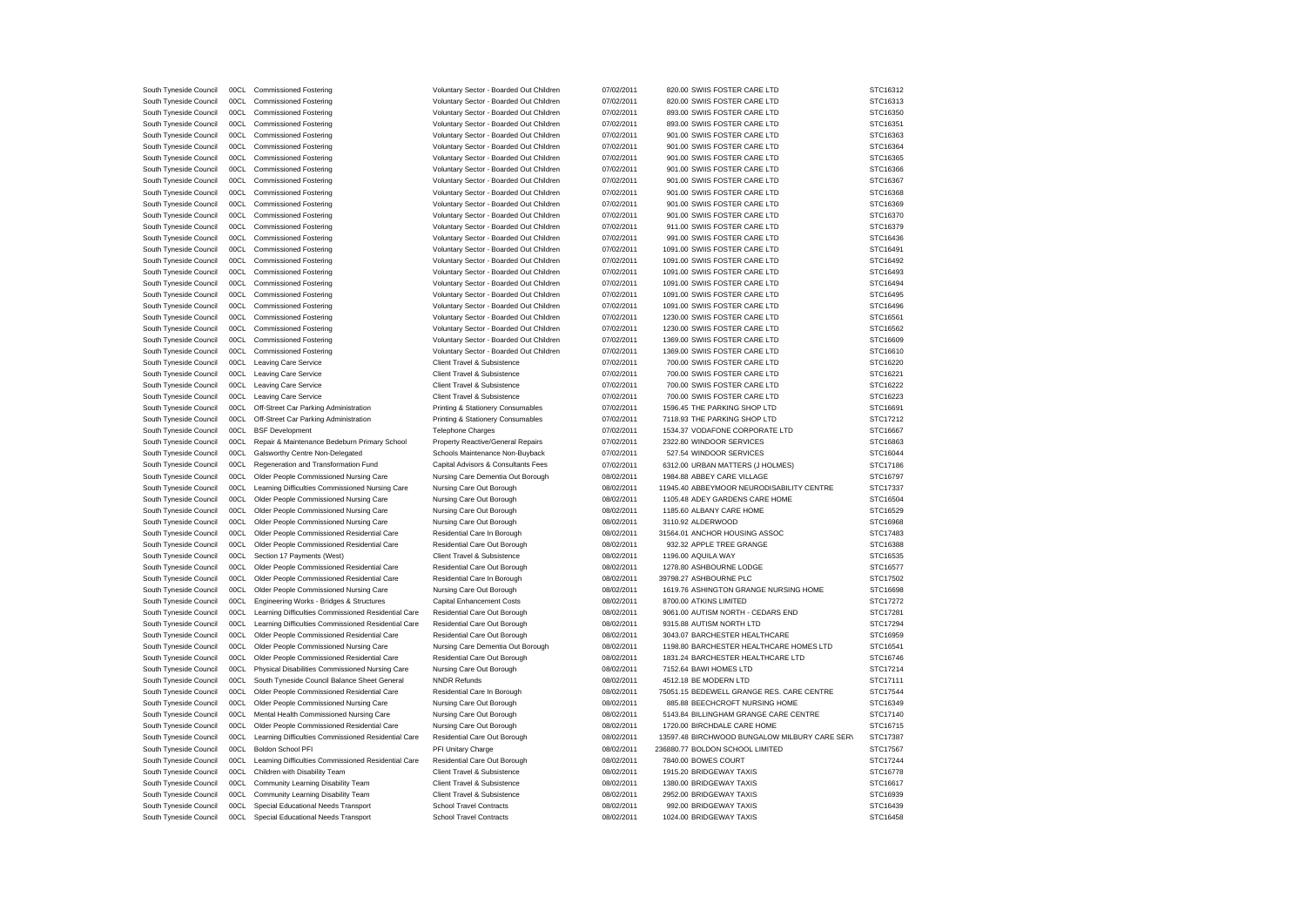| | | | | | | | |
|---|---|---|---|---|---|---|---|
| South Tyneside Council | 00CL | Commissioned Fostering | Voluntary Sector - Boarded Out Children | 07/02/2011 | 820.00 | SWIIS FOSTER CARE LTD | STC16312 |
| South Tyneside Council | 00CL | Commissioned Fostering | Voluntary Sector - Boarded Out Children | 07/02/2011 | 820.00 | SWIIS FOSTER CARE LTD | STC16313 |
| South Tyneside Council | 00CL | Commissioned Fostering | Voluntary Sector - Boarded Out Children | 07/02/2011 | 893.00 | SWIIS FOSTER CARE LTD | STC16350 |
| South Tyneside Council | 00CL | Commissioned Fostering | Voluntary Sector - Boarded Out Children | 07/02/2011 | 893.00 | SWIIS FOSTER CARE LTD | STC16351 |
| South Tyneside Council | 00CL | Commissioned Fostering | Voluntary Sector - Boarded Out Children | 07/02/2011 | 901.00 | SWIIS FOSTER CARE LTD | STC16363 |
| South Tyneside Council | 00CL | Commissioned Fostering | Voluntary Sector - Boarded Out Children | 07/02/2011 | 901.00 | SWIIS FOSTER CARE LTD | STC16364 |
| South Tyneside Council | 00CL | Commissioned Fostering | Voluntary Sector - Boarded Out Children | 07/02/2011 | 901.00 | SWIIS FOSTER CARE LTD | STC16365 |
| South Tyneside Council | 00CL | Commissioned Fostering | Voluntary Sector - Boarded Out Children | 07/02/2011 | 901.00 | SWIIS FOSTER CARE LTD | STC16366 |
| South Tyneside Council | 00CL | Commissioned Fostering | Voluntary Sector - Boarded Out Children | 07/02/2011 | 901.00 | SWIIS FOSTER CARE LTD | STC16367 |
| South Tyneside Council | 00CL | Commissioned Fostering | Voluntary Sector - Boarded Out Children | 07/02/2011 | 901.00 | SWIIS FOSTER CARE LTD | STC16368 |
| South Tyneside Council | 00CL | Commissioned Fostering | Voluntary Sector - Boarded Out Children | 07/02/2011 | 901.00 | SWIIS FOSTER CARE LTD | STC16369 |
| South Tyneside Council | 00CL | Commissioned Fostering | Voluntary Sector - Boarded Out Children | 07/02/2011 | 901.00 | SWIIS FOSTER CARE LTD | STC16370 |
| South Tyneside Council | 00CL | Commissioned Fostering | Voluntary Sector - Boarded Out Children | 07/02/2011 | 911.00 | SWIIS FOSTER CARE LTD | STC16379 |
| South Tyneside Council | 00CL | Commissioned Fostering | Voluntary Sector - Boarded Out Children | 07/02/2011 | 991.00 | SWIIS FOSTER CARE LTD | STC16436 |
| South Tyneside Council | 00CL | Commissioned Fostering | Voluntary Sector - Boarded Out Children | 07/02/2011 | 1091.00 | SWIIS FOSTER CARE LTD | STC16491 |
| South Tyneside Council | 00CL | Commissioned Fostering | Voluntary Sector - Boarded Out Children | 07/02/2011 | 1091.00 | SWIIS FOSTER CARE LTD | STC16492 |
| South Tyneside Council | 00CL | Commissioned Fostering | Voluntary Sector - Boarded Out Children | 07/02/2011 | 1091.00 | SWIIS FOSTER CARE LTD | STC16493 |
| South Tyneside Council | 00CL | Commissioned Fostering | Voluntary Sector - Boarded Out Children | 07/02/2011 | 1091.00 | SWIIS FOSTER CARE LTD | STC16494 |
| South Tyneside Council | 00CL | Commissioned Fostering | Voluntary Sector - Boarded Out Children | 07/02/2011 | 1091.00 | SWIIS FOSTER CARE LTD | STC16495 |
| South Tyneside Council | 00CL | Commissioned Fostering | Voluntary Sector - Boarded Out Children | 07/02/2011 | 1091.00 | SWIIS FOSTER CARE LTD | STC16496 |
| South Tyneside Council | 00CL | Commissioned Fostering | Voluntary Sector - Boarded Out Children | 07/02/2011 | 1230.00 | SWIIS FOSTER CARE LTD | STC16561 |
| South Tyneside Council | 00CL | Commissioned Fostering | Voluntary Sector - Boarded Out Children | 07/02/2011 | 1230.00 | SWIIS FOSTER CARE LTD | STC16562 |
| South Tyneside Council | 00CL | Commissioned Fostering | Voluntary Sector - Boarded Out Children | 07/02/2011 | 1369.00 | SWIIS FOSTER CARE LTD | STC16609 |
| South Tyneside Council | 00CL | Commissioned Fostering | Voluntary Sector - Boarded Out Children | 07/02/2011 | 1369.00 | SWIIS FOSTER CARE LTD | STC16610 |
| South Tyneside Council | 00CL | Leaving Care Service | Client Travel & Subsistence | 07/02/2011 | 700.00 | SWIIS FOSTER CARE LTD | STC16220 |
| South Tyneside Council | 00CL | Leaving Care Service | Client Travel & Subsistence | 07/02/2011 | 700.00 | SWIIS FOSTER CARE LTD | STC16221 |
| South Tyneside Council | 00CL | Leaving Care Service | Client Travel & Subsistence | 07/02/2011 | 700.00 | SWIIS FOSTER CARE LTD | STC16222 |
| South Tyneside Council | 00CL | Leaving Care Service | Client Travel & Subsistence | 07/02/2011 | 700.00 | SWIIS FOSTER CARE LTD | STC16223 |
| South Tyneside Council | 00CL | Off-Street Car Parking Administration | Printing & Stationery Consumables | 07/02/2011 | 1596.45 | THE PARKING SHOP LTD | STC16691 |
| South Tyneside Council | 00CL | Off-Street Car Parking Administration | Printing & Stationery Consumables | 07/02/2011 | 7118.93 | THE PARKING SHOP LTD | STC17212 |
| South Tyneside Council | 00CL | BSF Development | Telephone Charges | 07/02/2011 | 1534.37 | VODAFONE CORPORATE LTD | STC16667 |
| South Tyneside Council | 00CL | Repair & Maintenance Bedeburn Primary School | Property Reactive/General Repairs | 07/02/2011 | 2322.80 | WINDOOR SERVICES | STC16863 |
| South Tyneside Council | 00CL | Galsworthy Centre Non-Delegated | Schools Maintenance Non-Buyback | 07/02/2011 | 527.54 | WINDOOR SERVICES | STC16044 |
| South Tyneside Council | 00CL | Regeneration and Transformation Fund | Capital Advisors & Consultants Fees | 07/02/2011 | 6312.00 | URBAN MATTERS (J HOLMES) | STC17186 |
| South Tyneside Council | 00CL | Older People Commissioned Nursing Care | Nursing Care Dementia Out Borough | 08/02/2011 | 1984.88 | ABBEY CARE VILLAGE | STC16797 |
| South Tyneside Council | 00CL | Learning Difficulties Commissioned Nursing Care | Nursing Care Out Borough | 08/02/2011 | 11945.40 | ABBEYMOOR NEURODISABILITY CENTRE | STC17337 |
| South Tyneside Council | 00CL | Older People Commissioned Nursing Care | Nursing Care Out Borough | 08/02/2011 | 1105.48 | ADEY GARDENS CARE HOME | STC16504 |
| South Tyneside Council | 00CL | Older People Commissioned Nursing Care | Nursing Care Out Borough | 08/02/2011 | 1185.60 | ALBANY CARE HOME | STC16529 |
| South Tyneside Council | 00CL | Older People Commissioned Nursing Care | Nursing Care Out Borough | 08/02/2011 | 3110.92 | ALDERWOOD | STC16968 |
| South Tyneside Council | 00CL | Older People Commissioned Residential Care | Residential Care In Borough | 08/02/2011 | 31564.01 | ANCHOR HOUSING ASSOC | STC17483 |
| South Tyneside Council | 00CL | Older People Commissioned Residential Care | Residential Care Out Borough | 08/02/2011 | 932.32 | APPLE TREE GRANGE | STC16388 |
| South Tyneside Council | 00CL | Section 17 Payments (West) | Client Travel & Subsistence | 08/02/2011 | 1196.00 | AQUILA WAY | STC16535 |
| South Tyneside Council | 00CL | Older People Commissioned Residential Care | Residential Care Out Borough | 08/02/2011 | 1278.80 | ASHBOURNE LODGE | STC16577 |
| South Tyneside Council | 00CL | Older People Commissioned Residential Care | Residential Care In Borough | 08/02/2011 | 39798.27 | ASHBOURNE PLC | STC17502 |
| South Tyneside Council | 00CL | Older People Commissioned Nursing Care | Nursing Care Out Borough | 08/02/2011 | 1619.76 | ASHINGTON GRANGE NURSING HOME | STC16698 |
| South Tyneside Council | 00CL | Engineering Works - Bridges & Structures | Capital Enhancement Costs | 08/02/2011 | 8700.00 | ATKINS LIMITED | STC17272 |
| South Tyneside Council | 00CL | Learning Difficulties Commissioned Residential Care | Residential Care Out Borough | 08/02/2011 | 9061.00 | AUTISM NORTH - CEDARS END | STC17281 |
| South Tyneside Council | 00CL | Learning Difficulties Commissioned Residential Care | Residential Care Out Borough | 08/02/2011 | 9315.88 | AUTISM NORTH LTD | STC17294 |
| South Tyneside Council | 00CL | Older People Commissioned Residential Care | Residential Care Out Borough | 08/02/2011 | 3043.07 | BARCHESTER HEALTHCARE | STC16959 |
| South Tyneside Council | 00CL | Older People Commissioned Nursing Care | Nursing Care Dementia Out Borough | 08/02/2011 | 1198.80 | BARCHESTER HEALTHCARE HOMES LTD | STC16541 |
| South Tyneside Council | 00CL | Older People Commissioned Residential Care | Residential Care Out Borough | 08/02/2011 | 1831.24 | BARCHESTER HEALTHCARE LTD | STC16746 |
| South Tyneside Council | 00CL | Physical Disabilities Commissioned Nursing Care | Nursing Care Out Borough | 08/02/2011 | 7152.64 | BAWI HOMES LTD | STC17214 |
| South Tyneside Council | 00CL | South Tyneside Council Balance Sheet General | NNDR Refunds | 08/02/2011 | 4512.18 | BE MODERN LTD | STC17111 |
| South Tyneside Council | 00CL | Older People Commissioned Residential Care | Residential Care In Borough | 08/02/2011 | 75051.15 | BEDEWELL GRANGE RES. CARE CENTRE | STC17544 |
| South Tyneside Council | 00CL | Older People Commissioned Nursing Care | Nursing Care Out Borough | 08/02/2011 | 885.88 | BEECHCROFT NURSING HOME | STC16349 |
| South Tyneside Council | 00CL | Mental Health Commissioned Nursing Care | Nursing Care Out Borough | 08/02/2011 | 5143.84 | BILLINGHAM GRANGE CARE CENTRE | STC17140 |
| South Tyneside Council | 00CL | Older People Commissioned Residential Care | Nursing Care Out Borough | 08/02/2011 | 1720.00 | BIRCHDALE CARE HOME | STC16715 |
| South Tyneside Council | 00CL | Learning Difficulties Commissioned Residential Care | Residential Care Out Borough | 08/02/2011 | 13597.48 | BIRCHWOOD BUNGALOW MILBURY CARE SERV | STC17387 |
| South Tyneside Council | 00CL | Boldon School PFI | PFI Unitary Charge | 08/02/2011 | 236880.77 | BOLDON SCHOOL LIMITED | STC17567 |
| South Tyneside Council | 00CL | Learning Difficulties Commissioned Residential Care | Residential Care Out Borough | 08/02/2011 | 7840.00 | BOWES COURT | STC17244 |
| South Tyneside Council | 00CL | Children with Disability Team | Client Travel & Subsistence | 08/02/2011 | 1915.20 | BRIDGEWAY TAXIS | STC16778 |
| South Tyneside Council | 00CL | Community Learning Disability Team | Client Travel & Subsistence | 08/02/2011 | 1380.00 | BRIDGEWAY TAXIS | STC16617 |
| South Tyneside Council | 00CL | Community Learning Disability Team | Client Travel & Subsistence | 08/02/2011 | 2952.00 | BRIDGEWAY TAXIS | STC16939 |
| South Tyneside Council | 00CL | Special Educational Needs Transport | School Travel Contracts | 08/02/2011 | 992.00 | BRIDGEWAY TAXIS | STC16439 |
| South Tyneside Council | 00CL | Special Educational Needs Transport | School Travel Contracts | 08/02/2011 | 1024.00 | BRIDGEWAY TAXIS | STC16458 |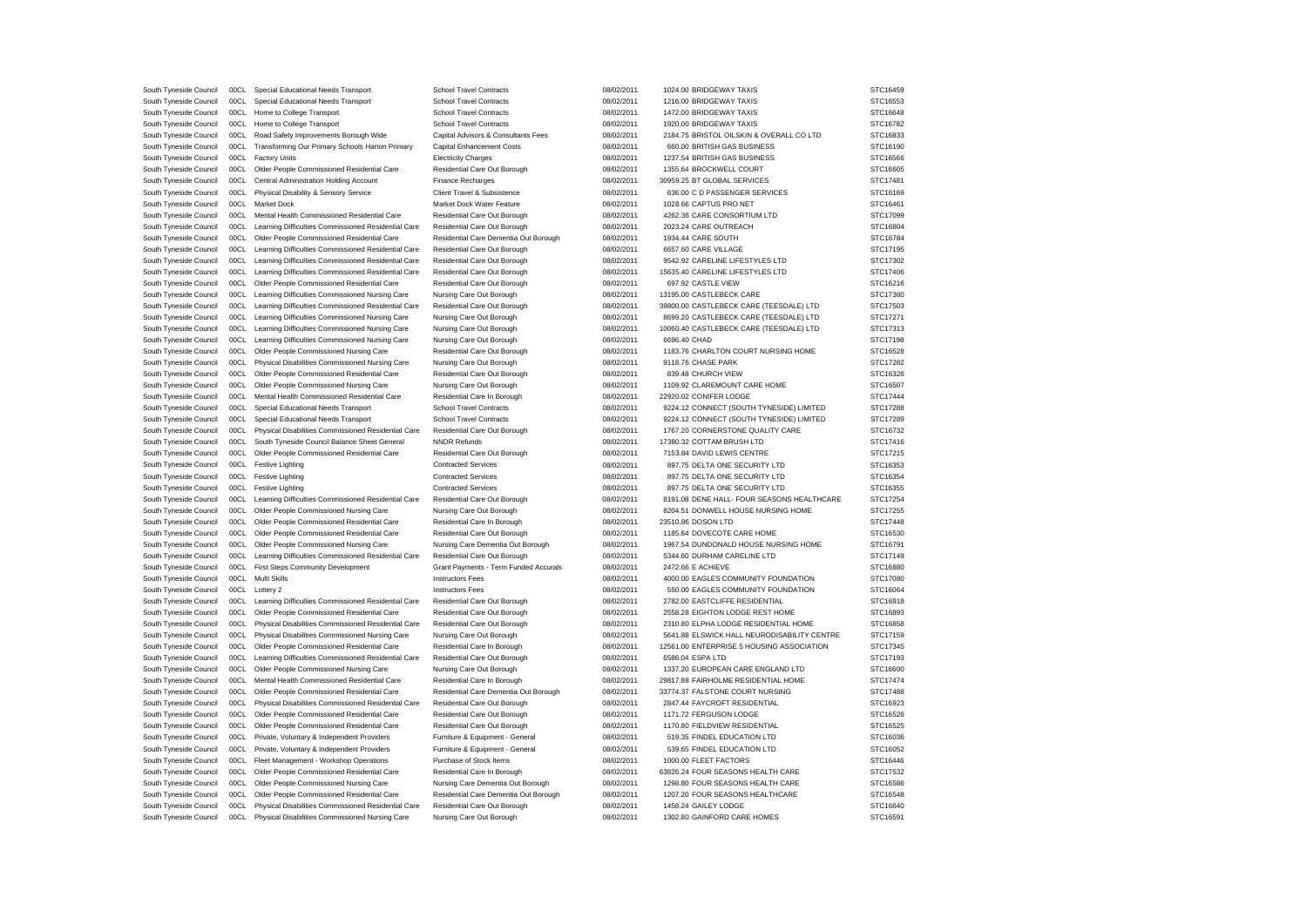| | | | | | | | |
|---|---|---|---|---|---|---|---|
| South Tyneside Council | 00CL | Special Educational Needs Transport | School Travel Contracts | 08/02/2011 | 1024.00 | BRIDGEWAY TAXIS | STC16459 |
| South Tyneside Council | 00CL | Special Educational Needs Transport | School Travel Contracts | 08/02/2011 | 1216.00 | BRIDGEWAY TAXIS | STC16553 |
| South Tyneside Council | 00CL | Home to College Transport | School Travel Contracts | 08/02/2011 | 1472.00 | BRIDGEWAY TAXIS | STC16648 |
| South Tyneside Council | 00CL | Home to College Transport | School Travel Contracts | 08/02/2011 | 1920.00 | BRIDGEWAY TAXIS | STC16782 |
| South Tyneside Council | 00CL | Road Safety Improvements Borough Wide | Capital Advisors & Consultants Fees | 08/02/2011 | 2184.75 | BRISTOL OILSKIN & OVERALL CO LTD | STC16833 |
| South Tyneside Council | 00CL | Transforming Our Primary Schools Harton Primary | Capital Enhancement Costs | 08/02/2011 | 660.00 | BRITISH GAS BUSINESS | STC16190 |
| South Tyneside Council | 00CL | Factory Units | Electricity Charges | 08/02/2011 | 1237.54 | BRITISH GAS BUSINESS | STC16566 |
| South Tyneside Council | 00CL | Older People Commissioned Residential Care | Residential Care Out Borough | 08/02/2011 | 1355.64 | BROCKWELL COURT | STC16605 |
| South Tyneside Council | 00CL | Central Administration Holding Account | Finance Recharges | 08/02/2011 | 30959.25 | BT GLOBAL SERVICES | STC17481 |
| South Tyneside Council | 00CL | Physical Disability & Sensory Service | Client Travel & Subsistence | 08/02/2011 | 636.00 | C D PASSENGER SERVICES | STC16169 |
| South Tyneside Council | 00CL | Market Dock | Market Dock Water Feature | 08/02/2011 | 1028.66 | CAPTUS PRO NET | STC16461 |
| South Tyneside Council | 00CL | Mental Health Commissioned Residential Care | Residential Care Out Borough | 08/02/2011 | 4262.36 | CARE CONSORTIUM LTD | STC17099 |
| South Tyneside Council | 00CL | Learning Difficulties Commissioned Residential Care | Residential Care Out Borough | 08/02/2011 | 2023.24 | CARE OUTREACH | STC16804 |
| South Tyneside Council | 00CL | Older People Commissioned Residential Care | Residential Care Dementia Out Borough | 08/02/2011 | 1934.44 | CARE SOUTH | STC16784 |
| South Tyneside Council | 00CL | Learning Difficulties Commissioned Residential Care | Residential Care Out Borough | 08/02/2011 | 6657.60 | CARE VILLAGE | STC17195 |
| South Tyneside Council | 00CL | Learning Difficulties Commissioned Residential Care | Residential Care Out Borough | 08/02/2011 | 9542.92 | CARELINE LIFESTYLES LTD | STC17302 |
| South Tyneside Council | 00CL | Learning Difficulties Commissioned Residential Care | Residential Care Out Borough | 08/02/2011 | 15635.40 | CARELINE LIFESTYLES LTD | STC17406 |
| South Tyneside Council | 00CL | Older People Commissioned Residential Care | Residential Care Out Borough | 08/02/2011 | 697.92 | CASTLE VIEW | STC16216 |
| South Tyneside Council | 00CL | Learning Difficulties Commissioned Nursing Care | Nursing Care Out Borough | 08/02/2011 | 13195.00 | CASTLEBECK CARE | STC17380 |
| South Tyneside Council | 00CL | Learning Difficulties Commissioned Residential Care | Residential Care Out Borough | 08/02/2011 | 39800.00 | CASTLEBECK CARE (TEESDALE) LTD | STC17503 |
| South Tyneside Council | 00CL | Learning Difficulties Commissioned Nursing Care | Nursing Care Out Borough | 08/02/2011 | 8699.20 | CASTLEBECK CARE (TEESDALE) LTD | STC17271 |
| South Tyneside Council | 00CL | Learning Difficulties Commissioned Nursing Care | Nursing Care Out Borough | 08/02/2011 | 10060.40 | CASTLEBECK CARE (TEESDALE) LTD | STC17313 |
| South Tyneside Council | 00CL | Learning Difficulties Commissioned Nursing Care | Nursing Care Out Borough | 08/02/2011 | 6696.40 | CHAD | STC17198 |
| South Tyneside Council | 00CL | Older People Commissioned Nursing Care | Residential Care Out Borough | 08/02/2011 | 1183.76 | CHARLTON COURT NURSING HOME | STC16528 |
| South Tyneside Council | 00CL | Physical Disabilities Commissioned Nursing Care | Nursing Care Out Borough | 08/02/2011 | 9118.76 | CHASE PARK | STC17282 |
| South Tyneside Council | 00CL | Older People Commissioned Residential Care | Residential Care Out Borough | 08/02/2011 | 839.48 | CHURCH VIEW | STC16326 |
| South Tyneside Council | 00CL | Older People Commissioned Nursing Care | Nursing Care Out Borough | 08/02/2011 | 1109.92 | CLAREMOUNT CARE HOME | STC16507 |
| South Tyneside Council | 00CL | Mental Health Commissioned Residential Care | Residential Care In Borough | 08/02/2011 | 22920.02 | CONIFER LODGE | STC17444 |
| South Tyneside Council | 00CL | Special Educational Needs Transport | School Travel Contracts | 08/02/2011 | 9224.12 | CONNECT (SOUTH TYNESIDE) LIMITED | STC17288 |
| South Tyneside Council | 00CL | Special Educational Needs Transport | School Travel Contracts | 08/02/2011 | 9224.12 | CONNECT (SOUTH TYNESIDE) LIMITED | STC17289 |
| South Tyneside Council | 00CL | Physical Disabilities Commissioned Residential Care | Residential Care Out Borough | 08/02/2011 | 1767.20 | CORNERSTONE QUALITY CARE | STC16732 |
| South Tyneside Council | 00CL | South Tyneside Council Balance Sheet General | NNDR Refunds | 08/02/2011 | 17380.32 | COTTAM BRUSH LTD | STC17416 |
| South Tyneside Council | 00CL | Older People Commissioned Residential Care | Residential Care Out Borough | 08/02/2011 | 7153.84 | DAVID LEWIS CENTRE | STC17215 |
| South Tyneside Council | 00CL | Festive Lighting | Contracted Services | 08/02/2011 | 897.75 | DELTA ONE SECURITY LTD | STC16353 |
| South Tyneside Council | 00CL | Festive Lighting | Contracted Services | 08/02/2011 | 897.75 | DELTA ONE SECURITY LTD | STC16354 |
| South Tyneside Council | 00CL | Festive Lighting | Contracted Services | 08/02/2011 | 897.75 | DELTA ONE SECURITY LTD | STC16355 |
| South Tyneside Council | 00CL | Learning Difficulties Commissioned Residential Care | Residential Care Out Borough | 08/02/2011 | 8191.08 | DENE HALL- FOUR SEASONS HEALTHCARE | STC17254 |
| South Tyneside Council | 00CL | Older People Commissioned Nursing Care | Nursing Care Out Borough | 08/02/2011 | 8204.51 | DONWELL HOUSE NURSING HOME | STC17255 |
| South Tyneside Council | 00CL | Older People Commissioned Residential Care | Residential Care In Borough | 08/02/2011 | 23510.86 | DOSON LTD | STC17448 |
| South Tyneside Council | 00CL | Older People Commissioned Residential Care | Residential Care Out Borough | 08/02/2011 | 1185.64 | DOVECOTE CARE HOME | STC16530 |
| South Tyneside Council | 00CL | Older People Commissioned Nursing Care | Nursing Care Dementia Out Borough | 08/02/2011 | 1967.54 | DUNDONALD HOUSE NURSING HOME | STC16791 |
| South Tyneside Council | 00CL | Learning Difficulties Commissioned Residential Care | Residential Care Out Borough | 08/02/2011 | 5344.60 | DURHAM CARELINE LTD | STC17149 |
| South Tyneside Council | 00CL | First Steps Community Development | Grant Payments - Term Funded Accurals | 08/02/2011 | 2472.66 | E ACHIEVE | STC16880 |
| South Tyneside Council | 00CL | Multi Skills | Instructors Fees | 08/02/2011 | 4000.00 | EAGLES COMMUNITY FOUNDATION | STC17080 |
| South Tyneside Council | 00CL | Lottery 2 | Instructors Fees | 08/02/2011 | 550.00 | EAGLES COMMUNITY FOUNDATION | STC16064 |
| South Tyneside Council | 00CL | Learning Difficulties Commissioned Residential Care | Residential Care Out Borough | 08/02/2011 | 2782.00 | EASTCLIFFE RESIDENTIAL | STC16918 |
| South Tyneside Council | 00CL | Older People Commissioned Residential Care | Residential Care Out Borough | 08/02/2011 | 2558.28 | EIGHTON LODGE REST HOME | STC16893 |
| South Tyneside Council | 00CL | Physical Disabilities Commissioned Residential Care | Residential Care Out Borough | 08/02/2011 | 2310.80 | ELPHA LODGE RESIDENTIAL HOME | STC16858 |
| South Tyneside Council | 00CL | Physical Disabilities Commissioned Nursing Care | Nursing Care Out Borough | 08/02/2011 | 5641.88 | ELSWICK HALL NEURODISABILITY CENTRE | STC17159 |
| South Tyneside Council | 00CL | Older People Commissioned Residential Care | Residential Care In Borough | 08/02/2011 | 12561.00 | ENTERPRISE 5 HOUSING ASSOCIATION | STC17345 |
| South Tyneside Council | 00CL | Learning Difficulties Commissioned Residential Care | Residential Care Out Borough | 08/02/2011 | 6586.04 | ESPA LTD | STC17193 |
| South Tyneside Council | 00CL | Older People Commissioned Nursing Care | Nursing Care Out Borough | 08/02/2011 | 1337.20 | EUROPEAN CARE ENGLAND LTD | STC16600 |
| South Tyneside Council | 00CL | Mental Health Commissioned Residential Care | Residential Care In Borough | 08/02/2011 | 29817.88 | FAIRHOLME RESIDENTIAL HOME | STC17474 |
| South Tyneside Council | 00CL | Older People Commissioned Residential Care | Residential Care Dementia Out Borough | 08/02/2011 | 33774.37 | FALSTONE COURT NURSING | STC17488 |
| South Tyneside Council | 00CL | Physical Disabilities Commissioned Residential Care | Residential Care Out Borough | 08/02/2011 | 2847.44 | FAYCROFT RESIDENTIAL | STC16923 |
| South Tyneside Council | 00CL | Older People Commissioned Residential Care | Residential Care Out Borough | 08/02/2011 | 1171.72 | FERGUSON LODGE | STC16526 |
| South Tyneside Council | 00CL | Older People Commissioned Residential Care | Residential Care Out Borough | 08/02/2011 | 1170.80 | FIELDVIEW RESIDENTIAL | STC16525 |
| South Tyneside Council | 00CL | Private, Voluntary & Independent Providers | Furniture & Equipment - General | 08/02/2011 | 519.35 | FINDEL EDUCATION LTD | STC16036 |
| South Tyneside Council | 00CL | Private, Voluntary & Independent Providers | Furniture & Equipment - General | 08/02/2011 | 539.65 | FINDEL EDUCATION LTD | STC16052 |
| South Tyneside Council | 00CL | Fleet Management - Workshop Operations | Purchase of Stock Items | 08/02/2011 | 1000.00 | FLEET FACTORS | STC16446 |
| South Tyneside Council | 00CL | Older People Commissioned Residential Care | Residential Care In Borough | 08/02/2011 | 63826.24 | FOUR SEASONS HEALTH CARE | STC17532 |
| South Tyneside Council | 00CL | Older People Commissioned Nursing Care | Nursing Care Dementia Out Borough | 08/02/2011 | 1298.80 | FOUR SEASONS HEALTH CARE | STC16586 |
| South Tyneside Council | 00CL | Older People Commissioned Residential Care | Residential Care Dementia Out Borough | 08/02/2011 | 1207.20 | FOUR SEASONS HEALTHCARE | STC16548 |
| South Tyneside Council | 00CL | Physical Disabilities Commissioned Residential Care | Residential Care Out Borough | 08/02/2011 | 1458.24 | GAILEY LODGE | STC16640 |
| South Tyneside Council | 00CL | Physical Disabilities Commissioned Nursing Care | Nursing Care Out Borough | 08/02/2011 | 1302.80 | GAINFORD CARE HOMES | STC16591 |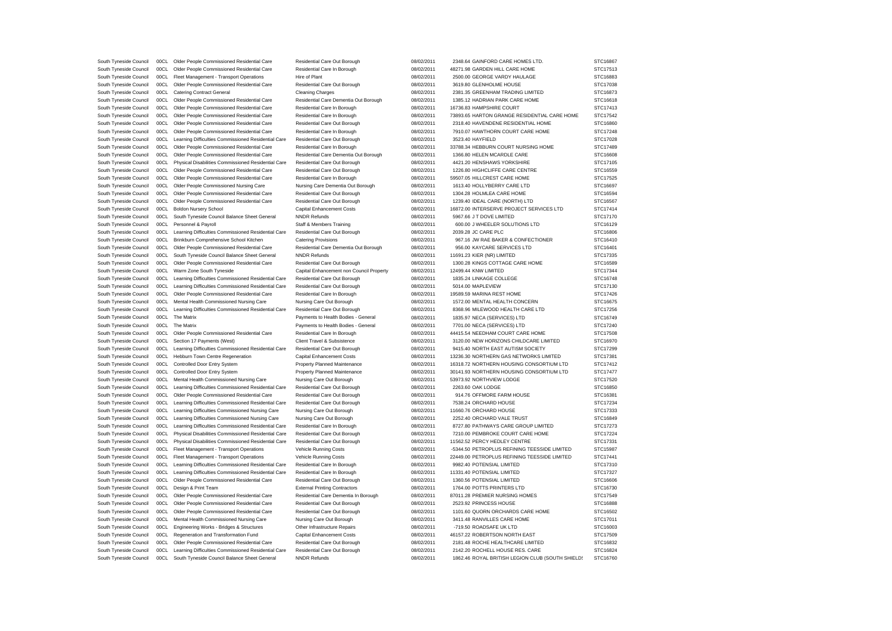| | | | | | | |
|---|---|---|---|---|---|---|
| South Tyneside Council | 00CL | Older People Commissioned Residential Care | Residential Care Out Borough | 08/02/2011 | 2348.64 GAINFORD CARE HOMES LTD. | STC16867 |
| South Tyneside Council | 00CL | Older People Commissioned Residential Care | Residential Care In Borough | 08/02/2011 | 48271.98 GARDEN HILL CARE HOME | STC17513 |
| South Tyneside Council | 00CL | Fleet Management - Transport Operations | Hire of Plant | 08/02/2011 | 2500.00 GEORGE VARDY HAULAGE | STC16883 |
| South Tyneside Council | 00CL | Older People Commissioned Residential Care | Residential Care Out Borough | 08/02/2011 | 3619.80 GLENHOLME HOUSE | STC17038 |
| South Tyneside Council | 00CL | Catering Contract General | Cleaning Charges | 08/02/2011 | 2381.35 GREENHAM TRADING LIMITED | STC16873 |
| South Tyneside Council | 00CL | Older People Commissioned Residential Care | Residential Care Dementia Out Borough | 08/02/2011 | 1385.12 HADRIAN PARK CARE HOME | STC16618 |
| South Tyneside Council | 00CL | Older People Commissioned Residential Care | Residential Care In Borough | 08/02/2011 | 16736.83 HAMPSHIRE COURT | STC17413 |
| South Tyneside Council | 00CL | Older People Commissioned Residential Care | Residential Care In Borough | 08/02/2011 | 73893.65 HARTON GRANGE RESIDENTIAL CARE HOME | STC17542 |
| South Tyneside Council | 00CL | Older People Commissioned Residential Care | Residential Care Out Borough | 08/02/2011 | 2318.40 HAVENDENE RESIDENTIAL HOME | STC16860 |
| South Tyneside Council | 00CL | Older People Commissioned Residential Care | Residential Care In Borough | 08/02/2011 | 7910.07 HAWTHORN COURT CARE HOME | STC17248 |
| South Tyneside Council | 00CL | Learning Difficulties Commissioned Residential Care | Residential Care Out Borough | 08/02/2011 | 3523.40 HAYFIELD | STC17028 |
| South Tyneside Council | 00CL | Older People Commissioned Residential Care | Residential Care In Borough | 08/02/2011 | 33788.34 HEBBURN COURT NURSING HOME | STC17489 |
| South Tyneside Council | 00CL | Older People Commissioned Residential Care | Residential Care Dementia Out Borough | 08/02/2011 | 1366.80 HELEN MCARDLE CARE | STC16608 |
| South Tyneside Council | 00CL | Physical Disabilities Commissioned Residential Care | Residential Care Out Borough | 08/02/2011 | 4421.20 HENSHAWS YORKSHIRE | STC17105 |
| South Tyneside Council | 00CL | Older People Commissioned Residential Care | Residential Care Out Borough | 08/02/2011 | 1226.80 HIGHCLIFFE CARE CENTRE | STC16559 |
| South Tyneside Council | 00CL | Older People Commissioned Residential Care | Residential Care In Borough | 08/02/2011 | 59507.05 HILLCREST CARE HOME | STC17525 |
| South Tyneside Council | 00CL | Older People Commissioned Nursing Care | Nursing Care Dementia Out Borough | 08/02/2011 | 1613.40 HOLLYBERRY CARE LTD | STC16697 |
| South Tyneside Council | 00CL | Older People Commissioned Residential Care | Residential Care Out Borough | 08/02/2011 | 1304.28 HOLMLEA CARE HOME | STC16594 |
| South Tyneside Council | 00CL | Older People Commissioned Residential Care | Residential Care Out Borough | 08/02/2011 | 1239.40 IDEAL CARE (NORTH) LTD | STC16567 |
| South Tyneside Council | 00CL | Boldon Nursery School | Capital Enhancement Costs | 08/02/2011 | 16872.00 INTERSERVE PROJECT SERVICES LTD | STC17414 |
| South Tyneside Council | 00CL | South Tyneside Council Balance Sheet General | NNDR Refunds | 08/02/2011 | 5967.66 J T DOVE LIMITED | STC17170 |
| South Tyneside Council | 00CL | Personnel & Payroll | Staff & Members Training | 08/02/2011 | 600.00 J WHEELER SOLUTIONS LTD | STC16129 |
| South Tyneside Council | 00CL | Learning Difficulties Commissioned Residential Care | Residential Care Out Borough | 08/02/2011 | 2039.28 JC CARE PLC | STC16806 |
| South Tyneside Council | 00CL | Brinkburn Comprehensive School Kitchen | Catering Provisions | 08/02/2011 | 967.16 JW RAE BAKER & CONFECTIONER | STC16410 |
| South Tyneside Council | 00CL | Older People Commissioned Residential Care | Residential Care Dementia Out Borough | 08/02/2011 | 956.00 KAYCARE SERVICES LTD | STC16401 |
| South Tyneside Council | 00CL | South Tyneside Council Balance Sheet General | NNDR Refunds | 08/02/2011 | 11691.23 KIER (NR) LIMITED | STC17335 |
| South Tyneside Council | 00CL | Older People Commissioned Residential Care | Residential Care Out Borough | 08/02/2011 | 1300.28 KINGS COTTAGE CARE HOME | STC16589 |
| South Tyneside Council | 00CL | Warm Zone South Tyneside | Capital Enhancement non Council Property | 08/02/2011 | 12499.44 KNW LIMITED | STC17344 |
| South Tyneside Council | 00CL | Learning Difficulties Commissioned Residential Care | Residential Care Out Borough | 08/02/2011 | 1835.24 LINKAGE COLLEGE | STC16748 |
| South Tyneside Council | 00CL | Learning Difficulties Commissioned Residential Care | Residential Care Out Borough | 08/02/2011 | 5014.00 MAPLEVIEW | STC17130 |
| South Tyneside Council | 00CL | Older People Commissioned Residential Care | Residential Care In Borough | 08/02/2011 | 19589.59 MARINA REST HOME | STC17426 |
| South Tyneside Council | 00CL | Mental Health Commissioned Nursing Care | Nursing Care Out Borough | 08/02/2011 | 1572.00 MENTAL HEALTH CONCERN | STC16675 |
| South Tyneside Council | 00CL | Learning Difficulties Commissioned Residential Care | Residential Care Out Borough | 08/02/2011 | 8368.96 MILEWOOD HEALTH CARE LTD | STC17256 |
| South Tyneside Council | 00CL | The Matrix | Payments to Health Bodies - General | 08/02/2011 | 1835.97 NECA (SERVICES) LTD | STC16749 |
| South Tyneside Council | 00CL | The Matrix | Payments to Health Bodies - General | 08/02/2011 | 7701.00 NECA (SERVICES) LTD | STC17240 |
| South Tyneside Council | 00CL | Older People Commissioned Residential Care | Residential Care In Borough | 08/02/2011 | 44415.54 NEEDHAM COURT CARE HOME | STC17508 |
| South Tyneside Council | 00CL | Section 17 Payments (West) | Client Travel & Subsistence | 08/02/2011 | 3120.00 NEW HORIZONS CHILDCARE LIMITED | STC16970 |
| South Tyneside Council | 00CL | Learning Difficulties Commissioned Residential Care | Residential Care Out Borough | 08/02/2011 | 9415.40 NORTH EAST AUTISM SOCIETY | STC17299 |
| South Tyneside Council | 00CL | Hebburn Town Centre Regeneration | Capital Enhancement Costs | 08/02/2011 | 13236.30 NORTHERN GAS NETWORKS LIMITED | STC17381 |
| South Tyneside Council | 00CL | Controlled Door Entry System | Property Planned Maintenance | 08/02/2011 | 16318.72 NORTHERN HOUSING CONSORTIUM LTD | STC17412 |
| South Tyneside Council | 00CL | Controlled Door Entry System | Property Planned Maintenance | 08/02/2011 | 30141.93 NORTHERN HOUSING CONSORTIUM LTD | STC17477 |
| South Tyneside Council | 00CL | Mental Health Commissioned Nursing Care | Nursing Care Out Borough | 08/02/2011 | 53973.92 NORTHVIEW LODGE | STC17520 |
| South Tyneside Council | 00CL | Learning Difficulties Commissioned Residential Care | Residential Care Out Borough | 08/02/2011 | 2263.60 OAK LODGE | STC16850 |
| South Tyneside Council | 00CL | Older People Commissioned Residential Care | Residential Care Out Borough | 08/02/2011 | 914.76 OFFMORE FARM HOUSE | STC16381 |
| South Tyneside Council | 00CL | Learning Difficulties Commissioned Residential Care | Residential Care Out Borough | 08/02/2011 | 7538.24 ORCHARD HOUSE | STC17234 |
| South Tyneside Council | 00CL | Learning Difficulties Commissioned Nursing Care | Nursing Care Out Borough | 08/02/2011 | 11660.76 ORCHARD HOUSE | STC17333 |
| South Tyneside Council | 00CL | Learning Difficulties Commissioned Nursing Care | Nursing Care Out Borough | 08/02/2011 | 2252.40 ORCHARD VALE TRUST | STC16849 |
| South Tyneside Council | 00CL | Learning Difficulties Commissioned Residential Care | Residential Care In Borough | 08/02/2011 | 8727.80 PATHWAYS CARE GROUP LIMITED | STC17273 |
| South Tyneside Council | 00CL | Physical Disabilities Commissioned Residential Care | Residential Care Out Borough | 08/02/2011 | 7210.00 PEMBROKE COURT CARE HOME | STC17224 |
| South Tyneside Council | 00CL | Physical Disabilities Commissioned Residential Care | Residential Care Out Borough | 08/02/2011 | 11562.52 PERCY HEDLEY CENTRE | STC17331 |
| South Tyneside Council | 00CL | Fleet Management - Transport Operations | Vehicle Running Costs | 08/02/2011 | -5344.50 PETROPLUS REFINING TEESSIDE LIMITED | STC15987 |
| South Tyneside Council | 00CL | Fleet Management - Transport Operations | Vehicle Running Costs | 08/02/2011 | 22449.00 PETROPLUS REFINING TEESSIDE LIMITED | STC17441 |
| South Tyneside Council | 00CL | Learning Difficulties Commissioned Residential Care | Residential Care In Borough | 08/02/2011 | 9982.40 POTENSIAL LIMITED | STC17310 |
| South Tyneside Council | 00CL | Learning Difficulties Commissioned Residential Care | Residential Care In Borough | 08/02/2011 | 11331.40 POTENSIAL LIMITED | STC17327 |
| South Tyneside Council | 00CL | Older People Commissioned Residential Care | Residential Care Out Borough | 08/02/2011 | 1360.56 POTENSIAL LIMITED | STC16606 |
| South Tyneside Council | 00CL | Design & Print Team | External Printing Contractors | 08/02/2011 | 1764.00 POTTS PRINTERS LTD | STC16730 |
| South Tyneside Council | 00CL | Older People Commissioned Residential Care | Residential Care Dementia In Borough | 08/02/2011 | 87011.28 PREMIER NURSING HOMES | STC17549 |
| South Tyneside Council | 00CL | Older People Commissioned Residential Care | Residential Care Out Borough | 08/02/2011 | 2523.92 PRINCESS HOUSE | STC16888 |
| South Tyneside Council | 00CL | Older People Commissioned Residential Care | Residential Care Out Borough | 08/02/2011 | 1101.60 QUORN ORCHARDS CARE HOME | STC16502 |
| South Tyneside Council | 00CL | Mental Health Commissioned Nursing Care | Nursing Care Out Borough | 08/02/2011 | 3411.48 RANVILLES CARE HOME | STC17011 |
| South Tyneside Council | 00CL | Engineering Works - Bridges & Structures | Other Infrastructure Repairs | 08/02/2011 | -719.50 ROADSAFE UK LTD | STC16003 |
| South Tyneside Council | 00CL | Regeneration and Transformation Fund | Capital Enhancement Costs | 08/02/2011 | 46157.22 ROBERTSON NORTH EAST | STC17509 |
| South Tyneside Council | 00CL | Older People Commissioned Residential Care | Residential Care Out Borough | 08/02/2011 | 2181.48 ROCHE HEALTHCARE LIMITED | STC16832 |
| South Tyneside Council | 00CL | Learning Difficulties Commissioned Residential Care | Residential Care Out Borough | 08/02/2011 | 2142.20 ROCHELL HOUSE RES. CARE | STC16824 |
| South Tyneside Council | 00CL | South Tyneside Council Balance Sheet General | NNDR Refunds | 08/02/2011 | 1862.46 ROYAL BRITISH LEGION CLUB (SOUTH SHIELDS | STC16760 |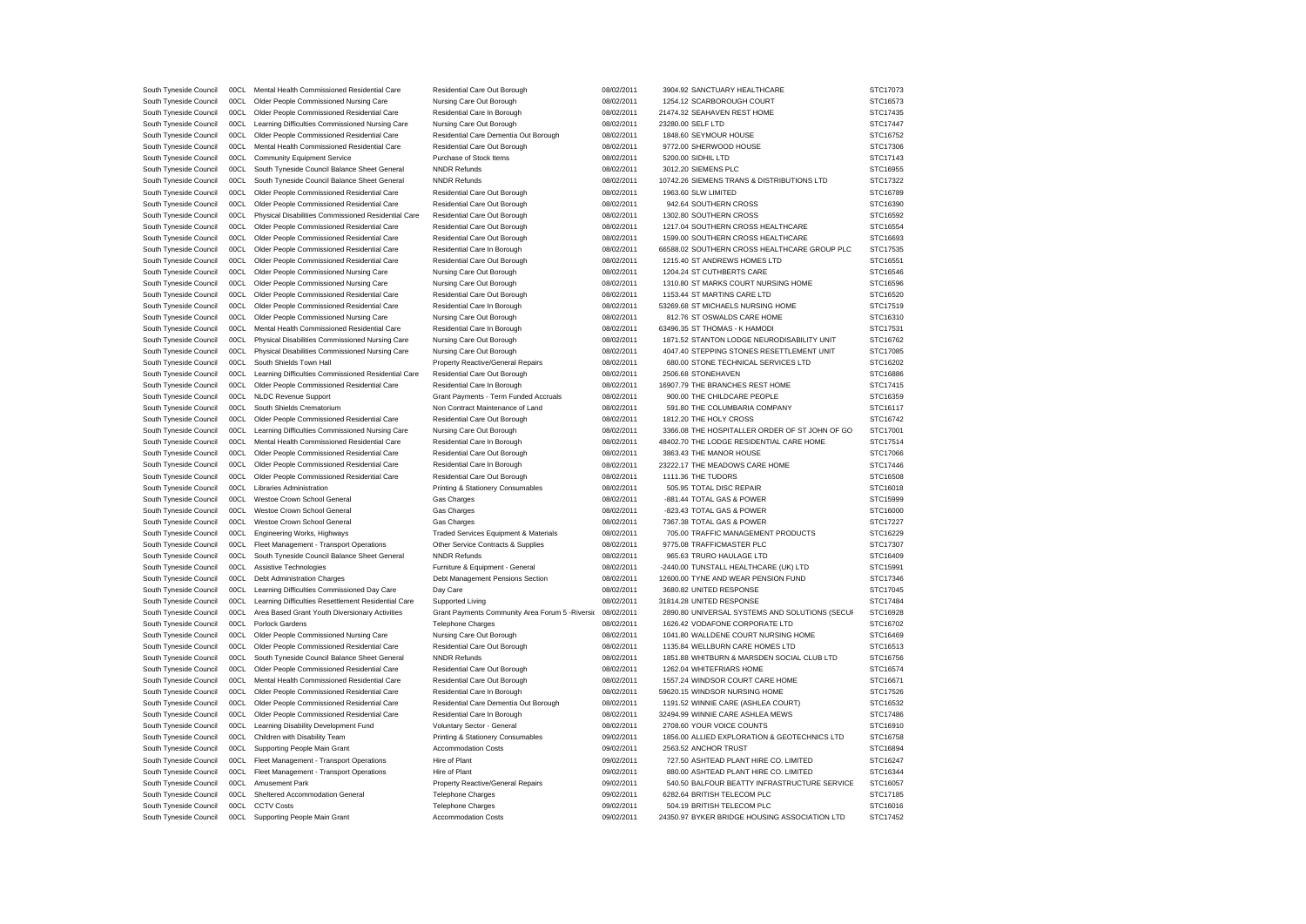| | | | | | | | |
|---|---|---|---|---|---|---|---|
| South Tyneside Council | 00CL | Mental Health Commissioned Residential Care | Residential Care Out Borough | 08/02/2011 | 3904.92 | SANCTUARY HEALTHCARE | STC17073 |
| South Tyneside Council | 00CL | Older People Commissioned Nursing Care | Nursing Care Out Borough | 08/02/2011 | 1254.12 | SCARBOROUGH COURT | STC16573 |
| South Tyneside Council | 00CL | Older People Commissioned Residential Care | Residential Care In Borough | 08/02/2011 | 21474.32 | SEAHAVEN REST HOME | STC17435 |
| South Tyneside Council | 00CL | Learning Difficulties Commissioned Nursing Care | Nursing Care Out Borough | 08/02/2011 | 23280.00 | SELF LTD | STC17447 |
| South Tyneside Council | 00CL | Older People Commissioned Residential Care | Residential Care Dementia Out Borough | 08/02/2011 | 1848.60 | SEYMOUR HOUSE | STC16752 |
| South Tyneside Council | 00CL | Mental Health Commissioned Residential Care | Residential Care Out Borough | 08/02/2011 | 9772.00 | SHERWOOD HOUSE | STC17306 |
| South Tyneside Council | 00CL | Community Equipment Service | Purchase of Stock Items | 08/02/2011 | 5200.00 | SIDHIL LTD | STC17143 |
| South Tyneside Council | 00CL | South Tyneside Council Balance Sheet General | NNDR Refunds | 08/02/2011 | 3012.20 | SIEMENS PLC | STC16955 |
| South Tyneside Council | 00CL | South Tyneside Council Balance Sheet General | NNDR Refunds | 08/02/2011 | 10742.26 | SIEMENS TRANS & DISTRIBUTIONS LTD | STC17322 |
| South Tyneside Council | 00CL | Older People Commissioned Residential Care | Residential Care Out Borough | 08/02/2011 | 1963.60 | SLW LIMITED | STC16789 |
| South Tyneside Council | 00CL | Older People Commissioned Residential Care | Residential Care Out Borough | 08/02/2011 | 942.64 | SOUTHERN CROSS | STC16390 |
| South Tyneside Council | 00CL | Physical Disabilities Commissioned Residential Care | Residential Care Out Borough | 08/02/2011 | 1302.80 | SOUTHERN CROSS | STC16592 |
| South Tyneside Council | 00CL | Older People Commissioned Residential Care | Residential Care Out Borough | 08/02/2011 | 1217.04 | SOUTHERN CROSS HEALTHCARE | STC16554 |
| South Tyneside Council | 00CL | Older People Commissioned Residential Care | Residential Care Out Borough | 08/02/2011 | 1599.00 | SOUTHERN CROSS HEALTHCARE | STC16693 |
| South Tyneside Council | 00CL | Older People Commissioned Residential Care | Residential Care In Borough | 08/02/2011 | 66588.02 | SOUTHERN CROSS HEALTHCARE GROUP PLC | STC17535 |
| South Tyneside Council | 00CL | Older People Commissioned Residential Care | Residential Care Out Borough | 08/02/2011 | 1215.40 | ST ANDREWS HOMES LTD | STC16551 |
| South Tyneside Council | 00CL | Older People Commissioned Nursing Care | Nursing Care Out Borough | 08/02/2011 | 1204.24 | ST CUTHBERTS CARE | STC16546 |
| South Tyneside Council | 00CL | Older People Commissioned Nursing Care | Nursing Care Out Borough | 08/02/2011 | 1310.80 | ST MARKS COURT NURSING HOME | STC16596 |
| South Tyneside Council | 00CL | Older People Commissioned Residential Care | Residential Care Out Borough | 08/02/2011 | 1153.44 | ST MARTINS CARE LTD | STC16520 |
| South Tyneside Council | 00CL | Older People Commissioned Residential Care | Residential Care In Borough | 08/02/2011 | 53269.68 | ST MICHAELS NURSING HOME | STC17519 |
| South Tyneside Council | 00CL | Older People Commissioned Nursing Care | Nursing Care Out Borough | 08/02/2011 | 812.76 | ST OSWALDS CARE HOME | STC16310 |
| South Tyneside Council | 00CL | Mental Health Commissioned Residential Care | Residential Care In Borough | 08/02/2011 | 63496.35 | ST THOMAS - K HAMODI | STC17531 |
| South Tyneside Council | 00CL | Physical Disabilities Commissioned Nursing Care | Nursing Care Out Borough | 08/02/2011 | 1871.52 | STANTON LODGE NEURODISABILITY UNIT | STC16762 |
| South Tyneside Council | 00CL | Physical Disabilities Commissioned Nursing Care | Nursing Care Out Borough | 08/02/2011 | 4047.40 | STEPPING STONES RESETTLEMENT UNIT | STC17085 |
| South Tyneside Council | 00CL | South Shields Town Hall | Property Reactive/General Repairs | 08/02/2011 | 680.00 | STONE TECHNICAL SERVICES LTD | STC16202 |
| South Tyneside Council | 00CL | Learning Difficulties Commissioned Residential Care | Residential Care Out Borough | 08/02/2011 | 2506.68 | STONEHAVEN | STC16886 |
| South Tyneside Council | 00CL | Older People Commissioned Residential Care | Residential Care In Borough | 08/02/2011 | 16907.79 | THE BRANCHES REST HOME | STC17415 |
| South Tyneside Council | 00CL | NLDC Revenue Support | Grant Payments - Term Funded Accruals | 08/02/2011 | 900.00 | THE CHILDCARE PEOPLE | STC16359 |
| South Tyneside Council | 00CL | South Shields Crematorium | Non Contract Maintenance of Land | 08/02/2011 | 591.80 | THE COLUMBARIA COMPANY | STC16117 |
| South Tyneside Council | 00CL | Older People Commissioned Residential Care | Residential Care Out Borough | 08/02/2011 | 1812.20 | THE HOLY CROSS | STC16742 |
| South Tyneside Council | 00CL | Learning Difficulties Commissioned Nursing Care | Nursing Care Out Borough | 08/02/2011 | 3366.08 | THE HOSPITALLER ORDER OF ST JOHN OF GO | STC17001 |
| South Tyneside Council | 00CL | Mental Health Commissioned Residential Care | Residential Care In Borough | 08/02/2011 | 48402.70 | THE LODGE RESIDENTIAL CARE HOME | STC17514 |
| South Tyneside Council | 00CL | Older People Commissioned Residential Care | Residential Care Out Borough | 08/02/2011 | 3863.43 | THE MANOR HOUSE | STC17066 |
| South Tyneside Council | 00CL | Older People Commissioned Residential Care | Residential Care In Borough | 08/02/2011 | 23222.17 | THE MEADOWS CARE HOME | STC17446 |
| South Tyneside Council | 00CL | Older People Commissioned Residential Care | Residential Care Out Borough | 08/02/2011 | 1111.36 | THE TUDORS | STC16508 |
| South Tyneside Council | 00CL | Libraries Administration | Printing & Stationery Consumables | 08/02/2011 | 505.95 | TOTAL DISC REPAIR | STC16018 |
| South Tyneside Council | 00CL | Westoe Crown School General | Gas Charges | 08/02/2011 | -881.44 | TOTAL GAS & POWER | STC15999 |
| South Tyneside Council | 00CL | Westoe Crown School General | Gas Charges | 08/02/2011 | -823.43 | TOTAL GAS & POWER | STC16000 |
| South Tyneside Council | 00CL | Westoe Crown School General | Gas Charges | 08/02/2011 | 7367.38 | TOTAL GAS & POWER | STC17227 |
| South Tyneside Council | 00CL | Engineering Works, Highways | Traded Services Equipment & Materials | 08/02/2011 | 705.00 | TRAFFIC MANAGEMENT PRODUCTS | STC16229 |
| South Tyneside Council | 00CL | Fleet Management - Transport Operations | Other Service Contracts & Supplies | 08/02/2011 | 9775.08 | TRAFFICMASTER PLC | STC17307 |
| South Tyneside Council | 00CL | South Tyneside Council Balance Sheet General | NNDR Refunds | 08/02/2011 | 965.63 | TRURO HAULAGE LTD | STC16409 |
| South Tyneside Council | 00CL | Assistive Technologies | Furniture & Equipment - General | 08/02/2011 | -2440.00 | TUNSTALL HEALTHCARE (UK) LTD | STC15991 |
| South Tyneside Council | 00CL | Debt Administration Charges | Debt Management Pensions Section | 08/02/2011 | 12600.00 | TYNE AND WEAR PENSION FUND | STC17346 |
| South Tyneside Council | 00CL | Learning Difficulties Commissioned Day Care | Day Care | 08/02/2011 | 3680.82 | UNITED RESPONSE | STC17045 |
| South Tyneside Council | 00CL | Learning Difficulties Resettlement Residential Care | Supported Living | 08/02/2011 | 31814.28 | UNITED RESPONSE | STC17484 |
| South Tyneside Council | 00CL | Area Based Grant Youth Diversionary Activities | Grant Payments Community Area Forum 5 -Riversid | 08/02/2011 | 2890.80 | UNIVERSAL SYSTEMS AND SOLUTIONS (SECUF | STC16928 |
| South Tyneside Council | 00CL | Porlock Gardens | Telephone Charges | 08/02/2011 | 1626.42 | VODAFONE CORPORATE LTD | STC16702 |
| South Tyneside Council | 00CL | Older People Commissioned Nursing Care | Nursing Care Out Borough | 08/02/2011 | 1041.80 | WALLDENE COURT NURSING HOME | STC16469 |
| South Tyneside Council | 00CL | Older People Commissioned Residential Care | Residential Care Out Borough | 08/02/2011 | 1135.84 | WELLBURN CARE HOMES LTD | STC16513 |
| South Tyneside Council | 00CL | South Tyneside Council Balance Sheet General | NNDR Refunds | 08/02/2011 | 1851.88 | WHITBURN & MARSDEN SOCIAL CLUB LTD | STC16756 |
| South Tyneside Council | 00CL | Older People Commissioned Residential Care | Residential Care Out Borough | 08/02/2011 | 1262.04 | WHITEFRIARS HOME | STC16574 |
| South Tyneside Council | 00CL | Mental Health Commissioned Residential Care | Residential Care Out Borough | 08/02/2011 | 1557.24 | WINDSOR COURT CARE HOME | STC16671 |
| South Tyneside Council | 00CL | Older People Commissioned Residential Care | Residential Care In Borough | 08/02/2011 | 59620.15 | WINDSOR NURSING HOME | STC17526 |
| South Tyneside Council | 00CL | Older People Commissioned Residential Care | Residential Care Dementia Out Borough | 08/02/2011 | 1191.52 | WINNIE CARE (ASHLEA COURT) | STC16532 |
| South Tyneside Council | 00CL | Older People Commissioned Residential Care | Residential Care In Borough | 08/02/2011 | 32494.99 | WINNIE CARE ASHLEA MEWS | STC17486 |
| South Tyneside Council | 00CL | Learning Disability Development Fund | Voluntary Sector - General | 08/02/2011 | 2708.60 | YOUR VOICE COUNTS | STC16910 |
| South Tyneside Council | 00CL | Children with Disability Team | Printing & Stationery Consumables | 09/02/2011 | 1856.00 | ALLIED EXPLORATION & GEOTECHNICS LTD | STC16758 |
| South Tyneside Council | 00CL | Supporting People Main Grant | Accommodation Costs | 09/02/2011 | 2563.52 | ANCHOR TRUST | STC16894 |
| South Tyneside Council | 00CL | Fleet Management - Transport Operations | Hire of Plant | 09/02/2011 | 727.50 | ASHTEAD PLANT HIRE CO. LIMITED | STC16247 |
| South Tyneside Council | 00CL | Fleet Management - Transport Operations | Hire of Plant | 09/02/2011 | 880.00 | ASHTEAD PLANT HIRE CO. LIMITED | STC16344 |
| South Tyneside Council | 00CL | Amusement Park | Property Reactive/General Repairs | 09/02/2011 | 540.50 | BALFOUR BEATTY INFRASTRUCTURE SERVICE | STC16057 |
| South Tyneside Council | 00CL | Sheltered Accommodation General | Telephone Charges | 09/02/2011 | 6282.64 | BRITISH TELECOM PLC | STC17185 |
| South Tyneside Council | 00CL | CCTV Costs | Telephone Charges | 09/02/2011 | 504.19 | BRITISH TELECOM PLC | STC16016 |
| South Tyneside Council | 00CL | Supporting People Main Grant | Accommodation Costs | 09/02/2011 | 24350.97 | BYKER BRIDGE HOUSING ASSOCIATION LTD | STC17452 |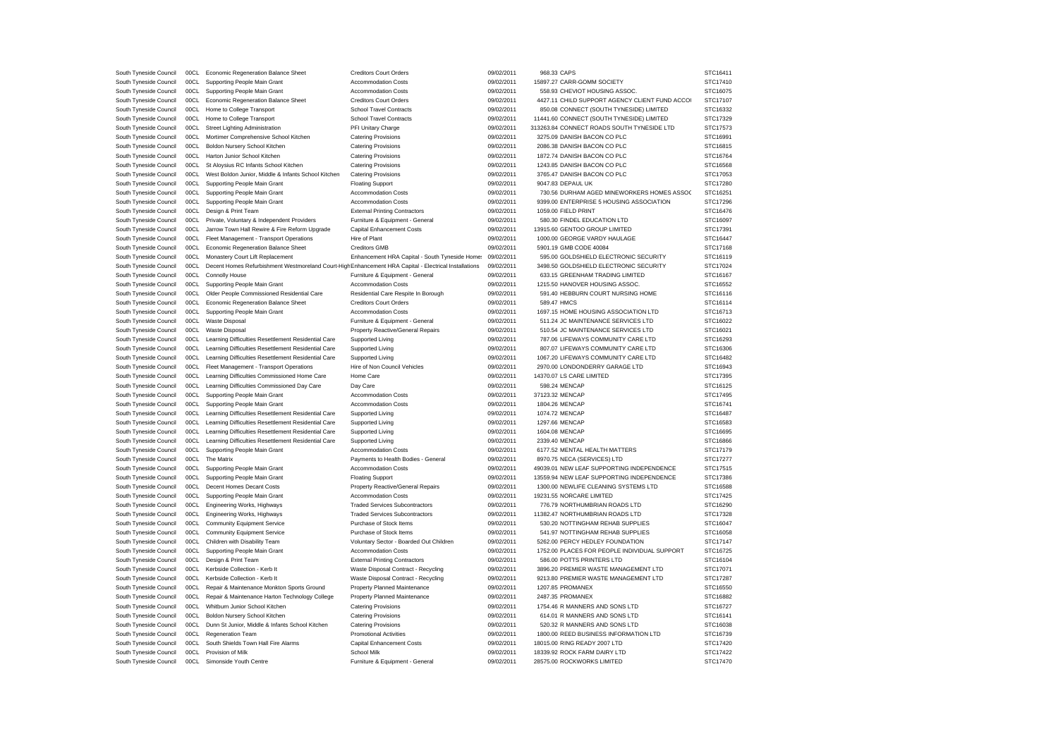| | | | | | | | |
|---|---|---|---|---|---|---|---|
| South Tyneside Council | 00CL | Economic Regeneration Balance Sheet | Creditors Court Orders | 09/02/2011 | 968.33 | CAPS | STC16411 |
| South Tyneside Council | 00CL | Supporting People Main Grant | Accommodation Costs | 09/02/2011 | 15897.27 | CARR-GOMM SOCIETY | STC17410 |
| South Tyneside Council | 00CL | Supporting People Main Grant | Accommodation Costs | 09/02/2011 | 558.93 | CHEVIOT HOUSING ASSOC. | STC16075 |
| South Tyneside Council | 00CL | Economic Regeneration Balance Sheet | Creditors Court Orders | 09/02/2011 | 4427.11 | CHILD SUPPORT AGENCY CLIENT FUND ACCOI | STC17107 |
| South Tyneside Council | 00CL | Home to College Transport | School Travel Contracts | 09/02/2011 | 850.08 | CONNECT (SOUTH TYNESIDE) LIMITED | STC16332 |
| South Tyneside Council | 00CL | Home to College Transport | School Travel Contracts | 09/02/2011 | 11441.60 | CONNECT (SOUTH TYNESIDE) LIMITED | STC17329 |
| South Tyneside Council | 00CL | Street Lighting Administration | PFI Unitary Charge | 09/02/2011 | 313263.84 | CONNECT ROADS SOUTH TYNESIDE LTD | STC17573 |
| South Tyneside Council | 00CL | Mortimer Comprehensive School Kitchen | Catering Provisions | 09/02/2011 | 3275.09 | DANISH BACON CO PLC | STC16991 |
| South Tyneside Council | 00CL | Boldon Nursery School Kitchen | Catering Provisions | 09/02/2011 | 2086.38 | DANISH BACON CO PLC | STC16815 |
| South Tyneside Council | 00CL | Harton Junior School Kitchen | Catering Provisions | 09/02/2011 | 1872.74 | DANISH BACON CO PLC | STC16764 |
| South Tyneside Council | 00CL | St Aloysius RC Infants School Kitchen | Catering Provisions | 09/02/2011 | 1243.85 | DANISH BACON CO PLC | STC16568 |
| South Tyneside Council | 00CL | West Boldon Junior, Middle & Infants School Kitchen | Catering Provisions | 09/02/2011 | 3765.47 | DANISH BACON CO PLC | STC17053 |
| South Tyneside Council | 00CL | Supporting People Main Grant | Floating Support | 09/02/2011 | 9047.83 | DEPAUL UK | STC17280 |
| South Tyneside Council | 00CL | Supporting People Main Grant | Accommodation Costs | 09/02/2011 | 730.56 | DURHAM AGED MINEWORKERS HOMES ASSOC | STC16251 |
| South Tyneside Council | 00CL | Supporting People Main Grant | Accommodation Costs | 09/02/2011 | 9399.00 | ENTERPRISE 5 HOUSING ASSOCIATION | STC17296 |
| South Tyneside Council | 00CL | Design & Print Team | External Printing Contractors | 09/02/2011 | 1059.00 | FIELD PRINT | STC16476 |
| South Tyneside Council | 00CL | Private, Voluntary & Independent Providers | Furniture & Equipment - General | 09/02/2011 | 580.30 | FINDEL EDUCATION LTD | STC16097 |
| South Tyneside Council | 00CL | Jarrow Town Hall Rewire & Fire Reform Upgrade | Capital Enhancement Costs | 09/02/2011 | 13915.60 | GENTOO GROUP LIMITED | STC17391 |
| South Tyneside Council | 00CL | Fleet Management - Transport Operations | Hire of Plant | 09/02/2011 | 1000.00 | GEORGE VARDY HAULAGE | STC16447 |
| South Tyneside Council | 00CL | Economic Regeneration Balance Sheet | Creditors GMB | 09/02/2011 | 5901.19 | GMB CODE 40084 | STC17168 |
| South Tyneside Council | 00CL | Monastery Court Lift Replacement | Enhancement HRA Capital - South Tyneside Homes | 09/02/2011 | 595.00 | GOLDSHIELD ELECTRONIC SECURITY | STC16119 |
| South Tyneside Council | 00CL | Decent Homes Refurbishment Westmoreland Court-High | Enhancement HRA Capital - Electrical Installations | 09/02/2011 | 3498.50 | GOLDSHIELD ELECTRONIC SECURITY | STC17024 |
| South Tyneside Council | 00CL | Connolly House | Furniture & Equipment - General | 09/02/2011 | 633.15 | GREENHAM TRADING LIMITED | STC16167 |
| South Tyneside Council | 00CL | Supporting People Main Grant | Accommodation Costs | 09/02/2011 | 1215.50 | HANOVER HOUSING ASSOC. | STC16552 |
| South Tyneside Council | 00CL | Older People Commissioned Residential Care | Residential Care Respite In Borough | 09/02/2011 | 591.40 | HEBBURN COURT NURSING HOME | STC16116 |
| South Tyneside Council | 00CL | Economic Regeneration Balance Sheet | Creditors Court Orders | 09/02/2011 | 589.47 | HMCS | STC16114 |
| South Tyneside Council | 00CL | Supporting People Main Grant | Accommodation Costs | 09/02/2011 | 1697.15 | HOME HOUSING ASSOCIATION LTD | STC16713 |
| South Tyneside Council | 00CL | Waste Disposal | Furniture & Equipment - General | 09/02/2011 | 511.24 | JC MAINTENANCE SERVICES LTD | STC16022 |
| South Tyneside Council | 00CL | Waste Disposal | Property Reactive/General Repairs | 09/02/2011 | 510.54 | JC MAINTENANCE SERVICES LTD | STC16021 |
| South Tyneside Council | 00CL | Learning Difficulties Resettlement Residential Care | Supported Living | 09/02/2011 | 787.06 | LIFEWAYS COMMUNITY CARE LTD | STC16293 |
| South Tyneside Council | 00CL | Learning Difficulties Resettlement Residential Care | Supported Living | 09/02/2011 | 807.07 | LIFEWAYS COMMUNITY CARE LTD | STC16306 |
| South Tyneside Council | 00CL | Learning Difficulties Resettlement Residential Care | Supported Living | 09/02/2011 | 1067.20 | LIFEWAYS COMMUNITY CARE LTD | STC16482 |
| South Tyneside Council | 00CL | Fleet Management - Transport Operations | Hire of Non Council Vehicles | 09/02/2011 | 2970.00 | LONDONDERRY GARAGE LTD | STC16943 |
| South Tyneside Council | 00CL | Learning Difficulties Commissioned Home Care | Home Care | 09/02/2011 | 14370.07 | LS CARE LIMITED | STC17395 |
| South Tyneside Council | 00CL | Learning Difficulties Commissioned Day Care | Day Care | 09/02/2011 | 598.24 | MENCAP | STC16125 |
| South Tyneside Council | 00CL | Supporting People Main Grant | Accommodation Costs | 09/02/2011 | 37123.32 | MENCAP | STC17495 |
| South Tyneside Council | 00CL | Supporting People Main Grant | Accommodation Costs | 09/02/2011 | 1804.26 | MENCAP | STC16741 |
| South Tyneside Council | 00CL | Learning Difficulties Resettlement Residential Care | Supported Living | 09/02/2011 | 1074.72 | MENCAP | STC16487 |
| South Tyneside Council | 00CL | Learning Difficulties Resettlement Residential Care | Supported Living | 09/02/2011 | 1297.66 | MENCAP | STC16583 |
| South Tyneside Council | 00CL | Learning Difficulties Resettlement Residential Care | Supported Living | 09/02/2011 | 1604.08 | MENCAP | STC16695 |
| South Tyneside Council | 00CL | Learning Difficulties Resettlement Residential Care | Supported Living | 09/02/2011 | 2339.40 | MENCAP | STC16866 |
| South Tyneside Council | 00CL | Supporting People Main Grant | Accommodation Costs | 09/02/2011 | 6177.52 | MENTAL HEALTH MATTERS | STC17179 |
| South Tyneside Council | 00CL | The Matrix | Payments to Health Bodies - General | 09/02/2011 | 8970.75 | NECA (SERVICES) LTD | STC17277 |
| South Tyneside Council | 00CL | Supporting People Main Grant | Accommodation Costs | 09/02/2011 | 49039.01 | NEW LEAF SUPPORTING INDEPENDENCE | STC17515 |
| South Tyneside Council | 00CL | Supporting People Main Grant | Floating Support | 09/02/2011 | 13559.94 | NEW LEAF SUPPORTING INDEPENDENCE | STC17386 |
| South Tyneside Council | 00CL | Decent Homes Decant Costs | Property Reactive/General Repairs | 09/02/2011 | 1300.00 | NEWLIFE CLEANING SYSTEMS LTD | STC16588 |
| South Tyneside Council | 00CL | Supporting People Main Grant | Accommodation Costs | 09/02/2011 | 19231.55 | NORCARE LIMITED | STC17425 |
| South Tyneside Council | 00CL | Engineering Works, Highways | Traded Services Subcontractors | 09/02/2011 | 776.79 | NORTHUMBRIAN ROADS LTD | STC16290 |
| South Tyneside Council | 00CL | Engineering Works, Highways | Traded Services Subcontractors | 09/02/2011 | 11382.47 | NORTHUMBRIAN ROADS LTD | STC17328 |
| South Tyneside Council | 00CL | Community Equipment Service | Purchase of Stock Items | 09/02/2011 | 530.20 | NOTTINGHAM REHAB SUPPLIES | STC16047 |
| South Tyneside Council | 00CL | Community Equipment Service | Purchase of Stock Items | 09/02/2011 | 541.97 | NOTTINGHAM REHAB SUPPLIES | STC16058 |
| South Tyneside Council | 00CL | Children with Disability Team | Voluntary Sector - Boarded Out Children | 09/02/2011 | 5262.00 | PERCY HEDLEY FOUNDATION | STC17147 |
| South Tyneside Council | 00CL | Supporting People Main Grant | Accommodation Costs | 09/02/2011 | 1752.00 | PLACES FOR PEOPLE INDIVIDUAL SUPPORT | STC16725 |
| South Tyneside Council | 00CL | Design & Print Team | External Printing Contractors | 09/02/2011 | 586.00 | POTTS PRINTERS LTD | STC16104 |
| South Tyneside Council | 00CL | Kerbside Collection - Kerb It | Waste Disposal Contract - Recycling | 09/02/2011 | 3896.20 | PREMIER WASTE MANAGEMENT LTD | STC17071 |
| South Tyneside Council | 00CL | Kerbside Collection - Kerb It | Waste Disposal Contract - Recycling | 09/02/2011 | 9213.80 | PREMIER WASTE MANAGEMENT LTD | STC17287 |
| South Tyneside Council | 00CL | Repair & Maintenance Monkton Sports Ground | Property Planned Maintenance | 09/02/2011 | 1207.85 | PROMANEX | STC16550 |
| South Tyneside Council | 00CL | Repair & Maintenance Harton Technology College | Property Planned Maintenance | 09/02/2011 | 2487.35 | PROMANEX | STC16882 |
| South Tyneside Council | 00CL | Whitburn Junior School Kitchen | Catering Provisions | 09/02/2011 | 1754.46 | R MANNERS AND SONS LTD | STC16727 |
| South Tyneside Council | 00CL | Boldon Nursery School Kitchen | Catering Provisions | 09/02/2011 | 614.01 | R MANNERS AND SONS LTD | STC16141 |
| South Tyneside Council | 00CL | Dunn St Junior, Middle & Infants School Kitchen | Catering Provisions | 09/02/2011 | 520.32 | R MANNERS AND SONS LTD | STC16038 |
| South Tyneside Council | 00CL | Regeneration Team | Promotional Activities | 09/02/2011 | 1800.00 | REED BUSINESS INFORMATION LTD | STC16739 |
| South Tyneside Council | 00CL | South Shields Town Hall Fire Alarms | Capital Enhancement Costs | 09/02/2011 | 18015.00 | RING READY 2007 LTD | STC17420 |
| South Tyneside Council | 00CL | Provision of Milk | School Milk | 09/02/2011 | 18339.92 | ROCK FARM DAIRY LTD | STC17422 |
| South Tyneside Council | 00CL | Simonside Youth Centre | Furniture & Equipment - General | 09/02/2011 | 28575.00 | ROCKWORKS LIMITED | STC17470 |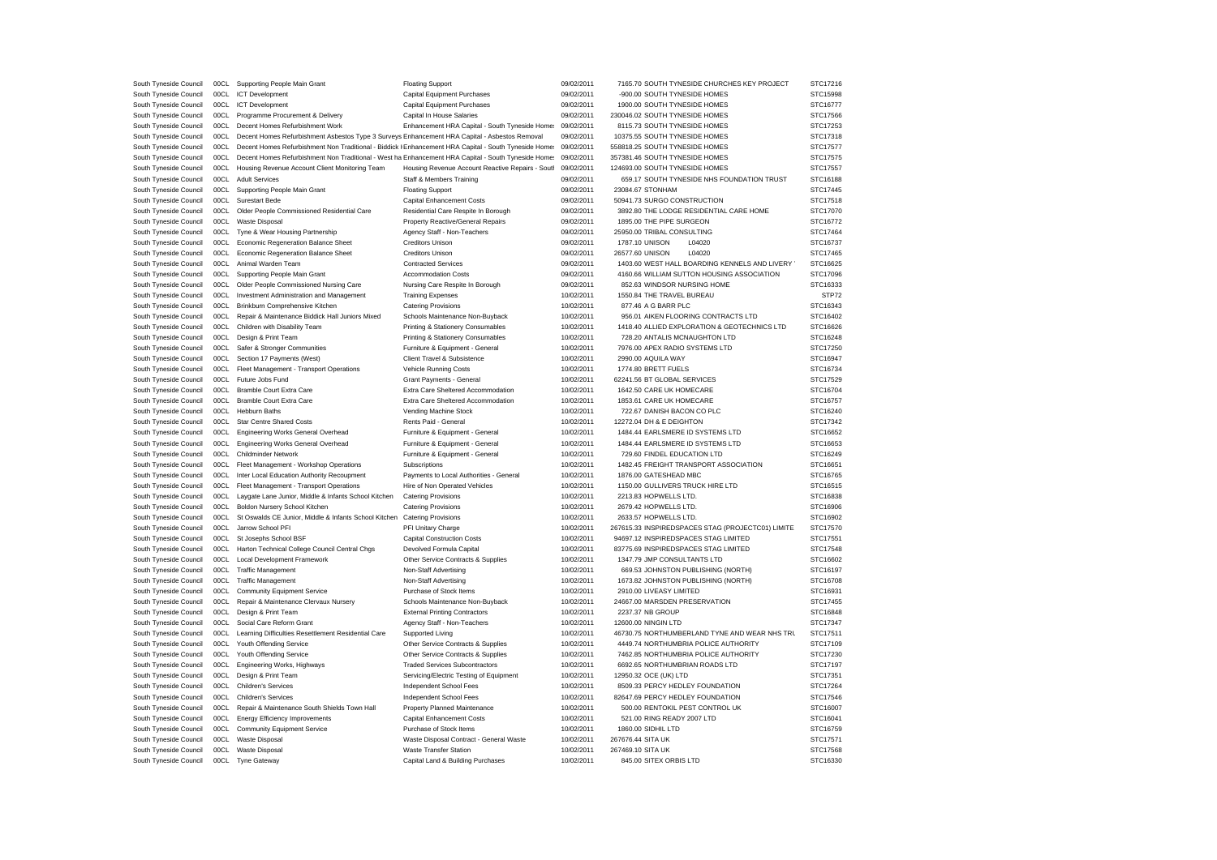| | | | | | | | |
|---|---|---|---|---|---|---|---|
| South Tyneside Council | 00CL | Supporting People Main Grant | Floating Support | 09/02/2011 | 7165.70 | SOUTH TYNESIDE CHURCHES KEY PROJECT | STC17216 |
| South Tyneside Council | 00CL | ICT Development | Capital Equipment Purchases | 09/02/2011 | -900.00 | SOUTH TYNESIDE HOMES | STC15998 |
| South Tyneside Council | 00CL | ICT Development | Capital Equipment Purchases | 09/02/2011 | 1900.00 | SOUTH TYNESIDE HOMES | STC16777 |
| South Tyneside Council | 00CL | Programme Procurement & Delivery | Capital In House Salaries | 09/02/2011 | 230046.02 | SOUTH TYNESIDE HOMES | STC17566 |
| South Tyneside Council | 00CL | Decent Homes Refurbishment Work | Enhancement HRA Capital - South Tyneside Home: | 09/02/2011 | 8115.73 | SOUTH TYNESIDE HOMES | STC17253 |
| South Tyneside Council | 00CL | Decent Homes Refurbishment Asbestos Type 3 Surveys | Enhancement HRA Capital - Asbestos Removal | 09/02/2011 | 10375.55 | SOUTH TYNESIDE HOMES | STC17318 |
| South Tyneside Council | 00CL | Decent Homes Refurbishment Non Traditional - Biddick I | Enhancement HRA Capital - South Tyneside Home: | 09/02/2011 | 558818.25 | SOUTH TYNESIDE HOMES | STC17577 |
| South Tyneside Council | 00CL | Decent Homes Refurbishment Non Traditional - West ha | Enhancement HRA Capital - South Tyneside Home: | 09/02/2011 | 357381.46 | SOUTH TYNESIDE HOMES | STC17575 |
| South Tyneside Council | 00CL | Housing Revenue Account Client Monitoring Team | Housing Revenue Account Reactive Repairs - Soutl | 09/02/2011 | 124693.00 | SOUTH TYNESIDE HOMES | STC17557 |
| South Tyneside Council | 00CL | Adult Services | Staff & Members Training | 09/02/2011 | 659.17 | SOUTH TYNESIDE NHS FOUNDATION TRUST | STC16188 |
| South Tyneside Council | 00CL | Supporting People Main Grant | Floating Support | 09/02/2011 | 23084.67 | STONHAM | STC17445 |
| South Tyneside Council | 00CL | Surestart Bede | Capital Enhancement Costs | 09/02/2011 | 50941.73 | SURGO CONSTRUCTION | STC17518 |
| South Tyneside Council | 00CL | Older People Commissioned Residential Care | Residential Care Respite In Borough | 09/02/2011 | 3892.80 | THE LODGE RESIDENTIAL CARE HOME | STC17070 |
| South Tyneside Council | 00CL | Waste Disposal | Property Reactive/General Repairs | 09/02/2011 | 1895.00 | THE PIPE SURGEON | STC16772 |
| South Tyneside Council | 00CL | Tyne & Wear Housing Partnership | Agency Staff - Non-Teachers | 09/02/2011 | 25950.00 | TRIBAL CONSULTING | STC17464 |
| South Tyneside Council | 00CL | Economic Regeneration Balance Sheet | Creditors Unison | 09/02/2011 | 1787.10 | UNISON L04020 | STC16737 |
| South Tyneside Council | 00CL | Economic Regeneration Balance Sheet | Creditors Unison | 09/02/2011 | 26577.60 | UNISON L04020 | STC17465 |
| South Tyneside Council | 00CL | Animal Warden Team | Contracted Services | 09/02/2011 | 1403.60 | WEST HALL BOARDING KENNELS AND LIVERY | STC16625 |
| South Tyneside Council | 00CL | Supporting People Main Grant | Accommodation Costs | 09/02/2011 | 4160.66 | WILLIAM SUTTON HOUSING ASSOCIATION | STC17096 |
| South Tyneside Council | 00CL | Older People Commissioned Nursing Care | Nursing Care Respite In Borough | 09/02/2011 | 852.63 | WINDSOR NURSING HOME | STC16333 |
| South Tyneside Council | 00CL | Investment Administration and Management | Training Expenses | 10/02/2011 | 1550.84 | THE TRAVEL BUREAU | STP72 |
| South Tyneside Council | 00CL | Brinkburn Comprehensive Kitchen | Catering Provisions | 10/02/2011 | 877.46 | A G BARR PLC | STC16343 |
| South Tyneside Council | 00CL | Repair & Maintenance Biddick Hall Juniors Mixed | Schools Maintenance Non-Buyback | 10/02/2011 | 956.01 | AIKEN FLOORING CONTRACTS LTD | STC16402 |
| South Tyneside Council | 00CL | Children with Disability Team | Printing & Stationery Consumables | 10/02/2011 | 1418.40 | ALLIED EXPLORATION & GEOTECHNICS LTD | STC16626 |
| South Tyneside Council | 00CL | Design & Print Team | Printing & Stationery Consumables | 10/02/2011 | 728.20 | ANTALIS MCNAUGHTON LTD | STC16248 |
| South Tyneside Council | 00CL | Safer & Stronger Communities | Furniture & Equipment - General | 10/02/2011 | 7976.00 | APEX RADIO SYSTEMS LTD | STC17250 |
| South Tyneside Council | 00CL | Section 17 Payments (West) | Client Travel & Subsistence | 10/02/2011 | 2990.00 | AQUILA WAY | STC16947 |
| South Tyneside Council | 00CL | Fleet Management - Transport Operations | Vehicle Running Costs | 10/02/2011 | 1774.80 | BRETT FUELS | STC16734 |
| South Tyneside Council | 00CL | Future Jobs Fund | Grant Payments - General | 10/02/2011 | 62241.56 | BT GLOBAL SERVICES | STC17529 |
| South Tyneside Council | 00CL | Bramble Court Extra Care | Extra Care Sheltered Accommodation | 10/02/2011 | 1642.50 | CARE UK HOMECARE | STC16704 |
| South Tyneside Council | 00CL | Bramble Court Extra Care | Extra Care Sheltered Accommodation | 10/02/2011 | 1853.61 | CARE UK HOMECARE | STC16757 |
| South Tyneside Council | 00CL | Hebburn Baths | Vending Machine Stock | 10/02/2011 | 722.67 | DANISH BACON CO PLC | STC16240 |
| South Tyneside Council | 00CL | Star Centre Shared Costs | Rents Paid - General | 10/02/2011 | 12272.04 | DH & E DEIGHTON | STC17342 |
| South Tyneside Council | 00CL | Engineering Works General Overhead | Furniture & Equipment - General | 10/02/2011 | 1484.44 | EARLSMERE ID SYSTEMS LTD | STC16652 |
| South Tyneside Council | 00CL | Engineering Works General Overhead | Furniture & Equipment - General | 10/02/2011 | 1484.44 | EARLSMERE ID SYSTEMS LTD | STC16653 |
| South Tyneside Council | 00CL | Childminder Network | Furniture & Equipment - General | 10/02/2011 | 729.60 | FINDEL EDUCATION LTD | STC16249 |
| South Tyneside Council | 00CL | Fleet Management - Workshop Operations | Subscriptions | 10/02/2011 | 1482.45 | FREIGHT TRANSPORT ASSOCIATION | STC16651 |
| South Tyneside Council | 00CL | Inter Local Education Authority Recoupment | Payments to Local Authorities - General | 10/02/2011 | 1876.00 | GATESHEAD MBC | STC16765 |
| South Tyneside Council | 00CL | Fleet Management - Transport Operations | Hire of Non Operated Vehicles | 10/02/2011 | 1150.00 | GULLIVERS TRUCK HIRE LTD | STC16515 |
| South Tyneside Council | 00CL | Laygate Lane Junior, Middle & Infants School Kitchen | Catering Provisions | 10/02/2011 | 2213.83 | HOPWELLS LTD. | STC16838 |
| South Tyneside Council | 00CL | Boldon Nursery School Kitchen | Catering Provisions | 10/02/2011 | 2679.42 | HOPWELLS LTD. | STC16906 |
| South Tyneside Council | 00CL | St Oswalds CE Junior, Middle & Infants School Kitchen | Catering Provisions | 10/02/2011 | 2633.57 | HOPWELLS LTD. | STC16902 |
| South Tyneside Council | 00CL | Jarrow School PFI | PFI Unitary Charge | 10/02/2011 | 267615.33 | INSPIREDSPACES STAG (PROJECTC01) LIMITE | STC17570 |
| South Tyneside Council | 00CL | St Josephs School BSF | Capital Construction Costs | 10/02/2011 | 94697.12 | INSPIREDSPACES STAG LIMITED | STC17551 |
| South Tyneside Council | 00CL | Harton Technical College Council Central Chgs | Devolved Formula Capital | 10/02/2011 | 83775.69 | INSPIREDSPACES STAG LIMITED | STC17548 |
| South Tyneside Council | 00CL | Local Development Framework | Other Service Contracts & Supplies | 10/02/2011 | 1347.79 | JMP CONSULTANTS LTD | STC16602 |
| South Tyneside Council | 00CL | Traffic Management | Non-Staff Advertising | 10/02/2011 | 669.53 | JOHNSTON PUBLISHING (NORTH) | STC16197 |
| South Tyneside Council | 00CL | Traffic Management | Non-Staff Advertising | 10/02/2011 | 1673.82 | JOHNSTON PUBLISHING (NORTH) | STC16708 |
| South Tyneside Council | 00CL | Community Equipment Service | Purchase of Stock Items | 10/02/2011 | 2910.00 | LIVEASY LIMITED | STC16931 |
| South Tyneside Council | 00CL | Repair & Maintenance Clervaux Nursery | Schools Maintenance Non-Buyback | 10/02/2011 | 24667.00 | MARSDEN PRESERVATION | STC17455 |
| South Tyneside Council | 00CL | Design & Print Team | External Printing Contractors | 10/02/2011 | 2237.37 | NB GROUP | STC16848 |
| South Tyneside Council | 00CL | Social Care Reform Grant | Agency Staff - Non-Teachers | 10/02/2011 | 12600.00 | NINGIN LTD | STC17347 |
| South Tyneside Council | 00CL | Learning Difficulties Resettlement Residential Care | Supported Living | 10/02/2011 | 46730.75 | NORTHUMBERLAND TYNE AND WEAR NHS TRU | STC17511 |
| South Tyneside Council | 00CL | Youth Offending Service | Other Service Contracts & Supplies | 10/02/2011 | 4449.74 | NORTHUMBRIA POLICE AUTHORITY | STC17109 |
| South Tyneside Council | 00CL | Youth Offending Service | Other Service Contracts & Supplies | 10/02/2011 | 7462.85 | NORTHUMBRIA POLICE AUTHORITY | STC17230 |
| South Tyneside Council | 00CL | Engineering Works, Highways | Traded Services Subcontractors | 10/02/2011 | 6692.65 | NORTHUMBRIAN ROADS LTD | STC17197 |
| South Tyneside Council | 00CL | Design & Print Team | Servicing/Electric Testing of Equipment | 10/02/2011 | 12950.32 | OCE (UK) LTD | STC17351 |
| South Tyneside Council | 00CL | Children's Services | Independent School Fees | 10/02/2011 | 8509.33 | PERCY HEDLEY FOUNDATION | STC17264 |
| South Tyneside Council | 00CL | Children's Services | Independent School Fees | 10/02/2011 | 82647.69 | PERCY HEDLEY FOUNDATION | STC17546 |
| South Tyneside Council | 00CL | Repair & Maintenance South Shields Town Hall | Property Planned Maintenance | 10/02/2011 | 500.00 | RENTOKIL PEST CONTROL UK | STC16007 |
| South Tyneside Council | 00CL | Energy Efficiency Improvements | Capital Enhancement Costs | 10/02/2011 | 521.00 | RING READY 2007 LTD | STC16041 |
| South Tyneside Council | 00CL | Community Equipment Service | Purchase of Stock Items | 10/02/2011 | 1860.00 | SIDHIL LTD | STC16759 |
| South Tyneside Council | 00CL | Waste Disposal | Waste Disposal Contract - General Waste | 10/02/2011 | 267676.44 | SITA UK | STC17571 |
| South Tyneside Council | 00CL | Waste Disposal | Waste Transfer Station | 10/02/2011 | 267469.10 | SITA UK | STC17568 |
| South Tyneside Council | 00CL | Tyne Gateway | Capital Land & Building Purchases | 10/02/2011 | 845.00 | SITEX ORBIS LTD | STC16330 |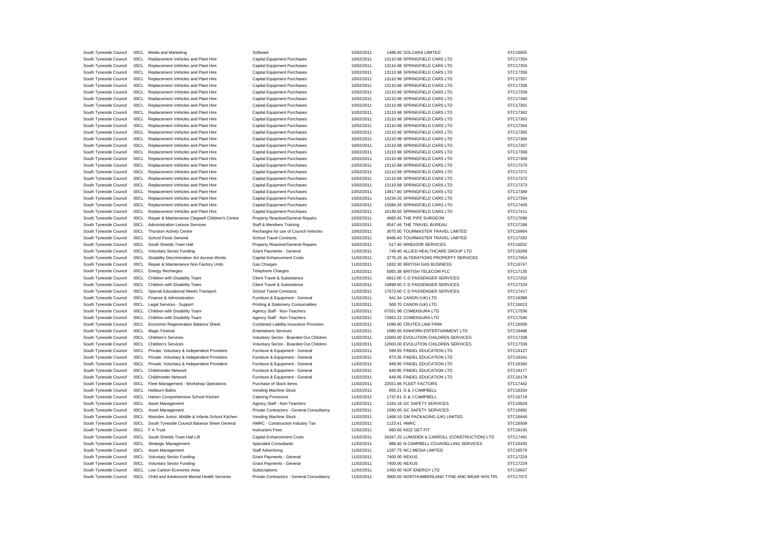| | | | | | | |
|---|---|---|---|---|---|---|
| South Tyneside Council | 00CL | Media and Marketing | Software | 10/02/2011 | 1486.00 SOLCARA LIMITED | STC16655 |
| South Tyneside Council | 00CL | Replacement Vehicles and Plant Hire | Capital Equipment Purchases | 10/02/2011 | 13110.98 SPRINGFIELD CARS LTD | STC17354 |
| South Tyneside Council | 00CL | Replacement Vehicles and Plant Hire | Capital Equipment Purchases | 10/02/2011 | 13110.98 SPRINGFIELD CARS LTD | STC17355 |
| South Tyneside Council | 00CL | Replacement Vehicles and Plant Hire | Capital Equipment Purchases | 10/02/2011 | 13110.98 SPRINGFIELD CARS LTD | STC17356 |
| South Tyneside Council | 00CL | Replacement Vehicles and Plant Hire | Capital Equipment Purchases | 10/02/2011 | 13110.98 SPRINGFIELD CARS LTD | STC17357 |
| South Tyneside Council | 00CL | Replacement Vehicles and Plant Hire | Capital Equipment Purchases | 10/02/2011 | 13110.98 SPRINGFIELD CARS LTD | STC17358 |
| South Tyneside Council | 00CL | Replacement Vehicles and Plant Hire | Capital Equipment Purchases | 10/02/2011 | 13110.98 SPRINGFIELD CARS LTD | STC17359 |
| South Tyneside Council | 00CL | Replacement Vehicles and Plant Hire | Capital Equipment Purchases | 10/02/2011 | 13110.98 SPRINGFIELD CARS LTD | STC17360 |
| South Tyneside Council | 00CL | Replacement Vehicles and Plant Hire | Capital Equipment Purchases | 10/02/2011 | 13110.98 SPRINGFIELD CARS LTD | STC17361 |
| South Tyneside Council | 00CL | Replacement Vehicles and Plant Hire | Capital Equipment Purchases | 10/02/2011 | 13110.98 SPRINGFIELD CARS LTD | STC17362 |
| South Tyneside Council | 00CL | Replacement Vehicles and Plant Hire | Capital Equipment Purchases | 10/02/2011 | 13110.98 SPRINGFIELD CARS LTD | STC17363 |
| South Tyneside Council | 00CL | Replacement Vehicles and Plant Hire | Capital Equipment Purchases | 10/02/2011 | 13110.98 SPRINGFIELD CARS LTD | STC17364 |
| South Tyneside Council | 00CL | Replacement Vehicles and Plant Hire | Capital Equipment Purchases | 10/02/2011 | 13110.98 SPRINGFIELD CARS LTD | STC17365 |
| South Tyneside Council | 00CL | Replacement Vehicles and Plant Hire | Capital Equipment Purchases | 10/02/2011 | 13110.98 SPRINGFIELD CARS LTD | STC17366 |
| South Tyneside Council | 00CL | Replacement Vehicles and Plant Hire | Capital Equipment Purchases | 10/02/2011 | 13110.98 SPRINGFIELD CARS LTD | STC17367 |
| South Tyneside Council | 00CL | Replacement Vehicles and Plant Hire | Capital Equipment Purchases | 10/02/2011 | 13110.98 SPRINGFIELD CARS LTD | STC17368 |
| South Tyneside Council | 00CL | Replacement Vehicles and Plant Hire | Capital Equipment Purchases | 10/02/2011 | 13110.98 SPRINGFIELD CARS LTD | STC17369 |
| South Tyneside Council | 00CL | Replacement Vehicles and Plant Hire | Capital Equipment Purchases | 10/02/2011 | 13110.98 SPRINGFIELD CARS LTD | STC17370 |
| South Tyneside Council | 00CL | Replacement Vehicles and Plant Hire | Capital Equipment Purchases | 10/02/2011 | 13110.98 SPRINGFIELD CARS LTD | STC17371 |
| South Tyneside Council | 00CL | Replacement Vehicles and Plant Hire | Capital Equipment Purchases | 10/02/2011 | 13110.98 SPRINGFIELD CARS LTD | STC17372 |
| South Tyneside Council | 00CL | Replacement Vehicles and Plant Hire | Capital Equipment Purchases | 10/02/2011 | 13110.98 SPRINGFIELD CARS LTD | STC17373 |
| South Tyneside Council | 00CL | Replacement Vehicles and Plant Hire | Capital Equipment Purchases | 10/02/2011 | 13817.80 SPRINGFIELD CARS LTD | STC17389 |
| South Tyneside Council | 00CL | Replacement Vehicles and Plant Hire | Capital Equipment Purchases | 10/02/2011 | 14234.35 SPRINGFIELD CARS LTD | STC17394 |
| South Tyneside Council | 00CL | Replacement Vehicles and Plant Hire | Capital Equipment Purchases | 10/02/2011 | 15584.35 SPRINGFIELD CARS LTD | STC17405 |
| South Tyneside Council | 00CL | Replacement Vehicles and Plant Hire | Capital Equipment Purchases | 10/02/2011 | 16139.50 SPRINGFIELD CARS LTD | STC17411 |
| South Tyneside Council | 00CL | Repair & Maintenance Clegwell Children's Centre | Property Reactive/General Repairs | 10/02/2011 | 4065.45 THE PIPE SURGEON | STC17086 |
| South Tyneside Council | 00CL | Administration Leisure Services | Staff & Members Training | 10/02/2011 | 8547.46 THE TRAVEL BUREAU | STC17268 |
| South Tyneside Council | 00CL | Thurston Activity Centre | Recharges for use of Council Vehicles | 10/02/2011 | 3075.00 TOURMASTER TRAVEL LIMITED | STC16964 |
| South Tyneside Council | 00CL | School Pools General | School Travel Contracts | 10/02/2011 | 8466.40 TOURMASTER TRAVEL LIMITED | STC17263 |
| South Tyneside Council | 00CL | South Shields Town Hall | Property Reactive/General Repairs | 10/02/2011 | 517.40 WINDOOR SERVICES | STC16032 |
| South Tyneside Council | 00CL | Voluntary Sector Funding | Grant Payments - General | 11/02/2011 | 749.40 ALLIED HEALTHCARE GROUP LTD | STC16269 |
| South Tyneside Council | 00CL | Disability Discrimination Act Access Works | Capital Enhancement Costs | 11/02/2011 | 3776.25 ALTERATIONS PROPERTY SERVICES | STC17054 |
| South Tyneside Council | 00CL | Repair & Maintenance Non Factory Units | Gas Charges | 11/02/2011 | 1832.30 BRITISH GAS BUSINESS | STC16747 |
| South Tyneside Council | 00CL | Energy Recharges | Telephone Charges | 11/02/2011 | 5065.38 BRITISH TELECOM PLC | STC17135 |
| South Tyneside Council | 00CL | Children with Disability Team | Client Travel & Subsistence | 11/02/2011 | 6812.00 C D PASSENGER SERVICES | STC17202 |
| South Tyneside Council | 00CL | Children with Disability Team | Client Travel & Subsistence | 11/02/2011 | 10898.00 C D PASSENGER SERVICES | STC17324 |
| South Tyneside Council | 00CL | Special Educational Needs Transport | School Travel Contracts | 11/02/2011 | 17673.00 C D PASSENGER SERVICES | STC17417 |
| South Tyneside Council | 00CL | Finance & Administration | Furniture & Equipment - General | 11/02/2011 | 941.34 CANON (UK) LTD | STC16389 |
| South Tyneside Council | 00CL | Legal Services - Support | Printing & Stationery Consumables | 11/02/2011 | 500.70 CANON (UK) LTD | STC16013 |
| South Tyneside Council | 00CL | Children with Disability Team | Agency Staff - Non-Teachers | 11/02/2011 | 67551.98 COMENSURA LTD | STC17536 |
| South Tyneside Council | 00CL | Children with Disability Team | Agency Staff - Non-Teachers | 11/02/2011 | 72662.22 COMENSURA LTD | STC17540 |
| South Tyneside Council | 00CL | Economic Regeneration Balance Sheet | Combined Liability Insurance Provision | 11/02/2011 | 1098.00 CRUTES LAW FIRM | STC16500 |
| South Tyneside Council | 00CL | Magic Festival | Entertainers Services | 11/02/2011 | 1080.00 EINHORN ENTERTAINMENT LTD | STC16488 |
| South Tyneside Council | 00CL | Children's Services | Voluntary Sector - Boarded Out Children | 11/02/2011 | 12000.00 EVOLUTION CHILDREN SERVICES | STC17338 |
| South Tyneside Council | 00CL | Children's Services | Voluntary Sector - Boarded Out Children | 11/02/2011 | 12000.00 EVOLUTION CHILDREN SERVICES | STC17339 |
| South Tyneside Council | 00CL | Private, Voluntary & Independent Providers | Furniture & Equipment - General | 11/02/2011 | 599.95 FINDEL EDUCATION LTD | STC16127 |
| South Tyneside Council | 00CL | Private, Voluntary & Independent Providers | Furniture & Equipment - General | 11/02/2011 | 873.35 FINDEL EDUCATION LTD | STC16341 |
| South Tyneside Council | 00CL | Private, Voluntary & Independent Providers | Furniture & Equipment - General | 11/02/2011 | 949.95 FINDEL EDUCATION LTD | STC16392 |
| South Tyneside Council | 00CL | Childminder Network | Furniture & Equipment - General | 11/02/2011 | 649.95 FINDEL EDUCATION LTD | STC16177 |
| South Tyneside Council | 00CL | Childminder Network | Furniture & Equipment - General | 11/02/2011 | 649.95 FINDEL EDUCATION LTD | STC16178 |
| South Tyneside Council | 00CL | Fleet Management - Workshop Operations | Purchase of Stock Items | 11/02/2011 | 22551.86 FLEET FACTORS | STC17442 |
| South Tyneside Council | 00CL | Hebburn Baths | Vending Machine Stock | 11/02/2011 | 856.21 G & J CAMPBELL | STC16334 |
| South Tyneside Council | 00CL | Harton Comprehensive School Kitchen | Catering Provisions | 11/02/2011 | 1737.61 G & J CAMPBELL | STC16719 |
| South Tyneside Council | 00CL | Asset Management | Agency Staff - Non-Teachers | 11/02/2011 | 2164.16 GC SAFETY SERVICES | STC16828 |
| South Tyneside Council | 00CL | Asset Management | Private Contractors - General Consultancy | 11/02/2011 | 1590.00 GC SAFETY SERVICES | STC16682 |
| South Tyneside Council | 00CL | Marsden Junior, Middle & Infants School Kitchen | Vending Machine Stock | 11/02/2011 | 1468.10 GM PACKAGING (UK) LIMITED | STC16646 |
| South Tyneside Council | 00CL | South Tyneside Council Balance Sheet General | HMRC - Construction Industry Tax | 11/02/2011 | 1123.41 HMRC | STC16509 |
| South Tyneside Council | 00CL | F A Trust | Instructors Fees | 11/02/2011 | 660.00 KIDZ GET FIT | STC16191 |
| South Tyneside Council | 00CL | South Shields Town Hall Lift | Capital Enhancement Costs | 11/02/2011 | 34347.25 LUMSDEN & CARROLL (CONSTRUCTION) LTD | STC17491 |
| South Tyneside Council | 00CL | Strategic Management | Specialist Consultants | 11/02/2011 | 988.40 N CAMPBELL COUNSELLING SERVICES | STC16435 |
| South Tyneside Council | 00CL | Asset Management | Staff Advertising | 11/02/2011 | 1287.75 NCJ MEDIA LIMITED | STC16579 |
| South Tyneside Council | 00CL | Voluntary Sector Funding | Grant Payments - General | 11/02/2011 | 7400.00 NEXUS | STC17228 |
| South Tyneside Council | 00CL | Voluntary Sector Funding | Grant Payments - General | 11/02/2011 | 7400.00 NEXUS | STC17229 |
| South Tyneside Council | 00CL | Low Carbon Economic Area | Subscriptions | 11/02/2011 | 1450.00 NOF ENERGY LTD | STC16637 |
| South Tyneside Council | 00CL | Child and Adolescent Mental Health Services | Private Contractors - General Consultancy | 11/02/2011 | 3900.00 NORTHUMBERLAND TYNE AND WEAR NHS TRU | STC17072 |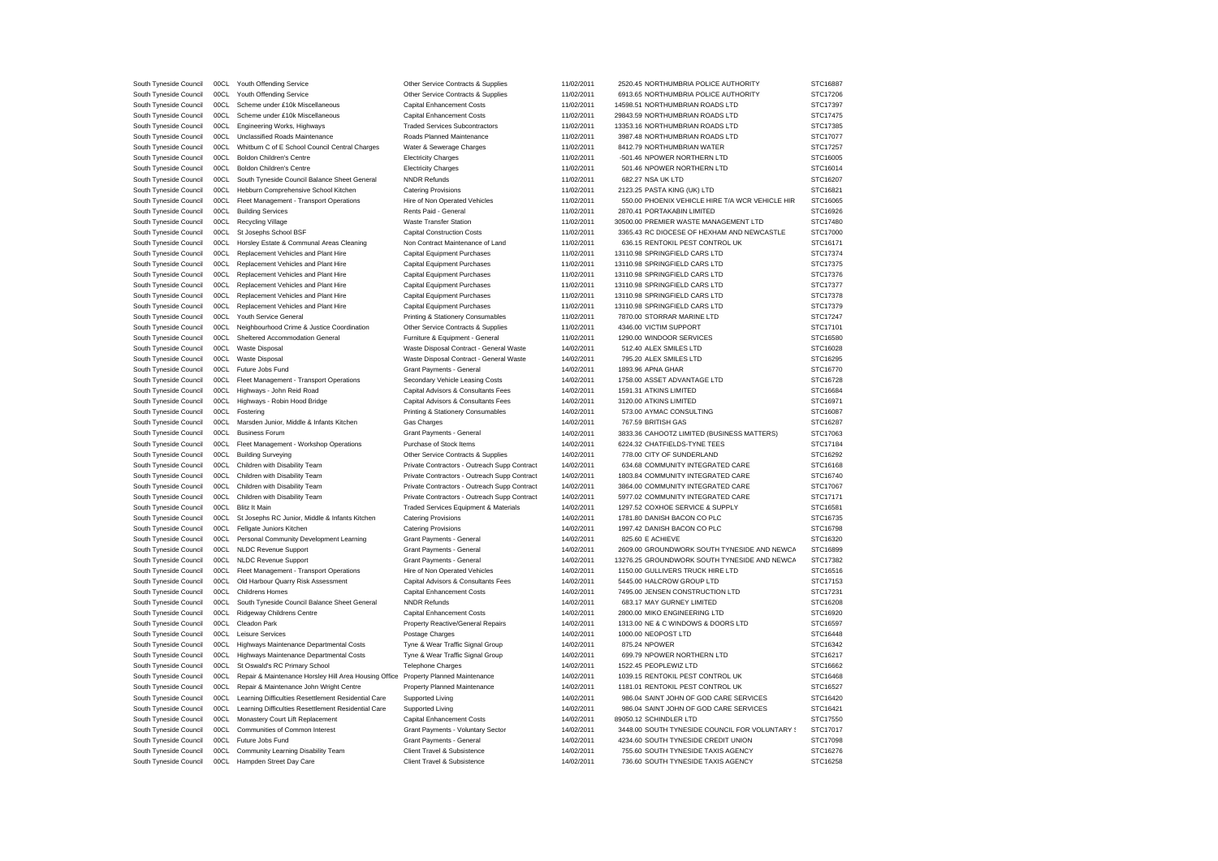| | | | | | | | |
|---|---|---|---|---|---|---|---|
| South Tyneside Council | 00CL | Youth Offending Service | Other Service Contracts & Supplies | 11/02/2011 | 2520.45 | NORTHUMBRIA POLICE AUTHORITY | STC16887 |
| South Tyneside Council | 00CL | Youth Offending Service | Other Service Contracts & Supplies | 11/02/2011 | 6913.65 | NORTHUMBRIA POLICE AUTHORITY | STC17206 |
| South Tyneside Council | 00CL | Scheme under £10k Miscellaneous | Capital Enhancement Costs | 11/02/2011 | 14598.51 | NORTHUMBRIAN ROADS LTD | STC17397 |
| South Tyneside Council | 00CL | Scheme under £10k Miscellaneous | Capital Enhancement Costs | 11/02/2011 | 29843.59 | NORTHUMBRIAN ROADS LTD | STC17475 |
| South Tyneside Council | 00CL | Engineering Works, Highways | Traded Services Subcontractors | 11/02/2011 | 13353.16 | NORTHUMBRIAN ROADS LTD | STC17385 |
| South Tyneside Council | 00CL | Unclassified Roads Maintenance | Roads Planned Maintenance | 11/02/2011 | 3987.48 | NORTHUMBRIAN ROADS LTD | STC17077 |
| South Tyneside Council | 00CL | Whitburn C of E School Council Central Charges | Water & Sewerage Charges | 11/02/2011 | 8412.79 | NORTHUMBRIAN WATER | STC17257 |
| South Tyneside Council | 00CL | Boldon Children's Centre | Electricity Charges | 11/02/2011 | -501.46 | NPOWER NORTHERN LTD | STC16005 |
| South Tyneside Council | 00CL | Boldon Children's Centre | Electricity Charges | 11/02/2011 | 501.46 | NPOWER NORTHERN LTD | STC16014 |
| South Tyneside Council | 00CL | South Tyneside Council Balance Sheet General | NNDR Refunds | 11/02/2011 | 682.27 | NSA UK LTD | STC16207 |
| South Tyneside Council | 00CL | Hebburn Comprehensive School Kitchen | Catering Provisions | 11/02/2011 | 2123.25 | PASTA KING (UK) LTD | STC16821 |
| South Tyneside Council | 00CL | Fleet Management - Transport Operations | Hire of Non Operated Vehicles | 11/02/2011 | 550.00 | PHOENIX VEHICLE HIRE T/A WCR VEHICLE HIR | STC16065 |
| South Tyneside Council | 00CL | Building Services | Rents Paid - General | 11/02/2011 | 2870.41 | PORTAKABIN LIMITED | STC16926 |
| South Tyneside Council | 00CL | Recycling Village | Waste Transfer Station | 11/02/2011 | 30500.00 | PREMIER WASTE MANAGEMENT LTD | STC17480 |
| South Tyneside Council | 00CL | St Josephs School BSF | Capital Construction Costs | 11/02/2011 | 3365.43 | RC DIOCESE OF HEXHAM AND NEWCASTLE | STC17000 |
| South Tyneside Council | 00CL | Horsley Estate & Communal Areas Cleaning | Non Contract Maintenance of Land | 11/02/2011 | 636.15 | RENTOKIL PEST CONTROL UK | STC16171 |
| South Tyneside Council | 00CL | Replacement Vehicles and Plant Hire | Capital Equipment Purchases | 11/02/2011 | 13110.98 | SPRINGFIELD CARS LTD | STC17374 |
| South Tyneside Council | 00CL | Replacement Vehicles and Plant Hire | Capital Equipment Purchases | 11/02/2011 | 13110.98 | SPRINGFIELD CARS LTD | STC17375 |
| South Tyneside Council | 00CL | Replacement Vehicles and Plant Hire | Capital Equipment Purchases | 11/02/2011 | 13110.98 | SPRINGFIELD CARS LTD | STC17376 |
| South Tyneside Council | 00CL | Replacement Vehicles and Plant Hire | Capital Equipment Purchases | 11/02/2011 | 13110.98 | SPRINGFIELD CARS LTD | STC17377 |
| South Tyneside Council | 00CL | Replacement Vehicles and Plant Hire | Capital Equipment Purchases | 11/02/2011 | 13110.98 | SPRINGFIELD CARS LTD | STC17378 |
| South Tyneside Council | 00CL | Replacement Vehicles and Plant Hire | Capital Equipment Purchases | 11/02/2011 | 13110.98 | SPRINGFIELD CARS LTD | STC17379 |
| South Tyneside Council | 00CL | Youth Service General | Printing & Stationery Consumables | 11/02/2011 | 7870.00 | STORRAR MARINE LTD | STC17247 |
| South Tyneside Council | 00CL | Neighbourhood Crime & Justice Coordination | Other Service Contracts & Supplies | 11/02/2011 | 4346.00 | VICTIM SUPPORT | STC17101 |
| South Tyneside Council | 00CL | Sheltered Accommodation General | Furniture & Equipment - General | 11/02/2011 | 1290.00 | WINDOOR SERVICES | STC16580 |
| South Tyneside Council | 00CL | Waste Disposal | Waste Disposal Contract - General Waste | 14/02/2011 | 512.40 | ALEX SMILES LTD | STC16028 |
| South Tyneside Council | 00CL | Waste Disposal | Waste Disposal Contract - General Waste | 14/02/2011 | 795.20 | ALEX SMILES LTD | STC16295 |
| South Tyneside Council | 00CL | Future Jobs Fund | Grant Payments - General | 14/02/2011 | 1893.96 | APNA GHAR | STC16770 |
| South Tyneside Council | 00CL | Fleet Management - Transport Operations | Secondary Vehicle Leasing Costs | 14/02/2011 | 1758.00 | ASSET ADVANTAGE LTD | STC16728 |
| South Tyneside Council | 00CL | Highways - John Reid Road | Capital Advisors & Consultants Fees | 14/02/2011 | 1591.31 | ATKINS LIMITED | STC16684 |
| South Tyneside Council | 00CL | Highways - Robin Hood Bridge | Capital Advisors & Consultants Fees | 14/02/2011 | 3120.00 | ATKINS LIMITED | STC16971 |
| South Tyneside Council | 00CL | Fostering | Printing & Stationery Consumables | 14/02/2011 | 573.00 | AYMAC CONSULTING | STC16087 |
| South Tyneside Council | 00CL | Marsden Junior, Middle & Infants Kitchen | Gas Charges | 14/02/2011 | 767.59 | BRITISH GAS | STC16287 |
| South Tyneside Council | 00CL | Business Forum | Grant Payments - General | 14/02/2011 | 3833.36 | CAHOOTZ LIMITED (BUSINESS MATTERS) | STC17063 |
| South Tyneside Council | 00CL | Fleet Management - Workshop Operations | Purchase of Stock Items | 14/02/2011 | 6224.32 | CHATFIELDS-TYNE TEES | STC17184 |
| South Tyneside Council | 00CL | Building Surveying | Other Service Contracts & Supplies | 14/02/2011 | 778.00 | CITY OF SUNDERLAND | STC16292 |
| South Tyneside Council | 00CL | Children with Disability Team | Private Contractors - Outreach Supp Contract | 14/02/2011 | 634.68 | COMMUNITY INTEGRATED CARE | STC16168 |
| South Tyneside Council | 00CL | Children with Disability Team | Private Contractors - Outreach Supp Contract | 14/02/2011 | 1803.84 | COMMUNITY INTEGRATED CARE | STC16740 |
| South Tyneside Council | 00CL | Children with Disability Team | Private Contractors - Outreach Supp Contract | 14/02/2011 | 3864.00 | COMMUNITY INTEGRATED CARE | STC17067 |
| South Tyneside Council | 00CL | Children with Disability Team | Private Contractors - Outreach Supp Contract | 14/02/2011 | 5977.02 | COMMUNITY INTEGRATED CARE | STC17171 |
| South Tyneside Council | 00CL | Blitz It Main | Traded Services Equipment & Materials | 14/02/2011 | 1297.52 | COXHOE SERVICE & SUPPLY | STC16581 |
| South Tyneside Council | 00CL | St Josephs RC Junior, Middle & Infants Kitchen | Catering Provisions | 14/02/2011 | 1781.80 | DANISH BACON CO PLC | STC16735 |
| South Tyneside Council | 00CL | Fellgate Juniors Kitchen | Catering Provisions | 14/02/2011 | 1997.42 | DANISH BACON CO PLC | STC16798 |
| South Tyneside Council | 00CL | Personal Community Development Learning | Grant Payments - General | 14/02/2011 | 825.60 | E ACHIEVE | STC16320 |
| South Tyneside Council | 00CL | NLDC Revenue Support | Grant Payments - General | 14/02/2011 | 2609.00 | GROUNDWORK SOUTH TYNESIDE AND NEWCA | STC16899 |
| South Tyneside Council | 00CL | NLDC Revenue Support | Grant Payments - General | 14/02/2011 | 13276.25 | GROUNDWORK SOUTH TYNESIDE AND NEWCA | STC17382 |
| South Tyneside Council | 00CL | Fleet Management - Transport Operations | Hire of Non Operated Vehicles | 14/02/2011 | 1150.00 | GULLIVERS TRUCK HIRE LTD | STC16516 |
| South Tyneside Council | 00CL | Old Harbour Quarry Risk Assessment | Capital Advisors & Consultants Fees | 14/02/2011 | 5445.00 | HALCROW GROUP LTD | STC17153 |
| South Tyneside Council | 00CL | Childrens Homes | Capital Enhancement Costs | 14/02/2011 | 7495.00 | JENSEN CONSTRUCTION LTD | STC17231 |
| South Tyneside Council | 00CL | South Tyneside Council Balance Sheet General | NNDR Refunds | 14/02/2011 | 683.17 | MAY GURNEY LIMITED | STC16208 |
| South Tyneside Council | 00CL | Ridgeway Childrens Centre | Capital Enhancement Costs | 14/02/2011 | 2800.00 | MIKO ENGINEERING LTD | STC16920 |
| South Tyneside Council | 00CL | Cleadon Park | Property Reactive/General Repairs | 14/02/2011 | 1313.00 | NE & C WINDOWS & DOORS LTD | STC16597 |
| South Tyneside Council | 00CL | Leisure Services | Postage Charges | 14/02/2011 | 1000.00 | NEOPOST LTD | STC16448 |
| South Tyneside Council | 00CL | Highways Maintenance Departmental Costs | Tyne & Wear Traffic Signal Group | 14/02/2011 | 875.24 | NPOWER | STC16342 |
| South Tyneside Council | 00CL | Highways Maintenance Departmental Costs | Tyne & Wear Traffic Signal Group | 14/02/2011 | 699.79 | NPOWER NORTHERN LTD | STC16217 |
| South Tyneside Council | 00CL | St Oswald's RC Primary School | Telephone Charges | 14/02/2011 | 1522.45 | PEOPLEWIZ LTD | STC16662 |
| South Tyneside Council | 00CL | Repair & Maintenance Horsley Hill Area Housing Office | Property Planned Maintenance | 14/02/2011 | 1039.15 | RENTOKIL PEST CONTROL UK | STC16468 |
| South Tyneside Council | 00CL | Repair & Maintenance John Wright Centre | Property Planned Maintenance | 14/02/2011 | 1181.01 | RENTOKIL PEST CONTROL UK | STC16527 |
| South Tyneside Council | 00CL | Learning Difficulties Resettlement Residential Care | Supported Living | 14/02/2011 | 986.04 | SAINT JOHN OF GOD CARE SERVICES | STC16420 |
| South Tyneside Council | 00CL | Learning Difficulties Resettlement Residential Care | Supported Living | 14/02/2011 | 986.04 | SAINT JOHN OF GOD CARE SERVICES | STC16421 |
| South Tyneside Council | 00CL | Monastery Court Lift Replacement | Capital Enhancement Costs | 14/02/2011 | 89050.12 | SCHINDLER LTD | STC17550 |
| South Tyneside Council | 00CL | Communities of Common Interest | Grant Payments - Voluntary Sector | 14/02/2011 | 3448.00 | SOUTH TYNESIDE COUNCIL FOR VOLUNTARY S | STC17017 |
| South Tyneside Council | 00CL | Future Jobs Fund | Grant Payments - General | 14/02/2011 | 4234.60 | SOUTH TYNESIDE CREDIT UNION | STC17098 |
| South Tyneside Council | 00CL | Community Learning Disability Team | Client Travel & Subsistence | 14/02/2011 | 755.60 | SOUTH TYNESIDE TAXIS AGENCY | STC16276 |
| South Tyneside Council | 00CL | Hampden Street Day Care | Client Travel & Subsistence | 14/02/2011 | 736.60 | SOUTH TYNESIDE TAXIS AGENCY | STC16258 |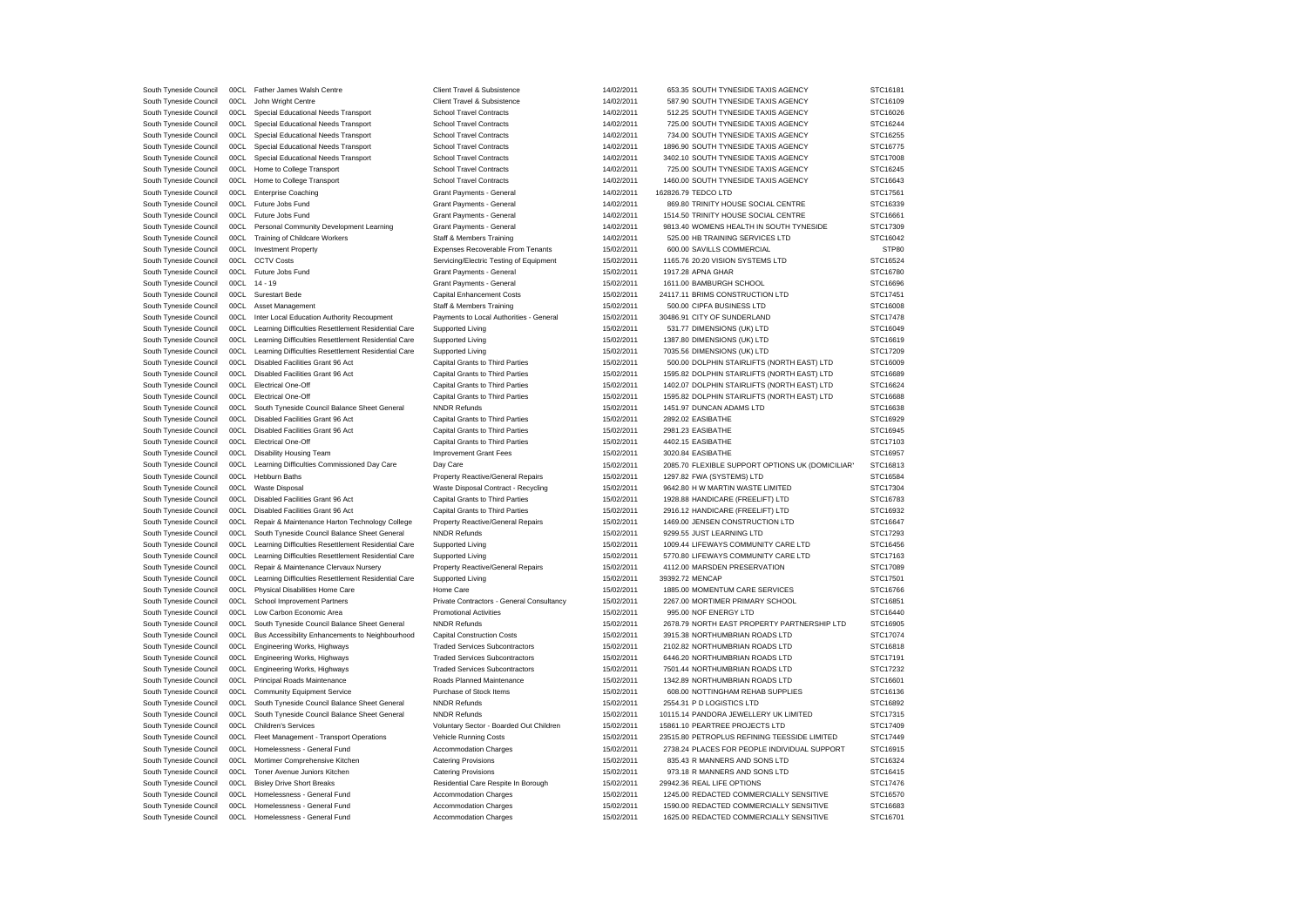| | | | | | | | |
|---|---|---|---|---|---|---|---|
| South Tyneside Council | 00CL | Father James Walsh Centre | Client Travel & Subsistence | 14/02/2011 | 653.35 | SOUTH TYNESIDE TAXIS AGENCY | STC16181 |
| South Tyneside Council | 00CL | John Wright Centre | Client Travel & Subsistence | 14/02/2011 | 587.90 | SOUTH TYNESIDE TAXIS AGENCY | STC16109 |
| South Tyneside Council | 00CL | Special Educational Needs Transport | School Travel Contracts | 14/02/2011 | 512.25 | SOUTH TYNESIDE TAXIS AGENCY | STC16026 |
| South Tyneside Council | 00CL | Special Educational Needs Transport | School Travel Contracts | 14/02/2011 | 725.00 | SOUTH TYNESIDE TAXIS AGENCY | STC16244 |
| South Tyneside Council | 00CL | Special Educational Needs Transport | School Travel Contracts | 14/02/2011 | 734.00 | SOUTH TYNESIDE TAXIS AGENCY | STC16255 |
| South Tyneside Council | 00CL | Special Educational Needs Transport | School Travel Contracts | 14/02/2011 | 1896.90 | SOUTH TYNESIDE TAXIS AGENCY | STC16775 |
| South Tyneside Council | 00CL | Special Educational Needs Transport | School Travel Contracts | 14/02/2011 | 3402.10 | SOUTH TYNESIDE TAXIS AGENCY | STC17008 |
| South Tyneside Council | 00CL | Home to College Transport | School Travel Contracts | 14/02/2011 | 725.00 | SOUTH TYNESIDE TAXIS AGENCY | STC16245 |
| South Tyneside Council | 00CL | Home to College Transport | School Travel Contracts | 14/02/2011 | 1460.00 | SOUTH TYNESIDE TAXIS AGENCY | STC16643 |
| South Tyneside Council | 00CL | Enterprise Coaching | Grant Payments - General | 14/02/2011 | 162826.79 | TEDCO LTD | STC17561 |
| South Tyneside Council | 00CL | Future Jobs Fund | Grant Payments - General | 14/02/2011 | 869.80 | TRINITY HOUSE SOCIAL CENTRE | STC16339 |
| South Tyneside Council | 00CL | Future Jobs Fund | Grant Payments - General | 14/02/2011 | 1514.50 | TRINITY HOUSE SOCIAL CENTRE | STC16661 |
| South Tyneside Council | 00CL | Personal Community Development Learning | Grant Payments - General | 14/02/2011 | 9813.40 | WOMENS HEALTH IN SOUTH TYNESIDE | STC17309 |
| South Tyneside Council | 00CL | Training of Childcare Workers | Staff & Members Training | 14/02/2011 | 525.00 | HB TRAINING SERVICES LTD | STC16042 |
| South Tyneside Council | 00CL | Investment Property | Expenses Recoverable From Tenants | 15/02/2011 | 600.00 | SAVILLS COMMERCIAL | STP80 |
| South Tyneside Council | 00CL | CCTV Costs | Servicing/Electric Testing of Equipment | 15/02/2011 | 1165.76 | 20:20 VISION SYSTEMS LTD | STC16524 |
| South Tyneside Council | 00CL | Future Jobs Fund | Grant Payments - General | 15/02/2011 | 1917.28 | APNA GHAR | STC16780 |
| South Tyneside Council | 00CL | 14 - 19 | Grant Payments - General | 15/02/2011 | 1611.00 | BAMBURGH SCHOOL | STC16696 |
| South Tyneside Council | 00CL | Surestart Bede | Capital Enhancement Costs | 15/02/2011 | 24117.11 | BRIMS CONSTRUCTION LTD | STC17451 |
| South Tyneside Council | 00CL | Asset Management | Staff & Members Training | 15/02/2011 | 500.00 | CIPFA BUSINESS LTD | STC16008 |
| South Tyneside Council | 00CL | Inter Local Education Authority Recoupment | Payments to Local Authorities - General | 15/02/2011 | 30486.91 | CITY OF SUNDERLAND | STC17478 |
| South Tyneside Council | 00CL | Learning Difficulties Resettlement Residential Care | Supported Living | 15/02/2011 | 531.77 | DIMENSIONS (UK) LTD | STC16049 |
| South Tyneside Council | 00CL | Learning Difficulties Resettlement Residential Care | Supported Living | 15/02/2011 | 1387.80 | DIMENSIONS (UK) LTD | STC16619 |
| South Tyneside Council | 00CL | Learning Difficulties Resettlement Residential Care | Supported Living | 15/02/2011 | 7035.56 | DIMENSIONS (UK) LTD | STC17209 |
| South Tyneside Council | 00CL | Disabled Facilities Grant 96 Act | Capital Grants to Third Parties | 15/02/2011 | 500.00 | DOLPHIN STAIRLIFTS (NORTH EAST) LTD | STC16009 |
| South Tyneside Council | 00CL | Disabled Facilities Grant 96 Act | Capital Grants to Third Parties | 15/02/2011 | 1595.82 | DOLPHIN STAIRLIFTS (NORTH EAST) LTD | STC16689 |
| South Tyneside Council | 00CL | Electrical One-Off | Capital Grants to Third Parties | 15/02/2011 | 1402.07 | DOLPHIN STAIRLIFTS (NORTH EAST) LTD | STC16624 |
| South Tyneside Council | 00CL | Electrical One-Off | Capital Grants to Third Parties | 15/02/2011 | 1595.82 | DOLPHIN STAIRLIFTS (NORTH EAST) LTD | STC16688 |
| South Tyneside Council | 00CL | South Tyneside Council Balance Sheet General | NNDR Refunds | 15/02/2011 | 1451.97 | DUNCAN ADAMS LTD | STC16638 |
| South Tyneside Council | 00CL | Disabled Facilities Grant 96 Act | Capital Grants to Third Parties | 15/02/2011 | 2892.02 | EASIBATHE | STC16929 |
| South Tyneside Council | 00CL | Disabled Facilities Grant 96 Act | Capital Grants to Third Parties | 15/02/2011 | 2981.23 | EASIBATHE | STC16945 |
| South Tyneside Council | 00CL | Electrical One-Off | Capital Grants to Third Parties | 15/02/2011 | 4402.15 | EASIBATHE | STC17103 |
| South Tyneside Council | 00CL | Disability Housing Team | Improvement Grant Fees | 15/02/2011 | 3020.84 | EASIBATHE | STC16957 |
| South Tyneside Council | 00CL | Learning Difficulties Commissioned Day Care | Day Care | 15/02/2011 | 2085.70 | FLEXIBLE SUPPORT OPTIONS UK (DOMICILIAR' | STC16813 |
| South Tyneside Council | 00CL | Hebburn Baths | Property Reactive/General Repairs | 15/02/2011 | 1297.82 | FWA (SYSTEMS) LTD | STC16584 |
| South Tyneside Council | 00CL | Waste Disposal | Waste Disposal Contract - Recycling | 15/02/2011 | 9642.80 | H W MARTIN WASTE LIMITED | STC17304 |
| South Tyneside Council | 00CL | Disabled Facilities Grant 96 Act | Capital Grants to Third Parties | 15/02/2011 | 1928.88 | HANDICARE (FREELIFT) LTD | STC16783 |
| South Tyneside Council | 00CL | Disabled Facilities Grant 96 Act | Capital Grants to Third Parties | 15/02/2011 | 2916.12 | HANDICARE (FREELIFT) LTD | STC16932 |
| South Tyneside Council | 00CL | Repair & Maintenance Harton Technology College | Property Reactive/General Repairs | 15/02/2011 | 1469.00 | JENSEN CONSTRUCTION LTD | STC16647 |
| South Tyneside Council | 00CL | South Tyneside Council Balance Sheet General | NNDR Refunds | 15/02/2011 | 9299.55 | JUST LEARNING LTD | STC17293 |
| South Tyneside Council | 00CL | Learning Difficulties Resettlement Residential Care | Supported Living | 15/02/2011 | 1009.44 | LIFEWAYS COMMUNITY CARE LTD | STC16456 |
| South Tyneside Council | 00CL | Learning Difficulties Resettlement Residential Care | Supported Living | 15/02/2011 | 5770.80 | LIFEWAYS COMMUNITY CARE LTD | STC17163 |
| South Tyneside Council | 00CL | Repair & Maintenance Clervaux Nursery | Property Reactive/General Repairs | 15/02/2011 | 4112.00 | MARSDEN PRESERVATION | STC17089 |
| South Tyneside Council | 00CL | Learning Difficulties Resettlement Residential Care | Supported Living | 15/02/2011 | 39392.72 | MENCAP | STC17501 |
| South Tyneside Council | 00CL | Physical Disabilities Home Care | Home Care | 15/02/2011 | 1885.00 | MOMENTUM CARE SERVICES | STC16766 |
| South Tyneside Council | 00CL | School Improvement Partners | Private Contractors - General Consultancy | 15/02/2011 | 2267.00 | MORTIMER PRIMARY SCHOOL | STC16851 |
| South Tyneside Council | 00CL | Low Carbon Economic Area | Promotional Activities | 15/02/2011 | 995.00 | NOF ENERGY LTD | STC16440 |
| South Tyneside Council | 00CL | South Tyneside Council Balance Sheet General | NNDR Refunds | 15/02/2011 | 2678.79 | NORTH EAST PROPERTY PARTNERSHIP LTD | STC16905 |
| South Tyneside Council | 00CL | Bus Accessibility Enhancements to Neighbourhood | Capital Construction Costs | 15/02/2011 | 3915.38 | NORTHUMBRIAN ROADS LTD | STC17074 |
| South Tyneside Council | 00CL | Engineering Works, Highways | Traded Services Subcontractors | 15/02/2011 | 2102.82 | NORTHUMBRIAN ROADS LTD | STC16818 |
| South Tyneside Council | 00CL | Engineering Works, Highways | Traded Services Subcontractors | 15/02/2011 | 6446.20 | NORTHUMBRIAN ROADS LTD | STC17191 |
| South Tyneside Council | 00CL | Engineering Works, Highways | Traded Services Subcontractors | 15/02/2011 | 7501.44 | NORTHUMBRIAN ROADS LTD | STC17232 |
| South Tyneside Council | 00CL | Principal Roads Maintenance | Roads Planned Maintenance | 15/02/2011 | 1342.89 | NORTHUMBRIAN ROADS LTD | STC16601 |
| South Tyneside Council | 00CL | Community Equipment Service | Purchase of Stock Items | 15/02/2011 | 608.00 | NOTTINGHAM REHAB SUPPLIES | STC16136 |
| South Tyneside Council | 00CL | South Tyneside Council Balance Sheet General | NNDR Refunds | 15/02/2011 | 2554.31 | P D LOGISTICS LTD | STC16892 |
| South Tyneside Council | 00CL | South Tyneside Council Balance Sheet General | NNDR Refunds | 15/02/2011 | 10115.14 | PANDORA JEWELLERY UK LIMITED | STC17315 |
| South Tyneside Council | 00CL | Children's Services | Voluntary Sector - Boarded Out Children | 15/02/2011 | 15861.10 | PEARTREE PROJECTS LTD | STC17409 |
| South Tyneside Council | 00CL | Fleet Management - Transport Operations | Vehicle Running Costs | 15/02/2011 | 23515.80 | PETROPLUS REFINING TEESSIDE LIMITED | STC17449 |
| South Tyneside Council | 00CL | Homelessness - General Fund | Accommodation Charges | 15/02/2011 | 2738.24 | PLACES FOR PEOPLE INDIVIDUAL SUPPORT | STC16915 |
| South Tyneside Council | 00CL | Mortimer Comprehensive Kitchen | Catering Provisions | 15/02/2011 | 835.43 | R MANNERS AND SONS LTD | STC16324 |
| South Tyneside Council | 00CL | Toner Avenue Juniors Kitchen | Catering Provisions | 15/02/2011 | 973.18 | R MANNERS AND SONS LTD | STC16415 |
| South Tyneside Council | 00CL | Bisley Drive Short Breaks | Residential Care Respite In Borough | 15/02/2011 | 29942.36 | REAL LIFE OPTIONS | STC17476 |
| South Tyneside Council | 00CL | Homelessness - General Fund | Accommodation Charges | 15/02/2011 | 1245.00 | REDACTED COMMERCIALLY SENSITIVE | STC16570 |
| South Tyneside Council | 00CL | Homelessness - General Fund | Accommodation Charges | 15/02/2011 | 1590.00 | REDACTED COMMERCIALLY SENSITIVE | STC16683 |
| South Tyneside Council | 00CL | Homelessness - General Fund | Accommodation Charges | 15/02/2011 | 1625.00 | REDACTED COMMERCIALLY SENSITIVE | STC16701 |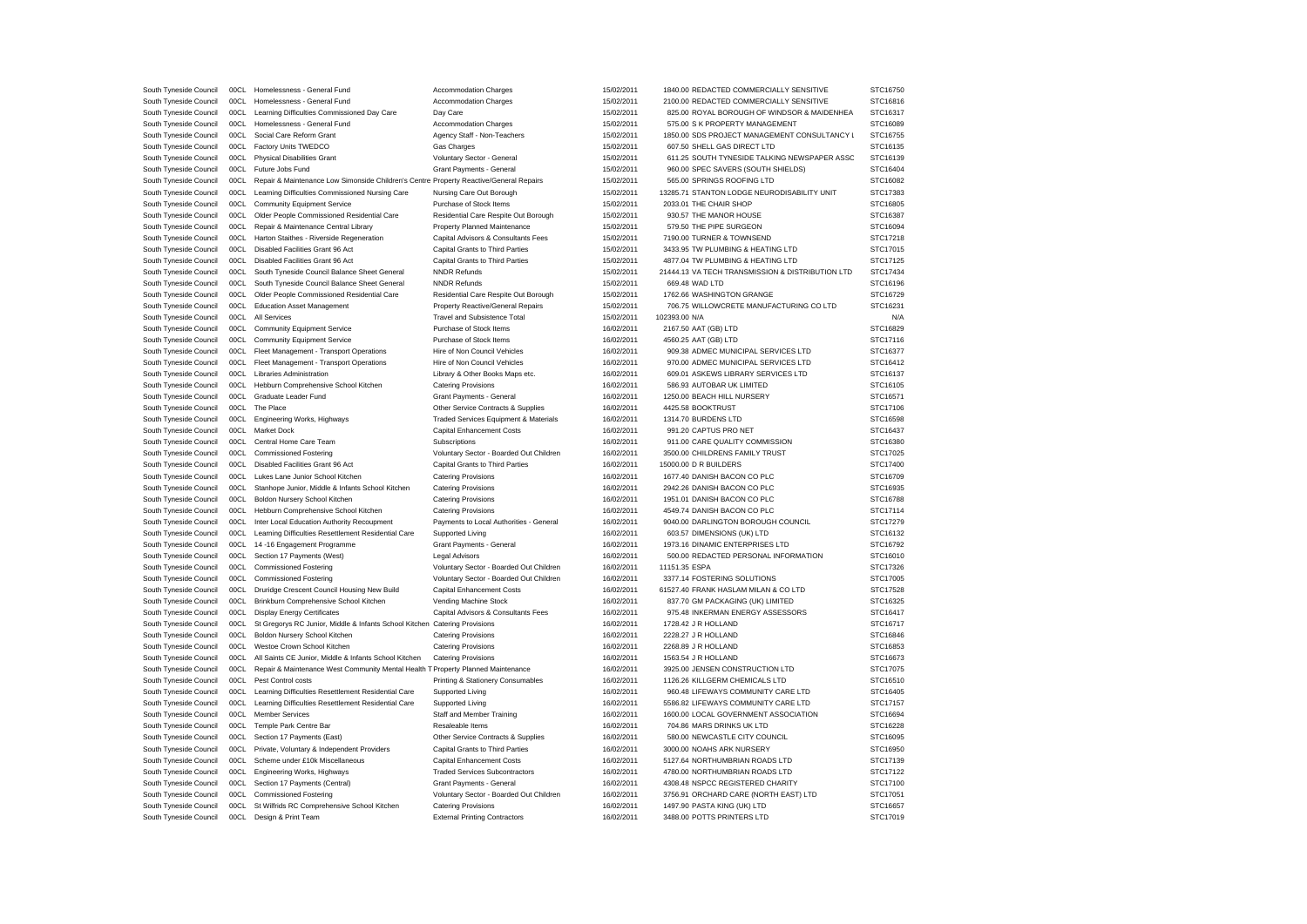| | | | | | | | |
|---|---|---|---|---|---|---|---|
| South Tyneside Council | 00CL | Homelessness - General Fund | Accommodation Charges | 15/02/2011 | 1840.00 | REDACTED COMMERCIALLY SENSITIVE | STC16750 |
| South Tyneside Council | 00CL | Homelessness - General Fund | Accommodation Charges | 15/02/2011 | 2100.00 | REDACTED COMMERCIALLY SENSITIVE | STC16816 |
| South Tyneside Council | 00CL | Learning Difficulties Commissioned Day Care | Day Care | 15/02/2011 | 825.00 | ROYAL BOROUGH OF WINDSOR & MAIDENHEA | STC16317 |
| South Tyneside Council | 00CL | Homelessness - General Fund | Accommodation Charges | 15/02/2011 | 575.00 | S K PROPERTY MANAGEMENT | STC16089 |
| South Tyneside Council | 00CL | Social Care Reform Grant | Agency Staff - Non-Teachers | 15/02/2011 | 1850.00 | SDS PROJECT MANAGEMENT CONSULTANCY L | STC16755 |
| South Tyneside Council | 00CL | Factory Units TWEDCO | Gas Charges | 15/02/2011 | 607.50 | SHELL GAS DIRECT LTD | STC16135 |
| South Tyneside Council | 00CL | Physical Disabilities Grant | Voluntary Sector - General | 15/02/2011 | 611.25 | SOUTH TYNESIDE TALKING NEWSPAPER ASSC | STC16139 |
| South Tyneside Council | 00CL | Future Jobs Fund | Grant Payments - General | 15/02/2011 | 960.00 | SPEC SAVERS (SOUTH SHIELDS) | STC16404 |
| South Tyneside Council | 00CL | Repair & Maintenance Low Simonside Children's Centre | Property Reactive/General Repairs | 15/02/2011 | 565.00 | SPRINGS ROOFING LTD | STC16082 |
| South Tyneside Council | 00CL | Learning Difficulties Commissioned Nursing Care | Nursing Care Out Borough | 15/02/2011 | 13285.71 | STANTON LODGE NEURODISABILITY UNIT | STC17383 |
| South Tyneside Council | 00CL | Community Equipment Service | Purchase of Stock Items | 15/02/2011 | 2033.01 | THE CHAIR SHOP | STC16805 |
| South Tyneside Council | 00CL | Older People Commissioned Residential Care | Residential Care Respite Out Borough | 15/02/2011 | 930.57 | THE MANOR HOUSE | STC16387 |
| South Tyneside Council | 00CL | Repair & Maintenance Central Library | Property Planned Maintenance | 15/02/2011 | 579.50 | THE PIPE SURGEON | STC16094 |
| South Tyneside Council | 00CL | Harton Staithes - Riverside Regeneration | Capital Advisors & Consultants Fees | 15/02/2011 | 7190.00 | TURNER & TOWNSEND | STC17218 |
| South Tyneside Council | 00CL | Disabled Facilities Grant 96 Act | Capital Grants to Third Parties | 15/02/2011 | 3433.95 | TW PLUMBING & HEATING LTD | STC17015 |
| South Tyneside Council | 00CL | Disabled Facilities Grant 96 Act | Capital Grants to Third Parties | 15/02/2011 | 4877.04 | TW PLUMBING & HEATING LTD | STC17125 |
| South Tyneside Council | 00CL | South Tyneside Council Balance Sheet General | NNDR Refunds | 15/02/2011 | 21444.13 | VA TECH TRANSMISSION & DISTRIBUTION LTD | STC17434 |
| South Tyneside Council | 00CL | South Tyneside Council Balance Sheet General | NNDR Refunds | 15/02/2011 | 669.48 | WAD LTD | STC16196 |
| South Tyneside Council | 00CL | Older People Commissioned Residential Care | Residential Care Respite Out Borough | 15/02/2011 | 1762.66 | WASHINGTON GRANGE | STC16729 |
| South Tyneside Council | 00CL | Education Asset Management | Property Reactive/General Repairs | 15/02/2011 | 706.75 | WILLOWCRETE MANUFACTURING CO LTD | STC16231 |
| South Tyneside Council | 00CL | All Services | Travel and Subsistence Total | 15/02/2011 | 102393.00 | N/A | N/A |
| South Tyneside Council | 00CL | Community Equipment Service | Purchase of Stock Items | 16/02/2011 | 2167.50 | AAT (GB) LTD | STC16829 |
| South Tyneside Council | 00CL | Community Equipment Service | Purchase of Stock Items | 16/02/2011 | 4560.25 | AAT (GB) LTD | STC17116 |
| South Tyneside Council | 00CL | Fleet Management - Transport Operations | Hire of Non Council Vehicles | 16/02/2011 | 909.38 | ADMEC MUNICIPAL SERVICES LTD | STC16377 |
| South Tyneside Council | 00CL | Fleet Management - Transport Operations | Hire of Non Council Vehicles | 16/02/2011 | 970.00 | ADMEC MUNICIPAL SERVICES LTD | STC16412 |
| South Tyneside Council | 00CL | Libraries Administration | Library & Other Books Maps etc. | 16/02/2011 | 609.01 | ASKEWS LIBRARY SERVICES LTD | STC16137 |
| South Tyneside Council | 00CL | Hebburn Comprehensive School Kitchen | Catering Provisions | 16/02/2011 | 586.93 | AUTOBAR UK LIMITED | STC16105 |
| South Tyneside Council | 00CL | Graduate Leader Fund | Grant Payments - General | 16/02/2011 | 1250.00 | BEACH HILL NURSERY | STC16571 |
| South Tyneside Council | 00CL | The Place | Other Service Contracts & Supplies | 16/02/2011 | 4425.58 | BOOKTRUST | STC17106 |
| South Tyneside Council | 00CL | Engineering Works, Highways | Traded Services Equipment & Materials | 16/02/2011 | 1314.70 | BURDENS LTD | STC16598 |
| South Tyneside Council | 00CL | Market Dock | Capital Enhancement Costs | 16/02/2011 | 991.20 | CAPTUS PRO NET | STC16437 |
| South Tyneside Council | 00CL | Central Home Care Team | Subscriptions | 16/02/2011 | 911.00 | CARE QUALITY COMMISSION | STC16380 |
| South Tyneside Council | 00CL | Commissioned Fostering | Voluntary Sector - Boarded Out Children | 16/02/2011 | 3500.00 | CHILDRENS FAMILY TRUST | STC17025 |
| South Tyneside Council | 00CL | Disabled Facilities Grant 96 Act | Capital Grants to Third Parties | 16/02/2011 | 15000.00 | D R BUILDERS | STC17400 |
| South Tyneside Council | 00CL | Lukes Lane Junior School Kitchen | Catering Provisions | 16/02/2011 | 1677.40 | DANISH BACON CO PLC | STC16709 |
| South Tyneside Council | 00CL | Stanhope Junior, Middle & Infants School Kitchen | Catering Provisions | 16/02/2011 | 2942.26 | DANISH BACON CO PLC | STC16935 |
| South Tyneside Council | 00CL | Boldon Nursery School Kitchen | Catering Provisions | 16/02/2011 | 1951.01 | DANISH BACON CO PLC | STC16788 |
| South Tyneside Council | 00CL | Hebburn Comprehensive School Kitchen | Catering Provisions | 16/02/2011 | 4549.74 | DANISH BACON CO PLC | STC17114 |
| South Tyneside Council | 00CL | Inter Local Education Authority Recoupment | Payments to Local Authorities - General | 16/02/2011 | 9040.00 | DARLINGTON BOROUGH COUNCIL | STC17279 |
| South Tyneside Council | 00CL | Learning Difficulties Resettlement Residential Care | Supported Living | 16/02/2011 | 603.57 | DIMENSIONS (UK) LTD | STC16132 |
| South Tyneside Council | 00CL | 14 -16 Engagement Programme | Grant Payments - General | 16/02/2011 | 1973.16 | DINAMIC ENTERPRISES LTD | STC16792 |
| South Tyneside Council | 00CL | Section 17 Payments (West) | Legal Advisors | 16/02/2011 | 500.00 | REDACTED PERSONAL INFORMATION | STC16010 |
| South Tyneside Council | 00CL | Commissioned Fostering | Voluntary Sector - Boarded Out Children | 16/02/2011 | 11151.35 | ESPA | STC17326 |
| South Tyneside Council | 00CL | Commissioned Fostering | Voluntary Sector - Boarded Out Children | 16/02/2011 | 3377.14 | FOSTERING SOLUTIONS | STC17005 |
| South Tyneside Council | 00CL | Druridge Crescent Council Housing New Build | Capital Enhancement Costs | 16/02/2011 | 61527.40 | FRANK HASLAM MILAN & CO LTD | STC17528 |
| South Tyneside Council | 00CL | Brinkburn Comprehensive School Kitchen | Vending Machine Stock | 16/02/2011 | 837.70 | GM PACKAGING (UK) LIMITED | STC16325 |
| South Tyneside Council | 00CL | Display Energy Certificates | Capital Advisors & Consultants Fees | 16/02/2011 | 975.48 | INKERMAN ENERGY ASSESSORS | STC16417 |
| South Tyneside Council | 00CL | St Gregorys RC Junior, Middle & Infants School Kitchen | Catering Provisions | 16/02/2011 | 1728.42 | J R HOLLAND | STC16717 |
| South Tyneside Council | 00CL | Boldon Nursery School Kitchen | Catering Provisions | 16/02/2011 | 2228.27 | J R HOLLAND | STC16846 |
| South Tyneside Council | 00CL | Westoe Crown School Kitchen | Catering Provisions | 16/02/2011 | 2268.89 | J R HOLLAND | STC16853 |
| South Tyneside Council | 00CL | All Saints CE Junior, Middle & Infants School Kitchen | Catering Provisions | 16/02/2011 | 1563.54 | J R HOLLAND | STC16673 |
| South Tyneside Council | 00CL | Repair & Maintenance West Community Mental Health T | Property Planned Maintenance | 16/02/2011 | 3925.00 | JENSEN CONSTRUCTION LTD | STC17075 |
| South Tyneside Council | 00CL | Pest Control costs | Printing & Stationery Consumables | 16/02/2011 | 1126.26 | KILLGERM CHEMICALS LTD | STC16510 |
| South Tyneside Council | 00CL | Learning Difficulties Resettlement Residential Care | Supported Living | 16/02/2011 | 960.48 | LIFEWAYS COMMUNITY CARE LTD | STC16405 |
| South Tyneside Council | 00CL | Learning Difficulties Resettlement Residential Care | Supported Living | 16/02/2011 | 5586.82 | LIFEWAYS COMMUNITY CARE LTD | STC17157 |
| South Tyneside Council | 00CL | Member Services | Staff and Member Training | 16/02/2011 | 1600.00 | LOCAL GOVERNMENT ASSOCIATION | STC16694 |
| South Tyneside Council | 00CL | Temple Park Centre Bar | Resaleable Items | 16/02/2011 | 704.86 | MARS DRINKS UK LTD | STC16228 |
| South Tyneside Council | 00CL | Section 17 Payments (East) | Other Service Contracts & Supplies | 16/02/2011 | 580.00 | NEWCASTLE CITY COUNCIL | STC16095 |
| South Tyneside Council | 00CL | Private, Voluntary & Independent Providers | Capital Grants to Third Parties | 16/02/2011 | 3000.00 | NOAHS ARK NURSERY | STC16950 |
| South Tyneside Council | 00CL | Scheme under £10k Miscellaneous | Capital Enhancement Costs | 16/02/2011 | 5127.64 | NORTHUMBRIAN ROADS LTD | STC17139 |
| South Tyneside Council | 00CL | Engineering Works, Highways | Traded Services Subcontractors | 16/02/2011 | 4780.00 | NORTHUMBRIAN ROADS LTD | STC17122 |
| South Tyneside Council | 00CL | Section 17 Payments (Central) | Grant Payments - General | 16/02/2011 | 4308.48 | NSPCC REGISTERED CHARITY | STC17100 |
| South Tyneside Council | 00CL | Commissioned Fostering | Voluntary Sector - Boarded Out Children | 16/02/2011 | 3756.91 | ORCHARD CARE (NORTH EAST) LTD | STC17051 |
| South Tyneside Council | 00CL | St Wilfrids RC Comprehensive School Kitchen | Catering Provisions | 16/02/2011 | 1497.90 | PASTA KING (UK) LTD | STC16657 |
| South Tyneside Council | 00CL | Design & Print Team | External Printing Contractors | 16/02/2011 | 3488.00 | POTTS PRINTERS LTD | STC17019 |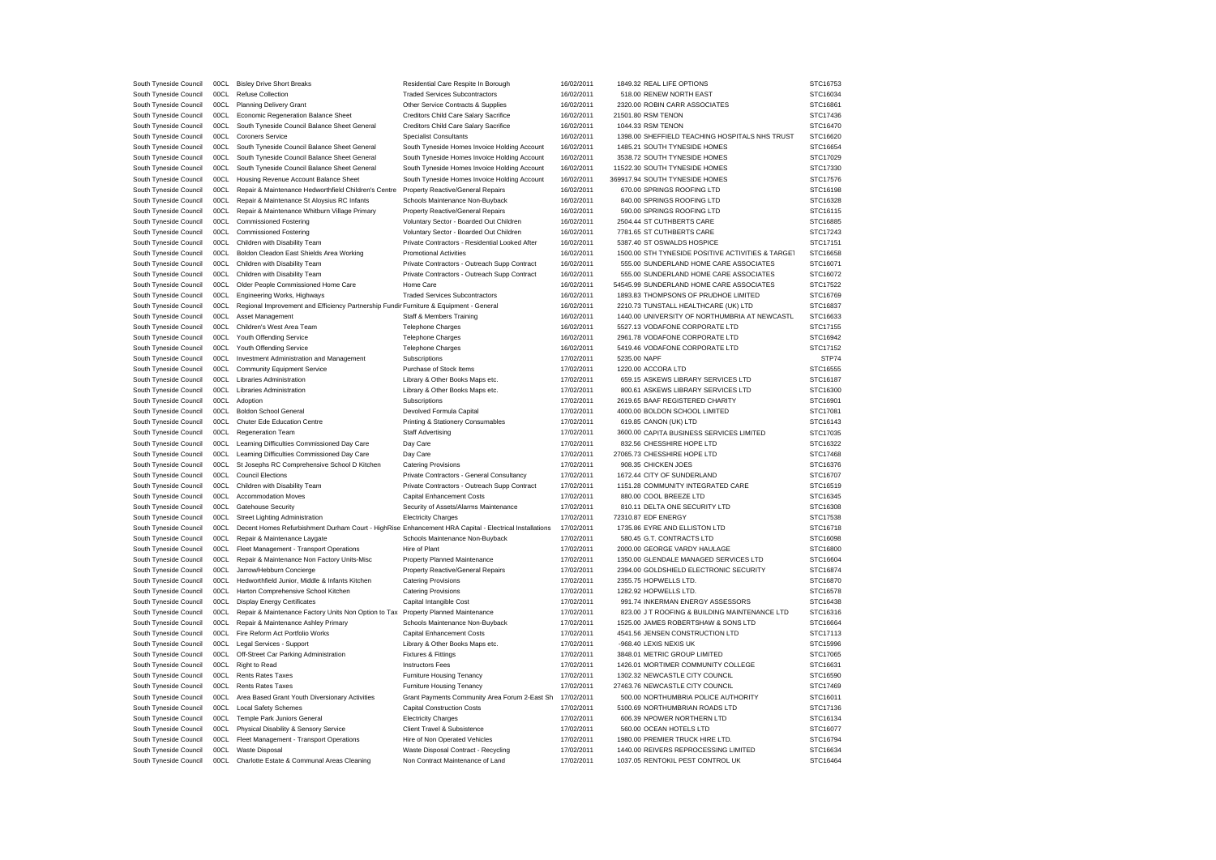| | | | | | | | |
|---|---|---|---|---|---|---|---|
| South Tyneside Council | 00CL | Bisley Drive Short Breaks | Residential Care Respite In Borough | 16/02/2011 | 1849.32 | REAL LIFE OPTIONS | STC16753 |
| South Tyneside Council | 00CL | Refuse Collection | Traded Services Subcontractors | 16/02/2011 | 518.00 | RENEW NORTH EAST | STC16034 |
| South Tyneside Council | 00CL | Planning Delivery Grant | Other Service Contracts & Supplies | 16/02/2011 | 2320.00 | ROBIN CARR ASSOCIATES | STC16861 |
| South Tyneside Council | 00CL | Economic Regeneration Balance Sheet | Creditors Child Care Salary Sacrifice | 16/02/2011 | 21501.80 | RSM TENON | STC17436 |
| South Tyneside Council | 00CL | South Tyneside Council Balance Sheet General | Creditors Child Care Salary Sacrifice | 16/02/2011 | 1044.33 | RSM TENON | STC16470 |
| South Tyneside Council | 00CL | Coroners Service | Specialist Consultants | 16/02/2011 | 1398.00 | SHEFFIELD TEACHING HOSPITALS NHS TRUST | STC16620 |
| South Tyneside Council | 00CL | South Tyneside Council Balance Sheet General | South Tyneside Homes Invoice Holding Account | 16/02/2011 | 1485.21 | SOUTH TYNESIDE HOMES | STC16654 |
| South Tyneside Council | 00CL | South Tyneside Council Balance Sheet General | South Tyneside Homes Invoice Holding Account | 16/02/2011 | 3538.72 | SOUTH TYNESIDE HOMES | STC17029 |
| South Tyneside Council | 00CL | South Tyneside Council Balance Sheet General | South Tyneside Homes Invoice Holding Account | 16/02/2011 | 11522.30 | SOUTH TYNESIDE HOMES | STC17330 |
| South Tyneside Council | 00CL | Housing Revenue Account Balance Sheet | South Tyneside Homes Invoice Holding Account | 16/02/2011 | 369917.94 | SOUTH TYNESIDE HOMES | STC17576 |
| South Tyneside Council | 00CL | Repair & Maintenance Hedworthfield Children's Centre | Property Reactive/General Repairs | 16/02/2011 | 670.00 | SPRINGS ROOFING LTD | STC16198 |
| South Tyneside Council | 00CL | Repair & Maintenance St Aloysius RC Infants | Schools Maintenance Non-Buyback | 16/02/2011 | 840.00 | SPRINGS ROOFING LTD | STC16328 |
| South Tyneside Council | 00CL | Repair & Maintenance Whitburn Village Primary | Property Reactive/General Repairs | 16/02/2011 | 590.00 | SPRINGS ROOFING LTD | STC16115 |
| South Tyneside Council | 00CL | Commissioned Fostering | Voluntary Sector - Boarded Out Children | 16/02/2011 | 2504.44 | ST CUTHBERTS CARE | STC16885 |
| South Tyneside Council | 00CL | Commissioned Fostering | Voluntary Sector - Boarded Out Children | 16/02/2011 | 7781.65 | ST CUTHBERTS CARE | STC17243 |
| South Tyneside Council | 00CL | Children with Disability Team | Private Contractors - Residential Looked After | 16/02/2011 | 5387.40 | ST OSWALDS HOSPICE | STC17151 |
| South Tyneside Council | 00CL | Boldon Cleadon East Shields Area Working | Promotional Activities | 16/02/2011 | 1500.00 | STH TYNESIDE POSITIVE ACTIVITIES & TARGET | STC16658 |
| South Tyneside Council | 00CL | Children with Disability Team | Private Contractors - Outreach Supp Contract | 16/02/2011 | 555.00 | SUNDERLAND HOME CARE ASSOCIATES | STC16071 |
| South Tyneside Council | 00CL | Children with Disability Team | Private Contractors - Outreach Supp Contract | 16/02/2011 | 555.00 | SUNDERLAND HOME CARE ASSOCIATES | STC16072 |
| South Tyneside Council | 00CL | Older People Commissioned Home Care | Home Care | 16/02/2011 | 54545.99 | SUNDERLAND HOME CARE ASSOCIATES | STC17522 |
| South Tyneside Council | 00CL | Engineering Works, Highways | Traded Services Subcontractors | 16/02/2011 | 1893.83 | THOMPSONS OF PRUDHOE LIMITED | STC16769 |
| South Tyneside Council | 00CL | Regional Improvement and Efficiency Partnership Fundir | Furniture & Equipment - General | 16/02/2011 | 2210.73 | TUNSTALL HEALTHCARE (UK) LTD | STC16837 |
| South Tyneside Council | 00CL | Asset Management | Staff & Members Training | 16/02/2011 | 1440.00 | UNIVERSITY OF NORTHUMBRIA AT NEWCASTL | STC16633 |
| South Tyneside Council | 00CL | Children's West Area Team | Telephone Charges | 16/02/2011 | 5527.13 | VODAFONE CORPORATE LTD | STC17155 |
| South Tyneside Council | 00CL | Youth Offending Service | Telephone Charges | 16/02/2011 | 2961.78 | VODAFONE CORPORATE LTD | STC16942 |
| South Tyneside Council | 00CL | Youth Offending Service | Telephone Charges | 16/02/2011 | 5419.46 | VODAFONE CORPORATE LTD | STC17152 |
| South Tyneside Council | 00CL | Investment Administration and Management | Subscriptions | 17/02/2011 | 5235.00 | NAPF | STP74 |
| South Tyneside Council | 00CL | Community Equipment Service | Purchase of Stock Items | 17/02/2011 | 1220.00 | ACCORA LTD | STC16555 |
| South Tyneside Council | 00CL | Libraries Administration | Library & Other Books Maps etc. | 17/02/2011 | 659.15 | ASKEWS LIBRARY SERVICES LTD | STC16187 |
| South Tyneside Council | 00CL | Libraries Administration | Library & Other Books Maps etc. | 17/02/2011 | 800.61 | ASKEWS LIBRARY SERVICES LTD | STC16300 |
| South Tyneside Council | 00CL | Adoption | Subscriptions | 17/02/2011 | 2619.65 | BAAF REGISTERED CHARITY | STC16901 |
| South Tyneside Council | 00CL | Boldon School General | Devolved Formula Capital | 17/02/2011 | 4000.00 | BOLDON SCHOOL LIMITED | STC17081 |
| South Tyneside Council | 00CL | Chuter Ede Education Centre | Printing & Stationery Consumables | 17/02/2011 | 619.85 | CANON (UK) LTD | STC16143 |
| South Tyneside Council | 00CL | Regeneration Team | Staff Advertising | 17/02/2011 | 3600.00 | CAPITA BUSINESS SERVICES LIMITED | STC17035 |
| South Tyneside Council | 00CL | Learning Difficulties Commissioned Day Care | Day Care | 17/02/2011 | 832.56 | CHESSHIRE HOPE LTD | STC16322 |
| South Tyneside Council | 00CL | Learning Difficulties Commissioned Day Care | Day Care | 17/02/2011 | 27065.73 | CHESSHIRE HOPE LTD | STC17468 |
| South Tyneside Council | 00CL | St Josephs RC Comprehensive School D Kitchen | Catering Provisions | 17/02/2011 | 908.35 | CHICKEN JOES | STC16376 |
| South Tyneside Council | 00CL | Council Elections | Private Contractors - General Consultancy | 17/02/2011 | 1672.44 | CITY OF SUNDERLAND | STC16707 |
| South Tyneside Council | 00CL | Children with Disability Team | Private Contractors - Outreach Supp Contract | 17/02/2011 | 1151.28 | COMMUNITY INTEGRATED CARE | STC16519 |
| South Tyneside Council | 00CL | Accommodation Moves | Capital Enhancement Costs | 17/02/2011 | 880.00 | COOL BREEZE LTD | STC16345 |
| South Tyneside Council | 00CL | Gatehouse Security | Security of Assets/Alarms Maintenance | 17/02/2011 | 810.11 | DELTA ONE SECURITY LTD | STC16308 |
| South Tyneside Council | 00CL | Street Lighting Administration | Electricity Charges | 17/02/2011 | 72310.87 | EDF ENERGY | STC17538 |
| South Tyneside Council | 00CL | Decent Homes Refurbishment Durham Court - HighRise | Enhancement HRA Capital - Electrical Installations | 17/02/2011 | 1735.86 | EYRE AND ELLISTON LTD | STC16718 |
| South Tyneside Council | 00CL | Repair & Maintenance Laygate | Schools Maintenance Non-Buyback | 17/02/2011 | 580.45 | G.T. CONTRACTS LTD | STC16098 |
| South Tyneside Council | 00CL | Fleet Management - Transport Operations | Hire of Plant | 17/02/2011 | 2000.00 | GEORGE VARDY HAULAGE | STC16800 |
| South Tyneside Council | 00CL | Repair & Maintenance Non Factory Units-Misc | Property Planned Maintenance | 17/02/2011 | 1350.00 | GLENDALE MANAGED SERVICES LTD | STC16604 |
| South Tyneside Council | 00CL | Jarrow/Hebburn Concierge | Property Reactive/General Repairs | 17/02/2011 | 2394.00 | GOLDSHIELD ELECTRONIC SECURITY | STC16874 |
| South Tyneside Council | 00CL | Hedworthfield Junior, Middle & Infants Kitchen | Catering Provisions | 17/02/2011 | 2355.75 | HOPWELLS LTD. | STC16870 |
| South Tyneside Council | 00CL | Harton Comprehensive School Kitchen | Catering Provisions | 17/02/2011 | 1282.92 | HOPWELLS LTD. | STC16578 |
| South Tyneside Council | 00CL | Display Energy Certificates | Capital Intangible Cost | 17/02/2011 | 991.74 | INKERMAN ENERGY ASSESSORS | STC16438 |
| South Tyneside Council | 00CL | Repair & Maintenance Factory Units Non Option to Tax | Property Planned Maintenance | 17/02/2011 | 823.00 | J T ROOFING & BUILDING MAINTENANCE LTD | STC16316 |
| South Tyneside Council | 00CL | Repair & Maintenance Ashley Primary | Schools Maintenance Non-Buyback | 17/02/2011 | 1525.00 | JAMES ROBERTSHAW & SONS LTD | STC16664 |
| South Tyneside Council | 00CL | Fire Reform Act Portfolio Works | Capital Enhancement Costs | 17/02/2011 | 4541.56 | JENSEN CONSTRUCTION LTD | STC17113 |
| South Tyneside Council | 00CL | Legal Services - Support | Library & Other Books Maps etc. | 17/02/2011 | -968.40 | LEXIS NEXIS UK | STC15996 |
| South Tyneside Council | 00CL | Off-Street Car Parking Administration | Fixtures & Fittings | 17/02/2011 | 3848.01 | METRIC GROUP LIMITED | STC17065 |
| South Tyneside Council | 00CL | Right to Read | Instructors Fees | 17/02/2011 | 1426.01 | MORTIMER COMMUNITY COLLEGE | STC16631 |
| South Tyneside Council | 00CL | Rents Rates Taxes | Furniture Housing Tenancy | 17/02/2011 | 1302.32 | NEWCASTLE CITY COUNCIL | STC16590 |
| South Tyneside Council | 00CL | Rents Rates Taxes | Furniture Housing Tenancy | 17/02/2011 | 27463.76 | NEWCASTLE CITY COUNCIL | STC17469 |
| South Tyneside Council | 00CL | Area Based Grant Youth Diversionary Activities | Grant Payments Community Area Forum 2-East Sh | 17/02/2011 | 500.00 | NORTHUMBRIA POLICE AUTHORITY | STC16011 |
| South Tyneside Council | 00CL | Local Safety Schemes | Capital Construction Costs | 17/02/2011 | 5100.69 | NORTHUMBRIAN ROADS LTD | STC17136 |
| South Tyneside Council | 00CL | Temple Park Juniors General | Electricity Charges | 17/02/2011 | 606.39 | NPOWER NORTHERN LTD | STC16134 |
| South Tyneside Council | 00CL | Physical Disability & Sensory Service | Client Travel & Subsistence | 17/02/2011 | 560.00 | OCEAN HOTELS LTD | STC16077 |
| South Tyneside Council | 00CL | Fleet Management - Transport Operations | Hire of Non Operated Vehicles | 17/02/2011 | 1980.00 | PREMIER TRUCK HIRE LTD. | STC16794 |
| South Tyneside Council | 00CL | Waste Disposal | Waste Disposal Contract - Recycling | 17/02/2011 | 1440.00 | REIVERS REPROCESSING LIMITED | STC16634 |
| South Tyneside Council | 00CL | Charlotte Estate & Communal Areas Cleaning | Non Contract Maintenance of Land | 17/02/2011 | 1037.05 | RENTOKIL PEST CONTROL UK | STC16464 |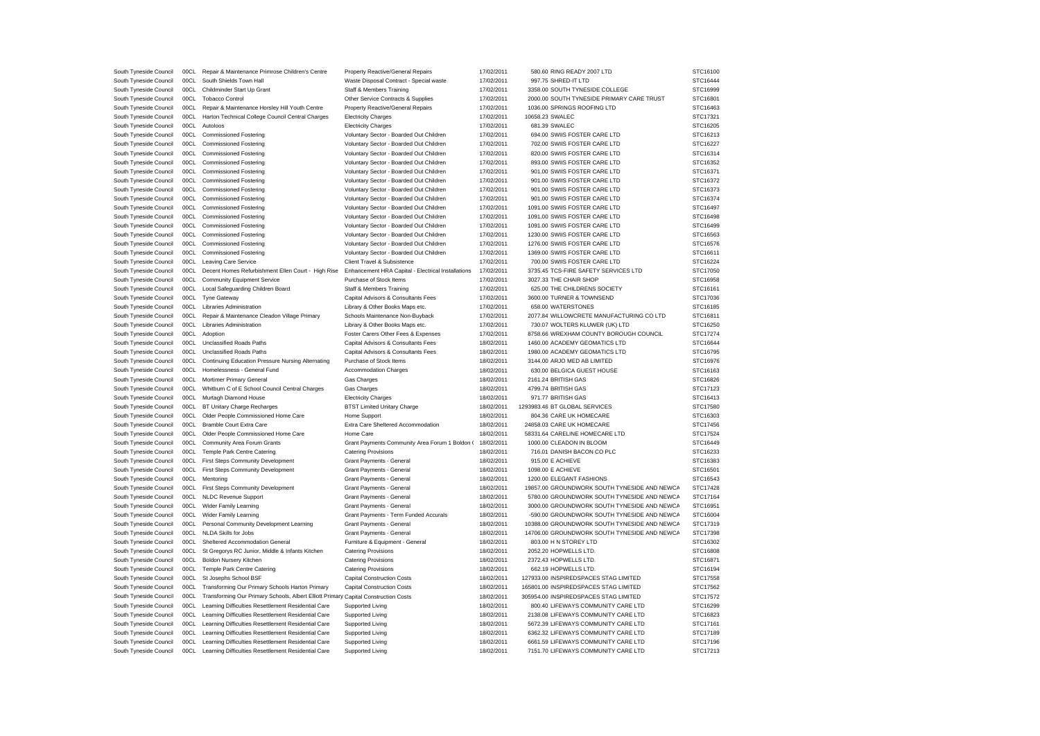| | | | | | | | |
|---|---|---|---|---|---|---|---|
| South Tyneside Council | 00CL | Repair & Maintenance Primrose Children's Centre | Property Reactive/General Repairs | 17/02/2011 | 580.60 | RING READY 2007 LTD | STC16100 |
| South Tyneside Council | 00CL | South Shields Town Hall | Waste Disposal Contract - Special waste | 17/02/2011 | 997.75 | SHRED-IT LTD | STC16444 |
| South Tyneside Council | 00CL | Childminder Start Up Grant | Staff & Members Training | 17/02/2011 | 3358.00 | SOUTH TYNESIDE COLLEGE | STC16999 |
| South Tyneside Council | 00CL | Tobacco Control | Other Service Contracts & Supplies | 17/02/2011 | 2000.00 | SOUTH TYNESIDE PRIMARY CARE TRUST | STC16801 |
| South Tyneside Council | 00CL | Repair & Maintenance Horsley Hill Youth Centre | Property Reactive/General Repairs | 17/02/2011 | 1036.00 | SPRINGS ROOFING LTD | STC16463 |
| South Tyneside Council | 00CL | Harton Technical College Council Central Charges | Electricity Charges | 17/02/2011 | 10658.23 | SWALEC | STC17321 |
| South Tyneside Council | 00CL | Autoloos | Electricity Charges | 17/02/2011 | 681.39 | SWALEC | STC16205 |
| South Tyneside Council | 00CL | Commissioned Fostering | Voluntary Sector - Boarded Out Children | 17/02/2011 | 694.00 | SWIIS FOSTER CARE LTD | STC16213 |
| South Tyneside Council | 00CL | Commissioned Fostering | Voluntary Sector - Boarded Out Children | 17/02/2011 | 702.00 | SWIIS FOSTER CARE LTD | STC16227 |
| South Tyneside Council | 00CL | Commissioned Fostering | Voluntary Sector - Boarded Out Children | 17/02/2011 | 820.00 | SWIIS FOSTER CARE LTD | STC16314 |
| South Tyneside Council | 00CL | Commissioned Fostering | Voluntary Sector - Boarded Out Children | 17/02/2011 | 893.00 | SWIIS FOSTER CARE LTD | STC16352 |
| South Tyneside Council | 00CL | Commissioned Fostering | Voluntary Sector - Boarded Out Children | 17/02/2011 | 901.00 | SWIIS FOSTER CARE LTD | STC16371 |
| South Tyneside Council | 00CL | Commissioned Fostering | Voluntary Sector - Boarded Out Children | 17/02/2011 | 901.00 | SWIIS FOSTER CARE LTD | STC16372 |
| South Tyneside Council | 00CL | Commissioned Fostering | Voluntary Sector - Boarded Out Children | 17/02/2011 | 901.00 | SWIIS FOSTER CARE LTD | STC16373 |
| South Tyneside Council | 00CL | Commissioned Fostering | Voluntary Sector - Boarded Out Children | 17/02/2011 | 901.00 | SWIIS FOSTER CARE LTD | STC16374 |
| South Tyneside Council | 00CL | Commissioned Fostering | Voluntary Sector - Boarded Out Children | 17/02/2011 | 1091.00 | SWIIS FOSTER CARE LTD | STC16497 |
| South Tyneside Council | 00CL | Commissioned Fostering | Voluntary Sector - Boarded Out Children | 17/02/2011 | 1091.00 | SWIIS FOSTER CARE LTD | STC16498 |
| South Tyneside Council | 00CL | Commissioned Fostering | Voluntary Sector - Boarded Out Children | 17/02/2011 | 1091.00 | SWIIS FOSTER CARE LTD | STC16499 |
| South Tyneside Council | 00CL | Commissioned Fostering | Voluntary Sector - Boarded Out Children | 17/02/2011 | 1230.00 | SWIIS FOSTER CARE LTD | STC16563 |
| South Tyneside Council | 00CL | Commissioned Fostering | Voluntary Sector - Boarded Out Children | 17/02/2011 | 1276.00 | SWIIS FOSTER CARE LTD | STC16576 |
| South Tyneside Council | 00CL | Commissioned Fostering | Voluntary Sector - Boarded Out Children | 17/02/2011 | 1369.00 | SWIIS FOSTER CARE LTD | STC16611 |
| South Tyneside Council | 00CL | Leaving Care Service | Client Travel & Subsistence | 17/02/2011 | 700.00 | SWIIS FOSTER CARE LTD | STC16224 |
| South Tyneside Council | 00CL | Decent Homes Refurbishment Ellen Court - High Rise | Enhancement HRA Capital - Electrical Installations | 17/02/2011 | 3735.45 | TCS-FIRE SAFETY SERVICES LTD | STC17050 |
| South Tyneside Council | 00CL | Community Equipment Service | Purchase of Stock Items | 17/02/2011 | 3027.33 | THE CHAIR SHOP | STC16958 |
| South Tyneside Council | 00CL | Local Safeguarding Children Board | Staff & Members Training | 17/02/2011 | 625.00 | THE CHILDRENS SOCIETY | STC16161 |
| South Tyneside Council | 00CL | Tyne Gateway | Capital Advisors & Consultants Fees | 17/02/2011 | 3600.00 | TURNER & TOWNSEND | STC17036 |
| South Tyneside Council | 00CL | Libraries Administration | Library & Other Books Maps etc. | 17/02/2011 | 658.00 | WATERSTONES | STC16185 |
| South Tyneside Council | 00CL | Repair & Maintenance Cleadon Village Primary | Schools Maintenance Non-Buyback | 17/02/2011 | 2077.84 | WILLOWCRETE MANUFACTURING CO LTD | STC16811 |
| South Tyneside Council | 00CL | Libraries Administration | Library & Other Books Maps etc. | 17/02/2011 | 730.07 | WOLTERS KLUWER (UK) LTD | STC16250 |
| South Tyneside Council | 00CL | Adoption | Foster Carers Other Fees & Expenses | 17/02/2011 | 8758.66 | WREXHAM COUNTY BOROUGH COUNCIL | STC17274 |
| South Tyneside Council | 00CL | Unclassified Roads Paths | Capital Advisors & Consultants Fees | 18/02/2011 | 1460.00 | ACADEMY GEOMATICS LTD | STC16644 |
| South Tyneside Council | 00CL | Unclassified Roads Paths | Capital Advisors & Consultants Fees | 18/02/2011 | 1980.00 | ACADEMY GEOMATICS LTD | STC16795 |
| South Tyneside Council | 00CL | Continuing Education Pressure Nursing Alternating | Purchase of Stock Items | 18/02/2011 | 3144.00 | ARJO MED AB LIMITED | STC16976 |
| South Tyneside Council | 00CL | Homelessness - General Fund | Accommodation Charges | 18/02/2011 | 630.00 | BELGICA GUEST HOUSE | STC16163 |
| South Tyneside Council | 00CL | Mortimer Primary General | Gas Charges | 18/02/2011 | 2161.24 | BRITISH GAS | STC16826 |
| South Tyneside Council | 00CL | Whitburn C of E School Council Central Charges | Gas Charges | 18/02/2011 | 4799.74 | BRITISH GAS | STC17123 |
| South Tyneside Council | 00CL | Murtagh Diamond House | Electricity Charges | 18/02/2011 | 971.77 | BRITISH GAS | STC16413 |
| South Tyneside Council | 00CL | BT Unitary Charge Recharges | BTST Limited Unitary Charge | 18/02/2011 | 1293983.46 | BT GLOBAL SERVICES | STC17580 |
| South Tyneside Council | 00CL | Older People Commissioned Home Care | Home Support | 18/02/2011 | 804.36 | CARE UK HOMECARE | STC16303 |
| South Tyneside Council | 00CL | Bramble Court Extra Care | Extra Care Sheltered Accommodation | 18/02/2011 | 24858.03 | CARE UK HOMECARE | STC17456 |
| South Tyneside Council | 00CL | Older People Commissioned Home Care | Home Care | 18/02/2011 | 58331.64 | CARELINE HOMECARE LTD | STC17524 |
| South Tyneside Council | 00CL | Community Area Forum Grants | Grant Payments Community Area Forum 1 Boldon ( | 18/02/2011 | 1000.00 | CLEADON IN BLOOM | STC16449 |
| South Tyneside Council | 00CL | Temple Park Centre Catering | Catering Provisions | 18/02/2011 | 716.01 | DANISH BACON CO PLC | STC16233 |
| South Tyneside Council | 00CL | First Steps Community Development | Grant Payments - General | 18/02/2011 | 915.00 | E ACHIEVE | STC16383 |
| South Tyneside Council | 00CL | First Steps Community Development | Grant Payments - General | 18/02/2011 | 1098.00 | E ACHIEVE | STC16501 |
| South Tyneside Council | 00CL | Mentoring | Grant Payments - General | 18/02/2011 | 1200.00 | ELEGANT FASHIONS | STC16543 |
| South Tyneside Council | 00CL | First Steps Community Development | Grant Payments - General | 18/02/2011 | 19857.00 | GROUNDWORK SOUTH TYNESIDE AND NEWCA | STC17428 |
| South Tyneside Council | 00CL | NLDC Revenue Support | Grant Payments - General | 18/02/2011 | 5780.00 | GROUNDWORK SOUTH TYNESIDE AND NEWCA | STC17164 |
| South Tyneside Council | 00CL | Wider Family Learning | Grant Payments - General | 18/02/2011 | 3000.00 | GROUNDWORK SOUTH TYNESIDE AND NEWCA | STC16951 |
| South Tyneside Council | 00CL | Wider Family Learning | Grant Payments - Term Funded Accurals | 18/02/2011 | -590.00 | GROUNDWORK SOUTH TYNESIDE AND NEWCA | STC16004 |
| South Tyneside Council | 00CL | Personal Community Development Learning | Grant Payments - General | 18/02/2011 | 10388.00 | GROUNDWORK SOUTH TYNESIDE AND NEWCA | STC17319 |
| South Tyneside Council | 00CL | NLDA Skills for Jobs | Grant Payments - General | 18/02/2011 | 14706.00 | GROUNDWORK SOUTH TYNESIDE AND NEWCA | STC17398 |
| South Tyneside Council | 00CL | Sheltered Accommodation General | Furniture & Equipment - General | 18/02/2011 | 803.00 | H N STOREY LTD | STC16302 |
| South Tyneside Council | 00CL | St Gregorys RC Junior, Middle & Infants Kitchen | Catering Provisions | 18/02/2011 | 2052.20 | HOPWELLS LTD. | STC16808 |
| South Tyneside Council | 00CL | Boldon Nursery Kitchen | Catering Provisions | 18/02/2011 | 2372.43 | HOPWELLS LTD. | STC16871 |
| South Tyneside Council | 00CL | Temple Park Centre Catering | Catering Provisions | 18/02/2011 | 662.19 | HOPWELLS LTD. | STC16194 |
| South Tyneside Council | 00CL | St Josephs School BSF | Capital Construction Costs | 18/02/2011 | 127933.00 | INSPIREDSPACES STAG LIMITED | STC17558 |
| South Tyneside Council | 00CL | Transforming Our Primary Schools Harton Primary | Capital Construction Costs | 18/02/2011 | 165801.00 | INSPIREDSPACES STAG LIMITED | STC17562 |
| South Tyneside Council | 00CL | Transforming Our Primary Schools, Albert Elliott Primary | Capital Construction Costs | 18/02/2011 | 305954.00 | INSPIREDSPACES STAG LIMITED | STC17572 |
| South Tyneside Council | 00CL | Learning Difficulties Resettlement Residential Care | Supported Living | 18/02/2011 | 800.40 | LIFEWAYS COMMUNITY CARE LTD | STC16299 |
| South Tyneside Council | 00CL | Learning Difficulties Resettlement Residential Care | Supported Living | 18/02/2011 | 2138.08 | LIFEWAYS COMMUNITY CARE LTD | STC16823 |
| South Tyneside Council | 00CL | Learning Difficulties Resettlement Residential Care | Supported Living | 18/02/2011 | 5672.39 | LIFEWAYS COMMUNITY CARE LTD | STC17161 |
| South Tyneside Council | 00CL | Learning Difficulties Resettlement Residential Care | Supported Living | 18/02/2011 | 6362.32 | LIFEWAYS COMMUNITY CARE LTD | STC17189 |
| South Tyneside Council | 00CL | Learning Difficulties Resettlement Residential Care | Supported Living | 18/02/2011 | 6661.59 | LIFEWAYS COMMUNITY CARE LTD | STC17196 |
| South Tyneside Council | 00CL | Learning Difficulties Resettlement Residential Care | Supported Living | 18/02/2011 | 7151.70 | LIFEWAYS COMMUNITY CARE LTD | STC17213 |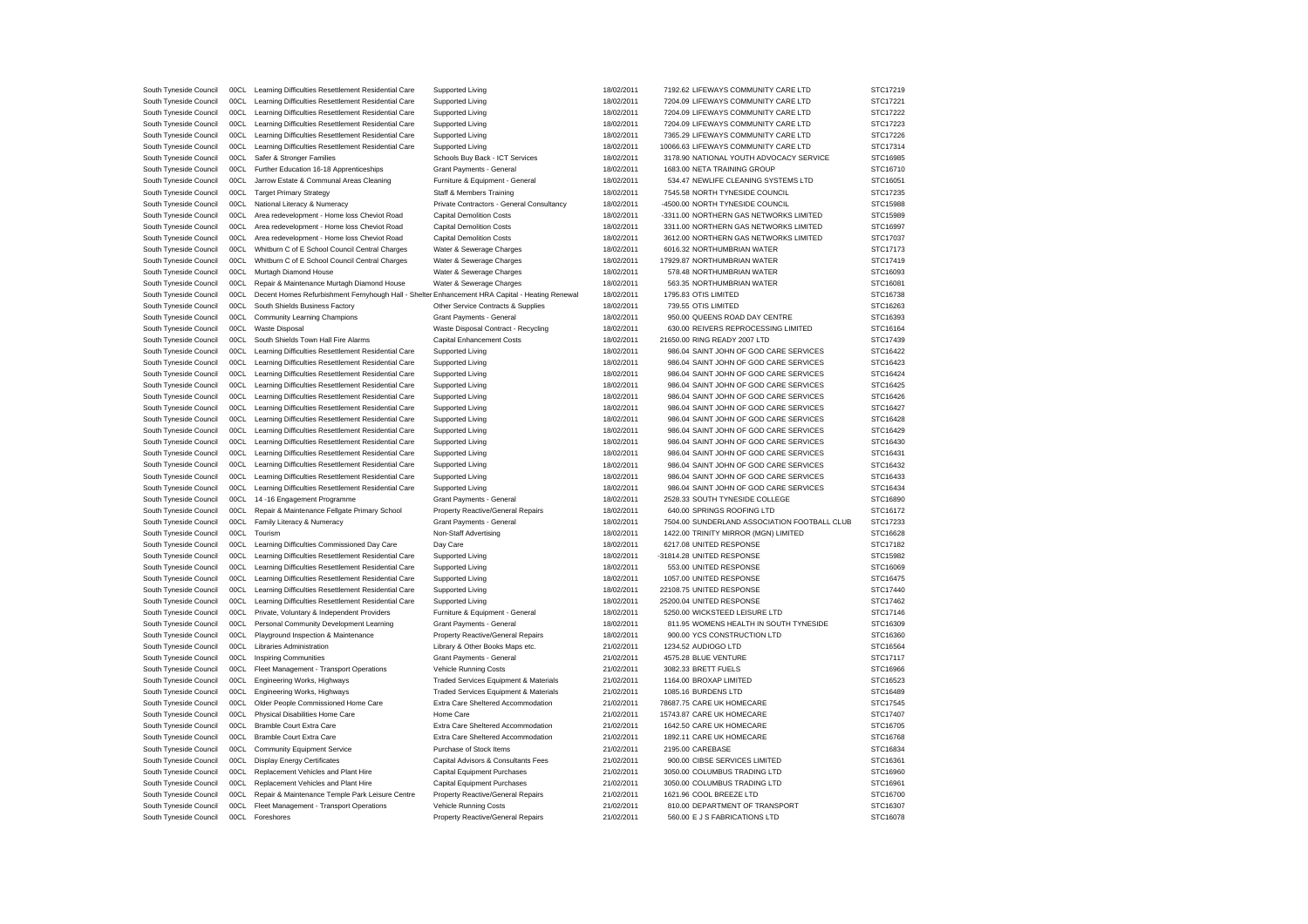| | | | | | | | |
|---|---|---|---|---|---|---|---|
| South Tyneside Council | 00CL | Learning Difficulties Resettlement Residential Care | Supported Living | 18/02/2011 | 7192.62 | LIFEWAYS COMMUNITY CARE LTD | STC17219 |
| South Tyneside Council | 00CL | Learning Difficulties Resettlement Residential Care | Supported Living | 18/02/2011 | 7204.09 | LIFEWAYS COMMUNITY CARE LTD | STC17221 |
| South Tyneside Council | 00CL | Learning Difficulties Resettlement Residential Care | Supported Living | 18/02/2011 | 7204.09 | LIFEWAYS COMMUNITY CARE LTD | STC17222 |
| South Tyneside Council | 00CL | Learning Difficulties Resettlement Residential Care | Supported Living | 18/02/2011 | 7204.09 | LIFEWAYS COMMUNITY CARE LTD | STC17223 |
| South Tyneside Council | 00CL | Learning Difficulties Resettlement Residential Care | Supported Living | 18/02/2011 | 7365.29 | LIFEWAYS COMMUNITY CARE LTD | STC17226 |
| South Tyneside Council | 00CL | Learning Difficulties Resettlement Residential Care | Supported Living | 18/02/2011 | 10066.63 | LIFEWAYS COMMUNITY CARE LTD | STC17314 |
| South Tyneside Council | 00CL | Safer & Stronger Families | Schools Buy Back - ICT Services | 18/02/2011 | 3178.90 | NATIONAL YOUTH ADVOCACY SERVICE | STC16985 |
| South Tyneside Council | 00CL | Further Education 16-18 Apprenticeships | Grant Payments - General | 18/02/2011 | 1683.00 | NETA TRAINING GROUP | STC16710 |
| South Tyneside Council | 00CL | Jarrow Estate & Communal Areas Cleaning | Furniture & Equipment - General | 18/02/2011 | 534.47 | NEWLIFE CLEANING SYSTEMS LTD | STC16051 |
| South Tyneside Council | 00CL | Target Primary Strategy | Staff & Members Training | 18/02/2011 | 7545.58 | NORTH TYNESIDE COUNCIL | STC17235 |
| South Tyneside Council | 00CL | National Literacy & Numeracy | Private Contractors - General Consultancy | 18/02/2011 | -4500.00 | NORTH TYNESIDE COUNCIL | STC15988 |
| South Tyneside Council | 00CL | Area redevelopment - Home loss Cheviot Road | Capital Demolition Costs | 18/02/2011 | -3311.00 | NORTHERN GAS NETWORKS LIMITED | STC15989 |
| South Tyneside Council | 00CL | Area redevelopment - Home loss Cheviot Road | Capital Demolition Costs | 18/02/2011 | 3311.00 | NORTHERN GAS NETWORKS LIMITED | STC16997 |
| South Tyneside Council | 00CL | Area redevelopment - Home loss Cheviot Road | Capital Demolition Costs | 18/02/2011 | 3612.00 | NORTHERN GAS NETWORKS LIMITED | STC17037 |
| South Tyneside Council | 00CL | Whitburn C of E School Council Central Charges | Water & Sewerage Charges | 18/02/2011 | 6016.32 | NORTHUMBRIAN WATER | STC17173 |
| South Tyneside Council | 00CL | Whitburn C of E School Council Central Charges | Water & Sewerage Charges | 18/02/2011 | 17929.87 | NORTHUMBRIAN WATER | STC17419 |
| South Tyneside Council | 00CL | Murtagh Diamond House | Water & Sewerage Charges | 18/02/2011 | 578.48 | NORTHUMBRIAN WATER | STC16093 |
| South Tyneside Council | 00CL | Repair & Maintenance Murtagh Diamond House | Water & Sewerage Charges | 18/02/2011 | 563.35 | NORTHUMBRIAN WATER | STC16081 |
| South Tyneside Council | 00CL | Decent Homes Refurbishment Fernyhough Hall - Shelter | Enhancement HRA Capital - Heating Renewal | 18/02/2011 | 1795.83 | OTIS LIMITED | STC16738 |
| South Tyneside Council | 00CL | South Shields Business Factory | Other Service Contracts & Supplies | 18/02/2011 | 739.55 | OTIS LIMITED | STC16263 |
| South Tyneside Council | 00CL | Community Learning Champions | Grant Payments - General | 18/02/2011 | 950.00 | QUEENS ROAD DAY CENTRE | STC16393 |
| South Tyneside Council | 00CL | Waste Disposal | Waste Disposal Contract - Recycling | 18/02/2011 | 630.00 | REIVERS REPROCESSING LIMITED | STC16164 |
| South Tyneside Council | 00CL | South Shields Town Hall Fire Alarms | Capital Enhancement Costs | 18/02/2011 | 21650.00 | RING READY 2007 LTD | STC17439 |
| South Tyneside Council | 00CL | Learning Difficulties Resettlement Residential Care | Supported Living | 18/02/2011 | 986.04 | SAINT JOHN OF GOD CARE SERVICES | STC16422 |
| South Tyneside Council | 00CL | Learning Difficulties Resettlement Residential Care | Supported Living | 18/02/2011 | 986.04 | SAINT JOHN OF GOD CARE SERVICES | STC16423 |
| South Tyneside Council | 00CL | Learning Difficulties Resettlement Residential Care | Supported Living | 18/02/2011 | 986.04 | SAINT JOHN OF GOD CARE SERVICES | STC16424 |
| South Tyneside Council | 00CL | Learning Difficulties Resettlement Residential Care | Supported Living | 18/02/2011 | 986.04 | SAINT JOHN OF GOD CARE SERVICES | STC16425 |
| South Tyneside Council | 00CL | Learning Difficulties Resettlement Residential Care | Supported Living | 18/02/2011 | 986.04 | SAINT JOHN OF GOD CARE SERVICES | STC16426 |
| South Tyneside Council | 00CL | Learning Difficulties Resettlement Residential Care | Supported Living | 18/02/2011 | 986.04 | SAINT JOHN OF GOD CARE SERVICES | STC16427 |
| South Tyneside Council | 00CL | Learning Difficulties Resettlement Residential Care | Supported Living | 18/02/2011 | 986.04 | SAINT JOHN OF GOD CARE SERVICES | STC16428 |
| South Tyneside Council | 00CL | Learning Difficulties Resettlement Residential Care | Supported Living | 18/02/2011 | 986.04 | SAINT JOHN OF GOD CARE SERVICES | STC16429 |
| South Tyneside Council | 00CL | Learning Difficulties Resettlement Residential Care | Supported Living | 18/02/2011 | 986.04 | SAINT JOHN OF GOD CARE SERVICES | STC16430 |
| South Tyneside Council | 00CL | Learning Difficulties Resettlement Residential Care | Supported Living | 18/02/2011 | 986.04 | SAINT JOHN OF GOD CARE SERVICES | STC16431 |
| South Tyneside Council | 00CL | Learning Difficulties Resettlement Residential Care | Supported Living | 18/02/2011 | 986.04 | SAINT JOHN OF GOD CARE SERVICES | STC16432 |
| South Tyneside Council | 00CL | Learning Difficulties Resettlement Residential Care | Supported Living | 18/02/2011 | 986.04 | SAINT JOHN OF GOD CARE SERVICES | STC16433 |
| South Tyneside Council | 00CL | Learning Difficulties Resettlement Residential Care | Supported Living | 18/02/2011 | 986.04 | SAINT JOHN OF GOD CARE SERVICES | STC16434 |
| South Tyneside Council | 00CL | 14 -16 Engagement Programme | Grant Payments - General | 18/02/2011 | 2528.33 | SOUTH TYNESIDE COLLEGE | STC16890 |
| South Tyneside Council | 00CL | Repair & Maintenance Fellgate Primary School | Property Reactive/General Repairs | 18/02/2011 | 640.00 | SPRINGS ROOFING LTD | STC16172 |
| South Tyneside Council | 00CL | Family Literacy & Numeracy | Grant Payments - General | 18/02/2011 | 7504.00 | SUNDERLAND ASSOCIATION FOOTBALL CLUB | STC17233 |
| South Tyneside Council | 00CL | Tourism | Non-Staff Advertising | 18/02/2011 | 1422.00 | TRINITY MIRROR (MGN) LIMITED | STC16628 |
| South Tyneside Council | 00CL | Learning Difficulties Commissioned Day Care | Day Care | 18/02/2011 | 6217.08 | UNITED RESPONSE | STC17182 |
| South Tyneside Council | 00CL | Learning Difficulties Resettlement Residential Care | Supported Living | 18/02/2011 | -31814.28 | UNITED RESPONSE | STC15982 |
| South Tyneside Council | 00CL | Learning Difficulties Resettlement Residential Care | Supported Living | 18/02/2011 | 553.00 | UNITED RESPONSE | STC16069 |
| South Tyneside Council | 00CL | Learning Difficulties Resettlement Residential Care | Supported Living | 18/02/2011 | 1057.00 | UNITED RESPONSE | STC16475 |
| South Tyneside Council | 00CL | Learning Difficulties Resettlement Residential Care | Supported Living | 18/02/2011 | 22108.75 | UNITED RESPONSE | STC17440 |
| South Tyneside Council | 00CL | Learning Difficulties Resettlement Residential Care | Supported Living | 18/02/2011 | 25200.04 | UNITED RESPONSE | STC17462 |
| South Tyneside Council | 00CL | Private, Voluntary & Independent Providers | Furniture & Equipment - General | 18/02/2011 | 5250.00 | WICKSTEED LEISURE LTD | STC17146 |
| South Tyneside Council | 00CL | Personal Community Development Learning | Grant Payments - General | 18/02/2011 | 811.95 | WOMENS HEALTH IN SOUTH TYNESIDE | STC16309 |
| South Tyneside Council | 00CL | Playground Inspection & Maintenance | Property Reactive/General Repairs | 18/02/2011 | 900.00 | YCS CONSTRUCTION LTD | STC16360 |
| South Tyneside Council | 00CL | Libraries Administration | Library & Other Books Maps etc. | 21/02/2011 | 1234.52 | AUDIOGO LTD | STC16564 |
| South Tyneside Council | 00CL | Inspiring Communities | Grant Payments - General | 21/02/2011 | 4575.28 | BLUE VENTURE | STC17117 |
| South Tyneside Council | 00CL | Fleet Management - Transport Operations | Vehicle Running Costs | 21/02/2011 | 3082.33 | BRETT FUELS | STC16966 |
| South Tyneside Council | 00CL | Engineering Works, Highways | Traded Services Equipment & Materials | 21/02/2011 | 1164.00 | BROXAP LIMITED | STC16523 |
| South Tyneside Council | 00CL | Engineering Works, Highways | Traded Services Equipment & Materials | 21/02/2011 | 1085.16 | BURDENS LTD | STC16489 |
| South Tyneside Council | 00CL | Older People Commissioned Home Care | Extra Care Sheltered Accommodation | 21/02/2011 | 78687.75 | CARE UK HOMECARE | STC17545 |
| South Tyneside Council | 00CL | Physical Disabilities Home Care | Home Care | 21/02/2011 | 15743.87 | CARE UK HOMECARE | STC17407 |
| South Tyneside Council | 00CL | Bramble Court Extra Care | Extra Care Sheltered Accommodation | 21/02/2011 | 1642.50 | CARE UK HOMECARE | STC16705 |
| South Tyneside Council | 00CL | Bramble Court Extra Care | Extra Care Sheltered Accommodation | 21/02/2011 | 1892.11 | CARE UK HOMECARE | STC16768 |
| South Tyneside Council | 00CL | Community Equipment Service | Purchase of Stock Items | 21/02/2011 | 2195.00 | CAREBASE | STC16834 |
| South Tyneside Council | 00CL | Display Energy Certificates | Capital Advisors & Consultants Fees | 21/02/2011 | 900.00 | CIBSE SERVICES LIMITED | STC16361 |
| South Tyneside Council | 00CL | Replacement Vehicles and Plant Hire | Capital Equipment Purchases | 21/02/2011 | 3050.00 | COLUMBUS TRADING LTD | STC16960 |
| South Tyneside Council | 00CL | Replacement Vehicles and Plant Hire | Capital Equipment Purchases | 21/02/2011 | 3050.00 | COLUMBUS TRADING LTD | STC16961 |
| South Tyneside Council | 00CL | Repair & Maintenance Temple Park Leisure Centre | Property Reactive/General Repairs | 21/02/2011 | 1621.96 | COOL BREEZE LTD | STC16700 |
| South Tyneside Council | 00CL | Fleet Management - Transport Operations | Vehicle Running Costs | 21/02/2011 | 810.00 | DEPARTMENT OF TRANSPORT | STC16307 |
| South Tyneside Council | 00CL | Foreshores | Property Reactive/General Repairs | 21/02/2011 | 560.00 | E J S FABRICATIONS LTD | STC16078 |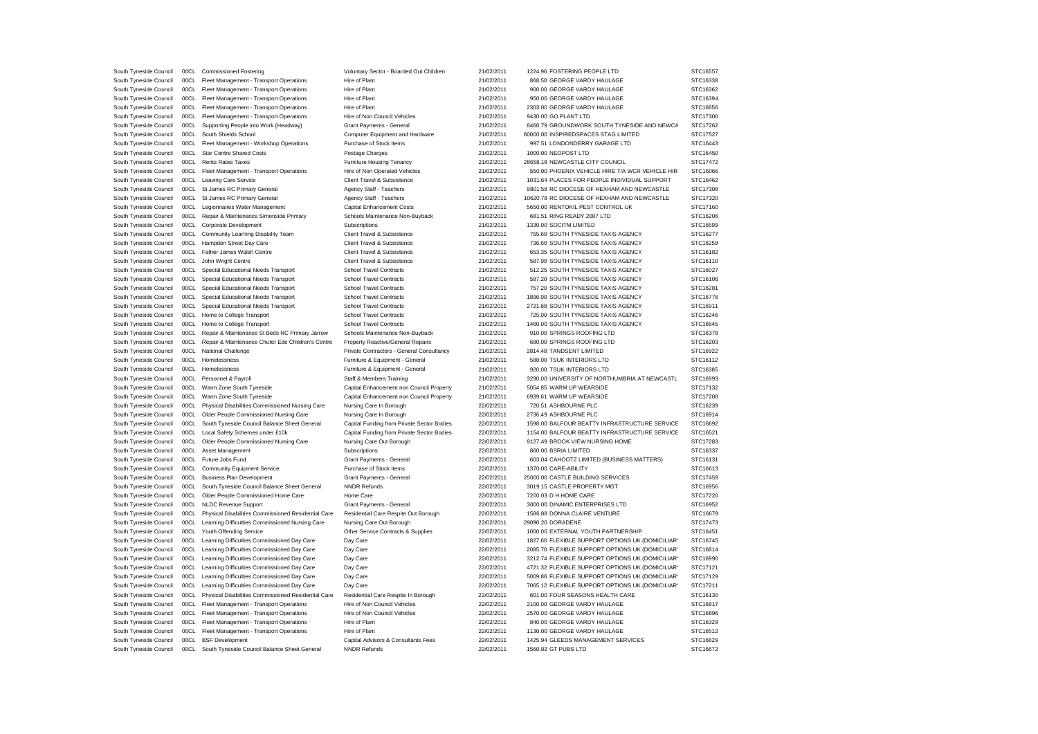| | | | | | | | |
|---|---|---|---|---|---|---|---|
| South Tyneside Council | 00CL | Commissioned Fostering | Voluntary Sector - Boarded Out Children | 21/02/2011 | 1224.96 | FOSTERING PEOPLE LTD | STC16557 |
| South Tyneside Council | 00CL | Fleet Management - Transport Operations | Hire of Plant | 21/02/2011 | 868.50 | GEORGE VARDY HAULAGE | STC16338 |
| South Tyneside Council | 00CL | Fleet Management - Transport Operations | Hire of Plant | 21/02/2011 | 900.00 | GEORGE VARDY HAULAGE | STC16362 |
| South Tyneside Council | 00CL | Fleet Management - Transport Operations | Hire of Plant | 21/02/2011 | 950.00 | GEORGE VARDY HAULAGE | STC16394 |
| South Tyneside Council | 00CL | Fleet Management - Transport Operations | Hire of Plant | 21/02/2011 | 2303.00 | GEORGE VARDY HAULAGE | STC16856 |
| South Tyneside Council | 00CL | Fleet Management - Transport Operations | Hire of Non Council Vehicles | 21/02/2011 | 9430.00 | GO PLANT LTD | STC17300 |
| South Tyneside Council | 00CL | Supporting People into Work (Headway) | Grant Payments - General | 21/02/2011 | 8460.79 | GROUNDWORK SOUTH TYNESIDE AND NEWCA | STC17262 |
| South Tyneside Council | 00CL | South Shields School | Computer Equipment and Hardware | 21/02/2011 | 60000.00 | INSPIREDSPACES STAG LIMITED | STC17527 |
| South Tyneside Council | 00CL | Fleet Management - Workshop Operations | Purchase of Stock Items | 21/02/2011 | 997.51 | LONDONDERRY GARAGE LTD | STC16443 |
| South Tyneside Council | 00CL | Star Centre Shared Costs | Postage Charges | 21/02/2011 | 1000.00 | NEOPOST LTD | STC16450 |
| South Tyneside Council | 00CL | Rents Rates Taxes | Furniture Housing Tenancy | 21/02/2011 | 28658.18 | NEWCASTLE CITY COUNCIL | STC17472 |
| South Tyneside Council | 00CL | Fleet Management - Transport Operations | Hire of Non Operated Vehicles | 21/02/2011 | 550.00 | PHOENIX VEHICLE HIRE T/A WCR VEHICLE HIR | STC16066 |
| South Tyneside Council | 00CL | Leaving Care Service | Client Travel & Subsistence | 21/02/2011 | 1031.64 | PLACES FOR PEOPLE INDIVIDUAL SUPPORT | STC16462 |
| South Tyneside Council | 00CL | St James RC Primary General | Agency Staff - Teachers | 21/02/2011 | 9801.58 | RC DIOCESE OF HEXHAM AND NEWCASTLE | STC17308 |
| South Tyneside Council | 00CL | St James RC Primary General | Agency Staff - Teachers | 21/02/2011 | 10620.78 | RC DIOCESE OF HEXHAM AND NEWCASTLE | STC17320 |
| South Tyneside Council | 00CL | Legionnaires Water Management | Capital Enhancement Costs | 21/02/2011 | 5650.00 | RENTOKIL PEST CONTROL UK | STC17160 |
| South Tyneside Council | 00CL | Repair & Maintenance Simonside Primary | Schools Maintenance Non-Buyback | 21/02/2011 | 681.51 | RING READY 2007 LTD | STC16206 |
| South Tyneside Council | 00CL | Corporate Development | Subscriptions | 21/02/2011 | 1330.00 | SOCITM LIMITED | STC16599 |
| South Tyneside Council | 00CL | Community Learning Disability Team | Client Travel & Subsistence | 21/02/2011 | 755.60 | SOUTH TYNESIDE TAXIS AGENCY | STC16277 |
| South Tyneside Council | 00CL | Hampden Street Day Care | Client Travel & Subsistence | 21/02/2011 | 736.60 | SOUTH TYNESIDE TAXIS AGENCY | STC16259 |
| South Tyneside Council | 00CL | Father James Walsh Centre | Client Travel & Subsistence | 21/02/2011 | 653.35 | SOUTH TYNESIDE TAXIS AGENCY | STC16182 |
| South Tyneside Council | 00CL | John Wright Centre | Client Travel & Subsistence | 21/02/2011 | 587.90 | SOUTH TYNESIDE TAXIS AGENCY | STC16110 |
| South Tyneside Council | 00CL | Special Educational Needs Transport | School Travel Contracts | 21/02/2011 | 512.25 | SOUTH TYNESIDE TAXIS AGENCY | STC16027 |
| South Tyneside Council | 00CL | Special Educational Needs Transport | School Travel Contracts | 21/02/2011 | 587.20 | SOUTH TYNESIDE TAXIS AGENCY | STC16106 |
| South Tyneside Council | 00CL | Special Educational Needs Transport | School Travel Contracts | 21/02/2011 | 757.20 | SOUTH TYNESIDE TAXIS AGENCY | STC16281 |
| South Tyneside Council | 00CL | Special Educational Needs Transport | School Travel Contracts | 21/02/2011 | 1896.90 | SOUTH TYNESIDE TAXIS AGENCY | STC16776 |
| South Tyneside Council | 00CL | Special Educational Needs Transport | School Travel Contracts | 21/02/2011 | 2721.68 | SOUTH TYNESIDE TAXIS AGENCY | STC16911 |
| South Tyneside Council | 00CL | Home to College Transport | School Travel Contracts | 21/02/2011 | 725.00 | SOUTH TYNESIDE TAXIS AGENCY | STC16246 |
| South Tyneside Council | 00CL | Home to College Transport | School Travel Contracts | 21/02/2011 | 1460.00 | SOUTH TYNESIDE TAXIS AGENCY | STC16645 |
| South Tyneside Council | 00CL | Repair & Maintenance St Beds RC Primary Jarrow | Schools Maintenance Non-Buyback | 21/02/2011 | 910.00 | SPRINGS ROOFING LTD | STC16378 |
| South Tyneside Council | 00CL | Repair & Maintenance Chuter Ede Children's Centre | Property Reactive/General Repairs | 21/02/2011 | 680.00 | SPRINGS ROOFING LTD | STC16203 |
| South Tyneside Council | 00CL | National Challenge | Private Contractors - General Consultancy | 21/02/2011 | 2814.48 | TANDSENT LIMITED | STC16922 |
| South Tyneside Council | 00CL | Homelessness | Furniture & Equipment - General | 21/02/2011 | 588.00 | TSUK INTERIORS LTD | STC16112 |
| South Tyneside Council | 00CL | Homelessness | Furniture & Equipment - General | 21/02/2011 | 920.00 | TSUK INTERIORS LTD | STC16385 |
| South Tyneside Council | 00CL | Personnel & Payroll | Staff & Members Training | 21/02/2011 | 3290.00 | UNIVERSITY OF NORTHUMBRIA AT NEWCASTL | STC16993 |
| South Tyneside Council | 00CL | Warm Zone South Tyneside | Capital Enhancement non Council Property | 21/02/2011 | 5054.85 | WARM UP WEARSIDE | STC17132 |
| South Tyneside Council | 00CL | Warm Zone South Tyneside | Capital Enhancement non Council Property | 21/02/2011 | 6939.61 | WARM UP WEARSIDE | STC17208 |
| South Tyneside Council | 00CL | Physical Disabilities Commissioned Nursing Care | Nursing Care In Borough | 22/02/2011 | 720.51 | ASHBOURNE PLC | STC16239 |
| South Tyneside Council | 00CL | Older People Commissioned Nursing Care | Nursing Care In Borough | 22/02/2011 | 2736.49 | ASHBOURNE PLC | STC16914 |
| South Tyneside Council | 00CL | South Tyneside Council Balance Sheet General | Capital Funding from Private Sector Bodies | 22/02/2011 | 1598.00 | BALFOUR BEATTY INFRASTRUCTURE SERVICE | STC16692 |
| South Tyneside Council | 00CL | Local Safety Schemes under £10k | Capital Funding from Private Sector Bodies | 22/02/2011 | 1154.00 | BALFOUR BEATTY INFRASTRUCTURE SERVICE | STC16521 |
| South Tyneside Council | 00CL | Older People Commissioned Nursing Care | Nursing Care Out Borough | 22/02/2011 | 9127.49 | BROOK VIEW NURSING HOME | STC17283 |
| South Tyneside Council | 00CL | Asset Management | Subscriptions | 22/02/2011 | 860.00 | BSRIA LIMITED | STC16337 |
| South Tyneside Council | 00CL | Future Jobs Fund | Grant Payments - General | 22/02/2011 | 603.04 | CAHOOTZ LIMITED (BUSINESS MATTERS) | STC16131 |
| South Tyneside Council | 00CL | Community Equipment Service | Purchase of Stock Items | 22/02/2011 | 1370.00 | CARE-ABILITY | STC16613 |
| South Tyneside Council | 00CL | Business Plan Development | Grant Payments - General | 22/02/2011 | 25000.00 | CASTLE BUILDING SERVICES | STC17459 |
| South Tyneside Council | 00CL | South Tyneside Council Balance Sheet General | NNDR Refunds | 22/02/2011 | 3019.15 | CASTLE PROPERTY MGT | STC16956 |
| South Tyneside Council | 00CL | Older People Commissioned Home Care | Home Care | 22/02/2011 | 7200.03 | D H HOME CARE | STC17220 |
| South Tyneside Council | 00CL | NLDC Revenue Support | Grant Payments - General | 22/02/2011 | 3000.00 | DINAMIC ENTERPRISES LTD | STC16952 |
| South Tyneside Council | 00CL | Physical Disabilities Commissioned Residential Care | Residential Care Respite Out Borough | 22/02/2011 | 1586.88 | DONNA CLAIRE VENTURE | STC16679 |
| South Tyneside Council | 00CL | Learning Difficulties Commissioned Nursing Care | Nursing Care Out Borough | 22/02/2011 | 29090.20 | DORADENE | STC17473 |
| South Tyneside Council | 00CL | Youth Offending Service | Other Service Contracts & Supplies | 22/02/2011 | 1000.00 | EXTERNAL YOUTH PARTNERSHIP | STC16451 |
| South Tyneside Council | 00CL | Learning Difficulties Commissioned Day Care | Day Care | 22/02/2011 | 1827.60 | FLEXIBLE SUPPORT OPTIONS UK (DOMICILIAR' | STC16745 |
| South Tyneside Council | 00CL | Learning Difficulties Commissioned Day Care | Day Care | 22/02/2011 | 2085.70 | FLEXIBLE SUPPORT OPTIONS UK (DOMICILIAR' | STC16814 |
| South Tyneside Council | 00CL | Learning Difficulties Commissioned Day Care | Day Care | 22/02/2011 | 3212.74 | FLEXIBLE SUPPORT OPTIONS UK (DOMICILIAR' | STC16990 |
| South Tyneside Council | 00CL | Learning Difficulties Commissioned Day Care | Day Care | 22/02/2011 | 4721.32 | FLEXIBLE SUPPORT OPTIONS UK (DOMICILIAR' | STC17121 |
| South Tyneside Council | 00CL | Learning Difficulties Commissioned Day Care | Day Care | 22/02/2011 | 5009.86 | FLEXIBLE SUPPORT OPTIONS UK (DOMICILIAR' | STC17129 |
| South Tyneside Council | 00CL | Learning Difficulties Commissioned Day Care | Day Care | 22/02/2011 | 7065.12 | FLEXIBLE SUPPORT OPTIONS UK (DOMICILIAR' | STC17211 |
| South Tyneside Council | 00CL | Physical Disabilities Commissioned Residential Care | Residential Care Respite In Borough | 22/02/2011 | 601.00 | FOUR SEASONS HEALTH CARE | STC16130 |
| South Tyneside Council | 00CL | Fleet Management - Transport Operations | Hire of Non Council Vehicles | 22/02/2011 | 2100.00 | GEORGE VARDY HAULAGE | STC16817 |
| South Tyneside Council | 00CL | Fleet Management - Transport Operations | Hire of Non Council Vehicles | 22/02/2011 | 2570.00 | GEORGE VARDY HAULAGE | STC16896 |
| South Tyneside Council | 00CL | Fleet Management - Transport Operations | Hire of Plant | 22/02/2011 | 840.00 | GEORGE VARDY HAULAGE | STC16329 |
| South Tyneside Council | 00CL | Fleet Management - Transport Operations | Hire of Plant | 22/02/2011 | 1130.00 | GEORGE VARDY HAULAGE | STC16512 |
| South Tyneside Council | 00CL | BSF Development | Capital Advisors & Consultants Fees | 22/02/2011 | 1425.94 | GLEEDS MANAGEMENT SERVICES | STC16629 |
| South Tyneside Council | 00CL | South Tyneside Council Balance Sheet General | NNDR Refunds | 22/02/2011 | 1560.82 | GT PUBS LTD | STC16672 |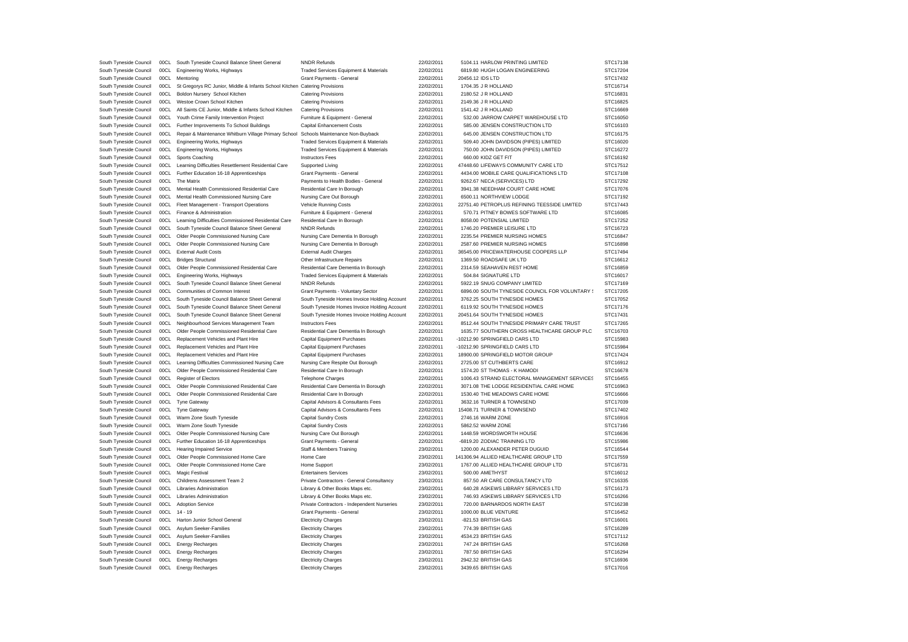| | | | | | | | |
|---|---|---|---|---|---|---|---|
| South Tyneside Council | 00CL | South Tyneside Council Balance Sheet General | NNDR Refunds | 22/02/2011 | 5104.11 | HARLOW PRINTING LIMITED | STC17138 |
| South Tyneside Council | 00CL | Engineering Works, Highways | Traded Services Equipment & Materials | 22/02/2011 | 6819.80 | HUGH LOGAN ENGINEERING | STC17204 |
| South Tyneside Council | 00CL | Mentoring | Grant Payments - General | 22/02/2011 | 20456.12 | IDS LTD | STC17432 |
| South Tyneside Council | 00CL | St Gregorys RC Junior, Middle & Infants School Kitchen | Catering Provisions | 22/02/2011 | 1704.35 | J R HOLLAND | STC16714 |
| South Tyneside Council | 00CL | Boldon Nursery School Kitchen | Catering Provisions | 22/02/2011 | 2180.52 | J R HOLLAND | STC16831 |
| South Tyneside Council | 00CL | Westoe Crown School Kitchen | Catering Provisions | 22/02/2011 | 2149.36 | J R HOLLAND | STC16825 |
| South Tyneside Council | 00CL | All Saints CE Junior, Middle & Infants School Kitchen | Catering Provisions | 22/02/2011 | 1541.42 | J R HOLLAND | STC16669 |
| South Tyneside Council | 00CL | Youth Crime Family Intervention Project | Furniture & Equipment - General | 22/02/2011 | 532.00 | JARROW CARPET WAREHOUSE LTD | STC16050 |
| South Tyneside Council | 00CL | Further Improvements To School Buildings | Capital Enhancement Costs | 22/02/2011 | 585.00 | JENSEN CONSTRUCTION LTD | STC16103 |
| South Tyneside Council | 00CL | Repair & Maintenance Whitburn Village Primary School | Schools Maintenance Non-Buyback | 22/02/2011 | 645.00 | JENSEN CONSTRUCTION LTD | STC16175 |
| South Tyneside Council | 00CL | Engineering Works, Highways | Traded Services Equipment & Materials | 22/02/2011 | 509.40 | JOHN DAVIDSON (PIPES) LIMITED | STC16020 |
| South Tyneside Council | 00CL | Engineering Works, Highways | Traded Services Equipment & Materials | 22/02/2011 | 750.00 | JOHN DAVIDSON (PIPES) LIMITED | STC16272 |
| South Tyneside Council | 00CL | Sports Coaching | Instructors Fees | 22/02/2011 | 660.00 | KIDZ GET FIT | STC16192 |
| South Tyneside Council | 00CL | Learning Difficulties Resettlement Residential Care | Supported Living | 22/02/2011 | 47448.60 | LIFEWAYS COMMUNITY CARE LTD | STC17512 |
| South Tyneside Council | 00CL | Further Education 16-18 Apprenticeships | Grant Payments - General | 22/02/2011 | 4434.00 | MOBILE CARE QUALIFICATIONS LTD | STC17108 |
| South Tyneside Council | 00CL | The Matrix | Payments to Health Bodies - General | 22/02/2011 | 9262.67 | NECA (SERVICES) LTD | STC17292 |
| South Tyneside Council | 00CL | Mental Health Commissioned Residential Care | Residential Care In Borough | 22/02/2011 | 3941.38 | NEEDHAM COURT CARE HOME | STC17076 |
| South Tyneside Council | 00CL | Mental Health Commissioned Nursing Care | Nursing Care Out Borough | 22/02/2011 | 6500.11 | NORTHVIEW LODGE | STC17192 |
| South Tyneside Council | 00CL | Fleet Management - Transport Operations | Vehicle Running Costs | 22/02/2011 | 22751.40 | PETROPLUS REFINING TEESSIDE LIMITED | STC17443 |
| South Tyneside Council | 00CL | Finance & Administration | Furniture & Equipment - General | 22/02/2011 | 570.71 | PITNEY BOWES SOFTWARE LTD | STC16085 |
| South Tyneside Council | 00CL | Learning Difficulties Commissioned Residential Care | Residential Care In Borough | 22/02/2011 | 8058.00 | POTENSIAL LIMITED | STC17252 |
| South Tyneside Council | 00CL | South Tyneside Council Balance Sheet General | NNDR Refunds | 22/02/2011 | 1746.20 | PREMIER LEISURE LTD | STC16723 |
| South Tyneside Council | 00CL | Older People Commissioned Nursing Care | Nursing Care Dementia In Borough | 22/02/2011 | 2235.54 | PREMIER NURSING HOMES | STC16847 |
| South Tyneside Council | 00CL | Older People Commissioned Nursing Care | Nursing Care Dementia In Borough | 22/02/2011 | 2587.60 | PREMIER NURSING HOMES | STC16898 |
| South Tyneside Council | 00CL | External Audit Costs | External Audit Charges | 22/02/2011 | 36545.00 | PRICEWATERHOUSE COOPERS LLP | STC17494 |
| South Tyneside Council | 00CL | Bridges Structural | Other Infrastructure Repairs | 22/02/2011 | 1369.50 | ROADSAFE UK LTD | STC16612 |
| South Tyneside Council | 00CL | Older People Commissioned Residential Care | Residential Care Dementia In Borough | 22/02/2011 | 2314.59 | SEAHAVEN REST HOME | STC16859 |
| South Tyneside Council | 00CL | Engineering Works, Highways | Traded Services Equipment & Materials | 22/02/2011 | 504.84 | SIGNATURE LTD | STC16017 |
| South Tyneside Council | 00CL | South Tyneside Council Balance Sheet General | NNDR Refunds | 22/02/2011 | 5922.19 | SNUG COMPANY LIMITED | STC17169 |
| South Tyneside Council | 00CL | Communities of Common Interest | Grant Payments - Voluntary Sector | 22/02/2011 | 6896.00 | SOUTH TYNESIDE COUNCIL FOR VOLUNTARY S | STC17205 |
| South Tyneside Council | 00CL | South Tyneside Council Balance Sheet General | South Tyneside Homes Invoice Holding Account | 22/02/2011 | 3762.25 | SOUTH TYNESIDE HOMES | STC17052 |
| South Tyneside Council | 00CL | South Tyneside Council Balance Sheet General | South Tyneside Homes Invoice Holding Account | 22/02/2011 | 6119.92 | SOUTH TYNESIDE HOMES | STC17176 |
| South Tyneside Council | 00CL | South Tyneside Council Balance Sheet General | South Tyneside Homes Invoice Holding Account | 22/02/2011 | 20451.64 | SOUTH TYNESIDE HOMES | STC17431 |
| South Tyneside Council | 00CL | Neighbourhood Services Management Team | Instructors Fees | 22/02/2011 | 8512.44 | SOUTH TYNESIDE PRIMARY CARE TRUST | STC17265 |
| South Tyneside Council | 00CL | Older People Commissioned Residential Care | Residential Care Dementia In Borough | 22/02/2011 | 1635.77 | SOUTHERN CROSS HEALTHCARE GROUP PLC | STC16703 |
| South Tyneside Council | 00CL | Replacement Vehicles and Plant Hire | Capital Equipment Purchases | 22/02/2011 | -10212.90 | SPRINGFIELD CARS LTD | STC15983 |
| South Tyneside Council | 00CL | Replacement Vehicles and Plant Hire | Capital Equipment Purchases | 22/02/2011 | -10212.90 | SPRINGFIELD CARS LTD | STC15984 |
| South Tyneside Council | 00CL | Replacement Vehicles and Plant Hire | Capital Equipment Purchases | 22/02/2011 | 18900.00 | SPRINGFIELD MOTOR GROUP | STC17424 |
| South Tyneside Council | 00CL | Learning Difficulties Commissioned Nursing Care | Nursing Care Respite Out Borough | 22/02/2011 | 2725.00 | ST CUTHBERTS CARE | STC16912 |
| South Tyneside Council | 00CL | Older People Commissioned Residential Care | Residential Care In Borough | 22/02/2011 | 1574.20 | ST THOMAS - K HAMODI | STC16678 |
| South Tyneside Council | 00CL | Register of Electors | Telephone Charges | 22/02/2011 | 1006.43 | STRAND ELECTORAL MANAGEMENT SERVICES | STC16455 |
| South Tyneside Council | 00CL | Older People Commissioned Residential Care | Residential Care Dementia In Borough | 22/02/2011 | 3071.08 | THE LODGE RESIDENTIAL CARE HOME | STC16963 |
| South Tyneside Council | 00CL | Older People Commissioned Residential Care | Residential Care In Borough | 22/02/2011 | 1530.40 | THE MEADOWS CARE HOME | STC16666 |
| South Tyneside Council | 00CL | Tyne Gateway | Capital Advisors & Consultants Fees | 22/02/2011 | 3632.16 | TURNER & TOWNSEND | STC17039 |
| South Tyneside Council | 00CL | Tyne Gateway | Capital Advisors & Consultants Fees | 22/02/2011 | 15408.71 | TURNER & TOWNSEND | STC17402 |
| South Tyneside Council | 00CL | Warm Zone South Tyneside | Capital Sundry Costs | 22/02/2011 | 2746.16 | WARM ZONE | STC16916 |
| South Tyneside Council | 00CL | Warm Zone South Tyneside | Capital Sundry Costs | 22/02/2011 | 5862.52 | WARM ZONE | STC17166 |
| South Tyneside Council | 00CL | Older People Commissioned Nursing Care | Nursing Care Out Borough | 22/02/2011 | 1448.59 | WORDSWORTH HOUSE | STC16636 |
| South Tyneside Council | 00CL | Further Education 16-18 Apprenticeships | Grant Payments - General | 22/02/2011 | -6819.20 | ZODIAC TRAINING LTD | STC15986 |
| South Tyneside Council | 00CL | Hearing Impaired Service | Staff & Members Training | 23/02/2011 | 1200.00 | ALEXANDER PETER DUGUID | STC16544 |
| South Tyneside Council | 00CL | Older People Commissioned Home Care | Home Care | 23/02/2011 | 141306.94 | ALLIED HEALTHCARE GROUP LTD | STC17559 |
| South Tyneside Council | 00CL | Older People Commissioned Home Care | Home Support | 23/02/2011 | 1767.00 | ALLIED HEALTHCARE GROUP LTD | STC16731 |
| South Tyneside Council | 00CL | Magic Festival | Entertainers Services | 23/02/2011 | 500.00 | AMETHYST | STC16012 |
| South Tyneside Council | 00CL | Childrens Assessment Team 2 | Private Contractors - General Consultancy | 23/02/2011 | 857.50 | AR CARE CONSULTANCY LTD | STC16335 |
| South Tyneside Council | 00CL | Libraries Administration | Library & Other Books Maps etc. | 23/02/2011 | 640.28 | ASKEWS LIBRARY SERVICES LTD | STC16173 |
| South Tyneside Council | 00CL | Libraries Administration | Library & Other Books Maps etc. | 23/02/2011 | 746.93 | ASKEWS LIBRARY SERVICES LTD | STC16266 |
| South Tyneside Council | 00CL | Adoption Service | Private Contractors - Independent Nurseries | 23/02/2011 | 720.00 | BARNARDOS NORTH EAST | STC16238 |
| South Tyneside Council | 00CL | 14 - 19 | Grant Payments - General | 23/02/2011 | 1000.00 | BLUE VENTURE | STC16452 |
| South Tyneside Council | 00CL | Harton Junior School General | Electricity Charges | 23/02/2011 | -821.53 | BRITISH GAS | STC16001 |
| South Tyneside Council | 00CL | Asylum Seeker-Families | Electricity Charges | 23/02/2011 | 774.39 | BRITISH GAS | STC16289 |
| South Tyneside Council | 00CL | Asylum Seeker-Families | Electricity Charges | 23/02/2011 | 4534.23 | BRITISH GAS | STC17112 |
| South Tyneside Council | 00CL | Energy Recharges | Electricity Charges | 23/02/2011 | 747.24 | BRITISH GAS | STC16268 |
| South Tyneside Council | 00CL | Energy Recharges | Electricity Charges | 23/02/2011 | 787.50 | BRITISH GAS | STC16294 |
| South Tyneside Council | 00CL | Energy Recharges | Electricity Charges | 23/02/2011 | 2942.32 | BRITISH GAS | STC16936 |
| South Tyneside Council | 00CL | Energy Recharges | Electricity Charges | 23/02/2011 | 3439.65 | BRITISH GAS | STC17016 |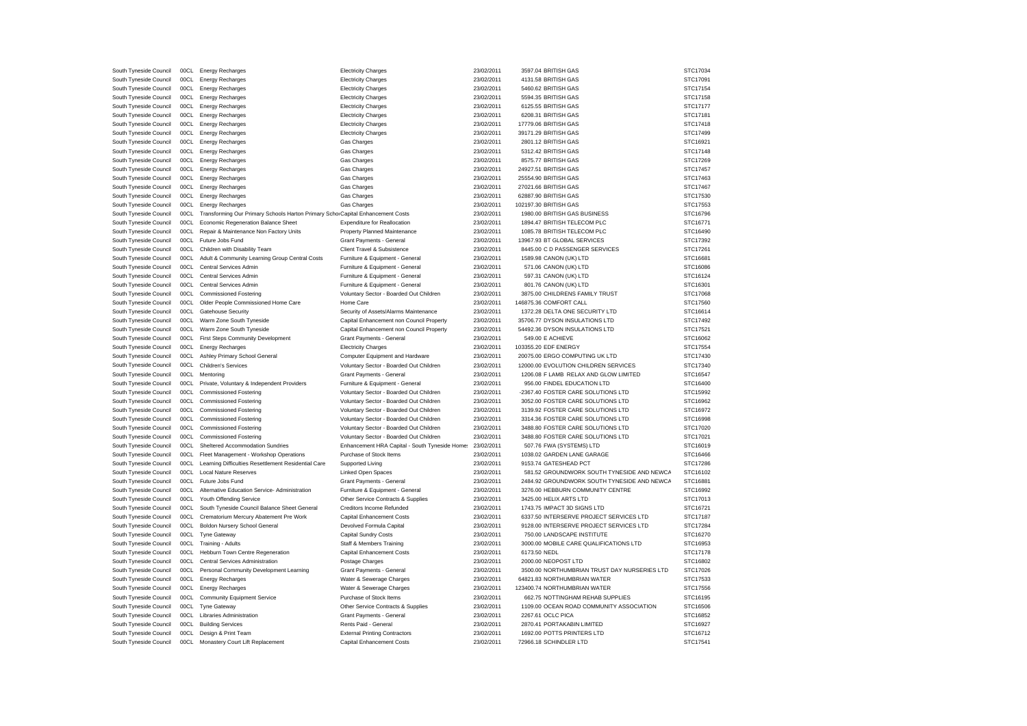| | | | | | | | |
|---|---|---|---|---|---|---|---|
| South Tyneside Council | 00CL | Energy Recharges | Electricity Charges | 23/02/2011 | 3597.04 | BRITISH GAS | STC17034 |
| South Tyneside Council | 00CL | Energy Recharges | Electricity Charges | 23/02/2011 | 4131.58 | BRITISH GAS | STC17091 |
| South Tyneside Council | 00CL | Energy Recharges | Electricity Charges | 23/02/2011 | 5460.62 | BRITISH GAS | STC17154 |
| South Tyneside Council | 00CL | Energy Recharges | Electricity Charges | 23/02/2011 | 5594.35 | BRITISH GAS | STC17158 |
| South Tyneside Council | 00CL | Energy Recharges | Electricity Charges | 23/02/2011 | 6125.55 | BRITISH GAS | STC17177 |
| South Tyneside Council | 00CL | Energy Recharges | Electricity Charges | 23/02/2011 | 6208.31 | BRITISH GAS | STC17181 |
| South Tyneside Council | 00CL | Energy Recharges | Electricity Charges | 23/02/2011 | 17779.06 | BRITISH GAS | STC17418 |
| South Tyneside Council | 00CL | Energy Recharges | Electricity Charges | 23/02/2011 | 39171.29 | BRITISH GAS | STC17499 |
| South Tyneside Council | 00CL | Energy Recharges | Gas Charges | 23/02/2011 | 2801.12 | BRITISH GAS | STC16921 |
| South Tyneside Council | 00CL | Energy Recharges | Gas Charges | 23/02/2011 | 5312.42 | BRITISH GAS | STC17148 |
| South Tyneside Council | 00CL | Energy Recharges | Gas Charges | 23/02/2011 | 8575.77 | BRITISH GAS | STC17269 |
| South Tyneside Council | 00CL | Energy Recharges | Gas Charges | 23/02/2011 | 24927.51 | BRITISH GAS | STC17457 |
| South Tyneside Council | 00CL | Energy Recharges | Gas Charges | 23/02/2011 | 25554.90 | BRITISH GAS | STC17463 |
| South Tyneside Council | 00CL | Energy Recharges | Gas Charges | 23/02/2011 | 27021.66 | BRITISH GAS | STC17467 |
| South Tyneside Council | 00CL | Energy Recharges | Gas Charges | 23/02/2011 | 62887.90 | BRITISH GAS | STC17530 |
| South Tyneside Council | 00CL | Energy Recharges | Gas Charges | 23/02/2011 | 102197.30 | BRITISH GAS | STC17553 |
| South Tyneside Council | 00CL | Transforming Our Primary Schools Harton Primary School | Capital Enhancement Costs | 23/02/2011 | 1980.00 | BRITISH GAS BUSINESS | STC16796 |
| South Tyneside Council | 00CL | Economic Regeneration Balance Sheet | Expenditure for Reallocation | 23/02/2011 | 1894.47 | BRITISH TELECOM PLC | STC16771 |
| South Tyneside Council | 00CL | Repair & Maintenance Non Factory Units | Property Planned Maintenance | 23/02/2011 | 1085.78 | BRITISH TELECOM PLC | STC16490 |
| South Tyneside Council | 00CL | Future Jobs Fund | Grant Payments - General | 23/02/2011 | 13967.93 | BT GLOBAL SERVICES | STC17392 |
| South Tyneside Council | 00CL | Children with Disability Team | Client Travel & Subsistence | 23/02/2011 | 8445.00 | C D PASSENGER SERVICES | STC17261 |
| South Tyneside Council | 00CL | Adult & Community Learning Group Central Costs | Furniture & Equipment - General | 23/02/2011 | 1589.98 | CANON (UK) LTD | STC16681 |
| South Tyneside Council | 00CL | Central Services Admin | Furniture & Equipment - General | 23/02/2011 | 571.06 | CANON (UK) LTD | STC16086 |
| South Tyneside Council | 00CL | Central Services Admin | Furniture & Equipment - General | 23/02/2011 | 597.31 | CANON (UK) LTD | STC16124 |
| South Tyneside Council | 00CL | Central Services Admin | Furniture & Equipment - General | 23/02/2011 | 801.76 | CANON (UK) LTD | STC16301 |
| South Tyneside Council | 00CL | Commissioned Fostering | Voluntary Sector - Boarded Out Children | 23/02/2011 | 3875.00 | CHILDRENS FAMILY TRUST | STC17068 |
| South Tyneside Council | 00CL | Older People Commissioned Home Care | Home Care | 23/02/2011 | 146875.36 | COMFORT CALL | STC17560 |
| South Tyneside Council | 00CL | Gatehouse Security | Security of Assets/Alarms Maintenance | 23/02/2011 | 1372.28 | DELTA ONE SECURITY LTD | STC16614 |
| South Tyneside Council | 00CL | Warm Zone South Tyneside | Capital Enhancement non Council Property | 23/02/2011 | 35706.77 | DYSON INSULATIONS LTD | STC17492 |
| South Tyneside Council | 00CL | Warm Zone South Tyneside | Capital Enhancement non Council Property | 23/02/2011 | 54492.36 | DYSON INSULATIONS LTD | STC17521 |
| South Tyneside Council | 00CL | First Steps Community Development | Grant Payments - General | 23/02/2011 | 549.00 | E ACHIEVE | STC16062 |
| South Tyneside Council | 00CL | Energy Recharges | Electricity Charges | 23/02/2011 | 103355.20 | EDF ENERGY | STC17554 |
| South Tyneside Council | 00CL | Ashley Primary School General | Computer Equipment and Hardware | 23/02/2011 | 20075.00 | ERGO COMPUTING UK LTD | STC17430 |
| South Tyneside Council | 00CL | Children's Services | Voluntary Sector - Boarded Out Children | 23/02/2011 | 12000.00 | EVOLUTION CHILDREN SERVICES | STC17340 |
| South Tyneside Council | 00CL | Mentoring | Grant Payments - General | 23/02/2011 | 1206.08 | F LAMB RELAX AND GLOW LIMITED | STC16547 |
| South Tyneside Council | 00CL | Private, Voluntary & Independent Providers | Furniture & Equipment - General | 23/02/2011 | 956.00 | FINDEL EDUCATION LTD | STC16400 |
| South Tyneside Council | 00CL | Commissioned Fostering | Voluntary Sector - Boarded Out Children | 23/02/2011 | -2367.40 | FOSTER CARE SOLUTIONS LTD | STC15992 |
| South Tyneside Council | 00CL | Commissioned Fostering | Voluntary Sector - Boarded Out Children | 23/02/2011 | 3052.00 | FOSTER CARE SOLUTIONS LTD | STC16962 |
| South Tyneside Council | 00CL | Commissioned Fostering | Voluntary Sector - Boarded Out Children | 23/02/2011 | 3139.92 | FOSTER CARE SOLUTIONS LTD | STC16972 |
| South Tyneside Council | 00CL | Commissioned Fostering | Voluntary Sector - Boarded Out Children | 23/02/2011 | 3314.36 | FOSTER CARE SOLUTIONS LTD | STC16998 |
| South Tyneside Council | 00CL | Commissioned Fostering | Voluntary Sector - Boarded Out Children | 23/02/2011 | 3488.80 | FOSTER CARE SOLUTIONS LTD | STC17020 |
| South Tyneside Council | 00CL | Commissioned Fostering | Voluntary Sector - Boarded Out Children | 23/02/2011 | 3488.80 | FOSTER CARE SOLUTIONS LTD | STC17021 |
| South Tyneside Council | 00CL | Sheltered Accommodation Sundries | Enhancement HRA Capital - South Tyneside Homes | 23/02/2011 | 507.76 | FWA (SYSTEMS) LTD | STC16019 |
| South Tyneside Council | 00CL | Fleet Management - Workshop Operations | Purchase of Stock Items | 23/02/2011 | 1038.02 | GARDEN LANE GARAGE | STC16466 |
| South Tyneside Council | 00CL | Learning Difficulties Resettlement Residential Care | Supported Living | 23/02/2011 | 9153.74 | GATESHEAD PCT | STC17286 |
| South Tyneside Council | 00CL | Local Nature Reserves | Linked Open Spaces | 23/02/2011 | 581.52 | GROUNDWORK SOUTH TYNESIDE AND NEWCA | STC16102 |
| South Tyneside Council | 00CL | Future Jobs Fund | Grant Payments - General | 23/02/2011 | 2484.92 | GROUNDWORK SOUTH TYNESIDE AND NEWCA | STC16881 |
| South Tyneside Council | 00CL | Alternative Education Service- Administration | Furniture & Equipment - General | 23/02/2011 | 3276.00 | HEBBURN COMMUNITY CENTRE | STC16992 |
| South Tyneside Council | 00CL | Youth Offending Service | Other Service Contracts & Supplies | 23/02/2011 | 3425.00 | HELIX ARTS LTD | STC17013 |
| South Tyneside Council | 00CL | South Tyneside Council Balance Sheet General | Creditors Income Refunded | 23/02/2011 | 1743.75 | IMPACT 3D SIGNS LTD | STC16721 |
| South Tyneside Council | 00CL | Crematorium Mercury Abatement Pre Work | Capital Enhancement Costs | 23/02/2011 | 6337.50 | INTERSERVE PROJECT SERVICES LTD | STC17187 |
| South Tyneside Council | 00CL | Boldon Nursery School General | Devolved Formula Capital | 23/02/2011 | 9128.00 | INTERSERVE PROJECT SERVICES LTD | STC17284 |
| South Tyneside Council | 00CL | Tyne Gateway | Capital Sundry Costs | 23/02/2011 | 750.00 | LANDSCAPE INSTITUTE | STC16270 |
| South Tyneside Council | 00CL | Training - Adults | Staff & Members Training | 23/02/2011 | 3000.00 | MOBILE CARE QUALIFICATIONS LTD | STC16953 |
| South Tyneside Council | 00CL | Hebburn Town Centre Regeneration | Capital Enhancement Costs | 23/02/2011 | 6173.50 | NEDL | STC17178 |
| South Tyneside Council | 00CL | Central Services Administration | Postage Charges | 23/02/2011 | 2000.00 | NEOPOST LTD | STC16802 |
| South Tyneside Council | 00CL | Personal Community Development Learning | Grant Payments - General | 23/02/2011 | 3500.00 | NORTHUMBRIAN TRUST DAY NURSERIES LTD | STC17026 |
| South Tyneside Council | 00CL | Energy Recharges | Water & Sewerage Charges | 23/02/2011 | 64821.83 | NORTHUMBRIAN WATER | STC17533 |
| South Tyneside Council | 00CL | Energy Recharges | Water & Sewerage Charges | 23/02/2011 | 123400.74 | NORTHUMBRIAN WATER | STC17556 |
| South Tyneside Council | 00CL | Community Equipment Service | Purchase of Stock Items | 23/02/2011 | 662.75 | NOTTINGHAM REHAB SUPPLIES | STC16195 |
| South Tyneside Council | 00CL | Tyne Gateway | Other Service Contracts & Supplies | 23/02/2011 | 1109.00 | OCEAN ROAD COMMUNITY ASSOCIATION | STC16506 |
| South Tyneside Council | 00CL | Libraries Administration | Grant Payments - General | 23/02/2011 | 2267.61 | OCLC PICA | STC16852 |
| South Tyneside Council | 00CL | Building Services | Rents Paid - General | 23/02/2011 | 2870.41 | PORTAKABIN LIMITED | STC16927 |
| South Tyneside Council | 00CL | Design & Print Team | External Printing Contractors | 23/02/2011 | 1692.00 | POTTS PRINTERS LTD | STC16712 |
| South Tyneside Council | 00CL | Monastery Court Lift Replacement | Capital Enhancement Costs | 23/02/2011 | 72966.18 | SCHINDLER LTD | STC17541 |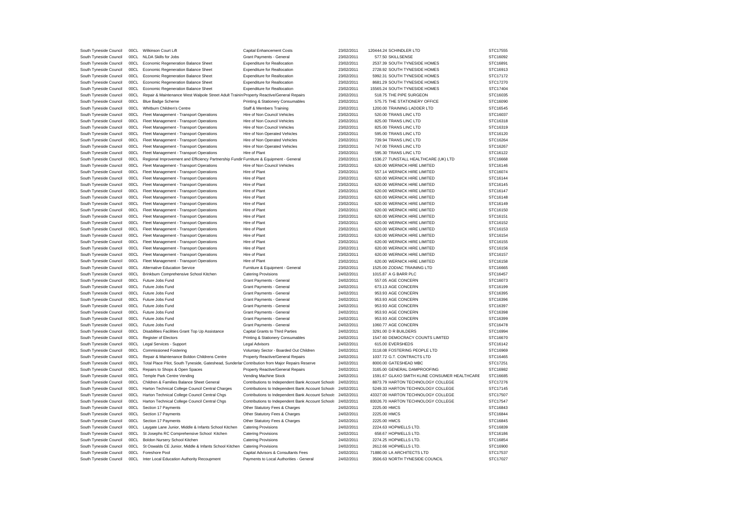| | | | | | | | |
|---|---|---|---|---|---|---|---|
| South Tyneside Council | 00CL | Wilkinson Court Lift | Capital Enhancement Costs | 23/02/2011 | 120444.24 | SCHINDLER LTD | STC17555 |
| South Tyneside Council | 00CL | NLDA Skills for Jobs | Grant Payments - General | 23/02/2011 | 577.50 | SKILLSENSE | STC16092 |
| South Tyneside Council | 00CL | Economic Regeneration Balance Sheet | Expenditure for Reallocation | 23/02/2011 | 2537.39 | SOUTH TYNESIDE HOMES | STC16891 |
| South Tyneside Council | 00CL | Economic Regeneration Balance Sheet | Expenditure for Reallocation | 23/02/2011 | 2728.92 | SOUTH TYNESIDE HOMES | STC16913 |
| South Tyneside Council | 00CL | Economic Regeneration Balance Sheet | Expenditure for Reallocation | 23/02/2011 | 5992.31 | SOUTH TYNESIDE HOMES | STC17172 |
| South Tyneside Council | 00CL | Economic Regeneration Balance Sheet | Expenditure for Reallocation | 23/02/2011 | 8681.29 | SOUTH TYNESIDE HOMES | STC17270 |
| South Tyneside Council | 00CL | Economic Regeneration Balance Sheet | Expenditure for Reallocation | 23/02/2011 | 15565.24 | SOUTH TYNESIDE HOMES | STC17404 |
| South Tyneside Council | 00CL | Repair & Maintenance West Walpole Street Adult Trainin | Property Reactive/General Repairs | 23/02/2011 | 518.75 | THE PIPE SURGEON | STC16035 |
| South Tyneside Council | 00CL | Blue Badge Scheme | Printing & Stationery Consumables | 23/02/2011 | 575.75 | THE STATIONERY OFFICE | STC16090 |
| South Tyneside Council | 00CL | Whitburn Children's Centre | Staff & Members Training | 23/02/2011 | 1200.00 | TRAINING LADDER LTD | STC16545 |
| South Tyneside Council | 00CL | Fleet Management - Transport Operations | Hire of Non Council Vehicles | 23/02/2011 | 520.00 | TRANS LINC LTD | STC16037 |
| South Tyneside Council | 00CL | Fleet Management - Transport Operations | Hire of Non Council Vehicles | 23/02/2011 | 825.00 | TRANS LINC LTD | STC16318 |
| South Tyneside Council | 00CL | Fleet Management - Transport Operations | Hire of Non Council Vehicles | 23/02/2011 | 825.00 | TRANS LINC LTD | STC16319 |
| South Tyneside Council | 00CL | Fleet Management - Transport Operations | Hire of Non Operated Vehicles | 23/02/2011 | 595.00 | TRANS LINC LTD | STC16120 |
| South Tyneside Council | 00CL | Fleet Management - Transport Operations | Hire of Non Operated Vehicles | 23/02/2011 | 739.94 | TRANS LINC LTD | STC16264 |
| South Tyneside Council | 00CL | Fleet Management - Transport Operations | Hire of Non Operated Vehicles | 23/02/2011 | 747.00 | TRANS LINC LTD | STC16267 |
| South Tyneside Council | 00CL | Fleet Management - Transport Operations | Hire of Plant | 23/02/2011 | 595.30 | TRANS LINC LTD | STC16122 |
| South Tyneside Council | 00CL | Regional Improvement and Efficiency Partnership Fundir | Furniture & Equipment - General | 23/02/2011 | 1536.27 | TUNSTALL HEALTHCARE (UK) LTD | STC16668 |
| South Tyneside Council | 00CL | Fleet Management - Transport Operations | Hire of Non Council Vehicles | 23/02/2011 | 620.00 | WERNICK HIRE LIMITED | STC16146 |
| South Tyneside Council | 00CL | Fleet Management - Transport Operations | Hire of Plant | 23/02/2011 | 557.14 | WERNICK HIRE LIMITED | STC16074 |
| South Tyneside Council | 00CL | Fleet Management - Transport Operations | Hire of Plant | 23/02/2011 | 620.00 | WERNICK HIRE LIMITED | STC16144 |
| South Tyneside Council | 00CL | Fleet Management - Transport Operations | Hire of Plant | 23/02/2011 | 620.00 | WERNICK HIRE LIMITED | STC16145 |
| South Tyneside Council | 00CL | Fleet Management - Transport Operations | Hire of Plant | 23/02/2011 | 620.00 | WERNICK HIRE LIMITED | STC16147 |
| South Tyneside Council | 00CL | Fleet Management - Transport Operations | Hire of Plant | 23/02/2011 | 620.00 | WERNICK HIRE LIMITED | STC16148 |
| South Tyneside Council | 00CL | Fleet Management - Transport Operations | Hire of Plant | 23/02/2011 | 620.00 | WERNICK HIRE LIMITED | STC16149 |
| South Tyneside Council | 00CL | Fleet Management - Transport Operations | Hire of Plant | 23/02/2011 | 620.00 | WERNICK HIRE LIMITED | STC16150 |
| South Tyneside Council | 00CL | Fleet Management - Transport Operations | Hire of Plant | 23/02/2011 | 620.00 | WERNICK HIRE LIMITED | STC16151 |
| South Tyneside Council | 00CL | Fleet Management - Transport Operations | Hire of Plant | 23/02/2011 | 620.00 | WERNICK HIRE LIMITED | STC16152 |
| South Tyneside Council | 00CL | Fleet Management - Transport Operations | Hire of Plant | 23/02/2011 | 620.00 | WERNICK HIRE LIMITED | STC16153 |
| South Tyneside Council | 00CL | Fleet Management - Transport Operations | Hire of Plant | 23/02/2011 | 620.00 | WERNICK HIRE LIMITED | STC16154 |
| South Tyneside Council | 00CL | Fleet Management - Transport Operations | Hire of Plant | 23/02/2011 | 620.00 | WERNICK HIRE LIMITED | STC16155 |
| South Tyneside Council | 00CL | Fleet Management - Transport Operations | Hire of Plant | 23/02/2011 | 620.00 | WERNICK HIRE LIMITED | STC16156 |
| South Tyneside Council | 00CL | Fleet Management - Transport Operations | Hire of Plant | 23/02/2011 | 620.00 | WERNICK HIRE LIMITED | STC16157 |
| South Tyneside Council | 00CL | Fleet Management - Transport Operations | Hire of Plant | 23/02/2011 | 620.00 | WERNICK HIRE LIMITED | STC16158 |
| South Tyneside Council | 00CL | Alternative Education Service | Furniture & Equipment - General | 23/02/2011 | 1525.00 | ZODIAC TRAINING LTD | STC16665 |
| South Tyneside Council | 00CL | Brinkburn Comprehensive School Kitchen | Catering Provisions | 24/02/2011 | 1015.87 | A G BARR PLC | STC16457 |
| South Tyneside Council | 00CL | Future Jobs Fund | Grant Payments - General | 24/02/2011 | 557.05 | AGE CONCERN | STC16073 |
| South Tyneside Council | 00CL | Future Jobs Fund | Grant Payments - General | 24/02/2011 | 673.13 | AGE CONCERN | STC16199 |
| South Tyneside Council | 00CL | Future Jobs Fund | Grant Payments - General | 24/02/2011 | 953.93 | AGE CONCERN | STC16395 |
| South Tyneside Council | 00CL | Future Jobs Fund | Grant Payments - General | 24/02/2011 | 953.93 | AGE CONCERN | STC16396 |
| South Tyneside Council | 00CL | Future Jobs Fund | Grant Payments - General | 24/02/2011 | 953.93 | AGE CONCERN | STC16397 |
| South Tyneside Council | 00CL | Future Jobs Fund | Grant Payments - General | 24/02/2011 | 953.93 | AGE CONCERN | STC16398 |
| South Tyneside Council | 00CL | Future Jobs Fund | Grant Payments - General | 24/02/2011 | 953.93 | AGE CONCERN | STC16399 |
| South Tyneside Council | 00CL | Future Jobs Fund | Grant Payments - General | 24/02/2011 | 1060.77 | AGE CONCERN | STC16478 |
| South Tyneside Council | 00CL | Disabilities Facilities Grant Top Up Assistance | Capital Grants to Third Parties | 24/02/2011 | 3291.00 | D R BUILDERS | STC16994 |
| South Tyneside Council | 00CL | Register of Electors | Printing & Stationery Consumables | 24/02/2011 | 1547.60 | DEMOCRACY COUNTS LIMITED | STC16670 |
| South Tyneside Council | 00CL | Legal Services - Support | Legal Advisors | 24/02/2011 | 615.00 | EVERSHEDS | STC16142 |
| South Tyneside Council | 00CL | Commissioned Fostering | Voluntary Sector - Boarded Out Children | 24/02/2011 | 3118.08 | FOSTERING PEOPLE LTD | STC16969 |
| South Tyneside Council | 00CL | Repair & Maintenance Boldon Childrens Centre | Property Reactive/General Repairs | 24/02/2011 | 1037.72 | G.T. CONTRACTS LTD | STC16465 |
| South Tyneside Council | 00CL | Total Place Pilot, South Tyneside, Gateshead, Sunderlar | Contribution from Major Repairs Reserve | 24/02/2011 | 8000.00 | GATESHEAD MBC | STC17251 |
| South Tyneside Council | 00CL | Repairs to Shops & Open Spaces | Property Reactive/General Repairs | 24/02/2011 | 3165.00 | GENERAL DAMPROOFING | STC16982 |
| South Tyneside Council | 00CL | Temple Park Centre Vending | Vending Machine Stock | 24/02/2011 | 1591.67 | GLAXO SMITH KLINE CONSUMER HEALTHCARE | STC16685 |
| South Tyneside Council | 00CL | Children & Families Balance Sheet General | Contributions to Independent Bank Account Schools | 24/02/2011 | 8873.79 | HARTON TECHNOLOGY COLLEGE | STC17276 |
| South Tyneside Council | 00CL | Harton Technical College Council Central Charges | Contributions to Independent Bank Account Schools | 24/02/2011 | 5249.33 | HARTON TECHNOLOGY COLLEGE | STC17145 |
| South Tyneside Council | 00CL | Harton Technical College Council Central Chgs | Contributions to Independent Bank Account Schools | 24/02/2011 | 43327.00 | HARTON TECHNOLOGY COLLEGE | STC17507 |
| South Tyneside Council | 00CL | Harton Technical College Council Central Chgs | Contributions to Independent Bank Account Schools | 24/02/2011 | 83026.70 | HARTON TECHNOLOGY COLLEGE | STC17547 |
| South Tyneside Council | 00CL | Section 17 Payments | Other Statutory Fees & Charges | 24/02/2011 | 2225.00 | HMCS | STC16843 |
| South Tyneside Council | 00CL | Section 17 Payments | Other Statutory Fees & Charges | 24/02/2011 | 2225.00 | HMCS | STC16844 |
| South Tyneside Council | 00CL | Section 17 Payments | Other Statutory Fees & Charges | 24/02/2011 | 2225.00 | HMCS | STC16845 |
| South Tyneside Council | 00CL | Laygate Lane Junior, Middle & Infants School Kitchen | Catering Provisions | 24/02/2011 | 2224.63 | HOPWELLS LTD. | STC16839 |
| South Tyneside Council | 00CL | St Josephs RC Comprehensive School Kitchen | Catering Provisions | 24/02/2011 | 658.67 | HOPWELLS LTD. | STC16186 |
| South Tyneside Council | 00CL | Boldon Nursery School Kitchen | Catering Provisions | 24/02/2011 | 2274.25 | HOPWELLS LTD. | STC16854 |
| South Tyneside Council | 00CL | St Oswalds CE Junior, Middle & Infants School Kitchen | Catering Provisions | 24/02/2011 | 2612.66 | HOPWELLS LTD. | STC16900 |
| South Tyneside Council | 00CL | Foreshore Pool | Capital Advisors & Consultants Fees | 24/02/2011 | 71880.00 | LA ARCHITECTS LTD | STC17537 |
| South Tyneside Council | 00CL | Inter Local Education Authority Recoupment | Payments to Local Authorities - General | 24/02/2011 | 3506.63 | NORTH TYNESIDE COUNCIL | STC17027 |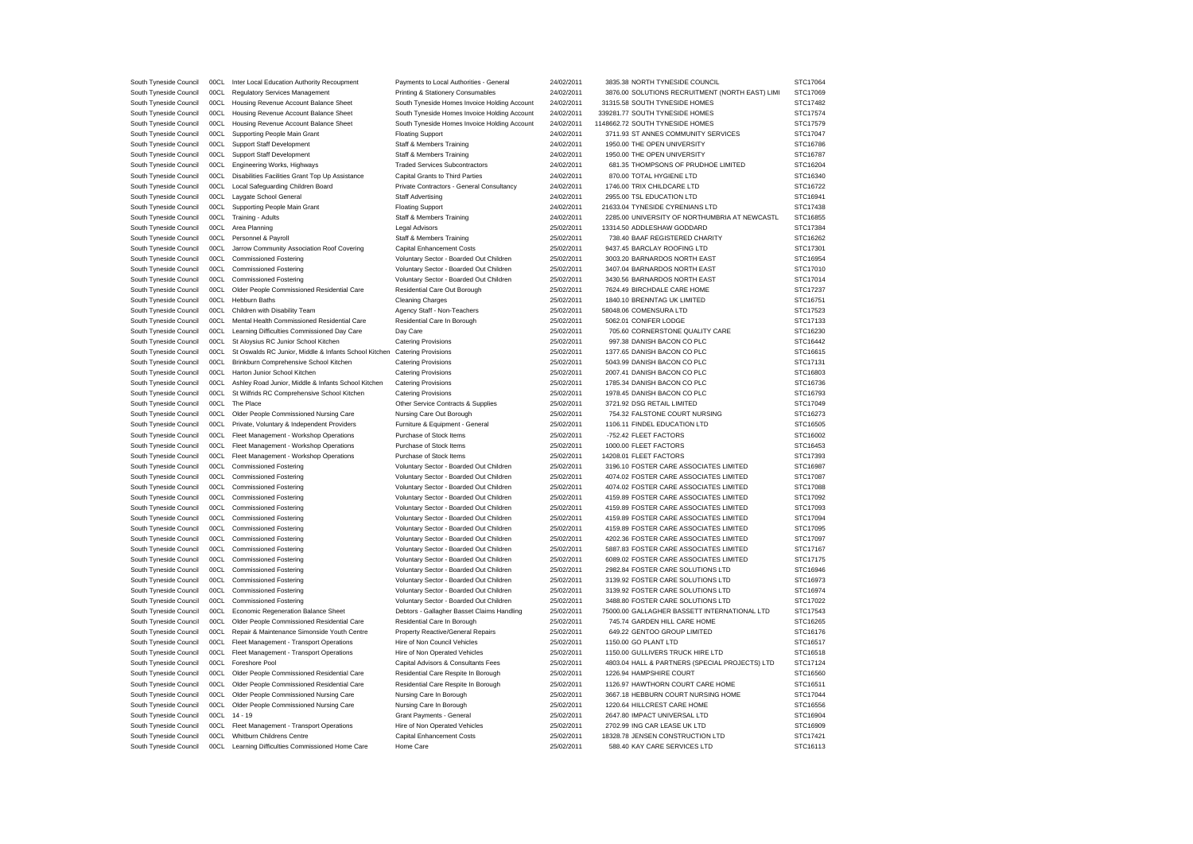| | | | | | | | |
|---|---|---|---|---|---|---|---|
| South Tyneside Council | 00CL | Inter Local Education Authority Recoupment | Payments to Local Authorities - General | 24/02/2011 | 3835.38 | NORTH TYNESIDE COUNCIL | STC17064 |
| South Tyneside Council | 00CL | Regulatory Services Management | Printing & Stationery Consumables | 24/02/2011 | 3876.00 | SOLUTIONS RECRUITMENT (NORTH EAST) LIMI | STC17069 |
| South Tyneside Council | 00CL | Housing Revenue Account Balance Sheet | South Tyneside Homes Invoice Holding Account | 24/02/2011 | 31315.58 | SOUTH TYNESIDE HOMES | STC17482 |
| South Tyneside Council | 00CL | Housing Revenue Account Balance Sheet | South Tyneside Homes Invoice Holding Account | 24/02/2011 | 339281.77 | SOUTH TYNESIDE HOMES | STC17574 |
| South Tyneside Council | 00CL | Housing Revenue Account Balance Sheet | South Tyneside Homes Invoice Holding Account | 24/02/2011 | 1148662.72 | SOUTH TYNESIDE HOMES | STC17579 |
| South Tyneside Council | 00CL | Supporting People Main Grant | Floating Support | 24/02/2011 | 3711.93 | ST ANNES COMMUNITY SERVICES | STC17047 |
| South Tyneside Council | 00CL | Support Staff Development | Staff & Members Training | 24/02/2011 | 1950.00 | THE OPEN UNIVERSITY | STC16786 |
| South Tyneside Council | 00CL | Support Staff Development | Staff & Members Training | 24/02/2011 | 1950.00 | THE OPEN UNIVERSITY | STC16787 |
| South Tyneside Council | 00CL | Engineering Works, Highways | Traded Services Subcontractors | 24/02/2011 | 681.35 | THOMPSONS OF PRUDHOE LIMITED | STC16204 |
| South Tyneside Council | 00CL | Disabilities Facilities Grant Top Up Assistance | Capital Grants to Third Parties | 24/02/2011 | 870.00 | TOTAL HYGIENE LTD | STC16340 |
| South Tyneside Council | 00CL | Local Safeguarding Children Board | Private Contractors - General Consultancy | 24/02/2011 | 1746.00 | TRIX CHILDCARE LTD | STC16722 |
| South Tyneside Council | 00CL | Laygate School General | Staff Advertising | 24/02/2011 | 2955.00 | TSL EDUCATION LTD | STC16941 |
| South Tyneside Council | 00CL | Supporting People Main Grant | Floating Support | 24/02/2011 | 21633.04 | TYNESIDE CYRENIANS LTD | STC17438 |
| South Tyneside Council | 00CL | Training - Adults | Staff & Members Training | 24/02/2011 | 2285.00 | UNIVERSITY OF NORTHUMBRIA AT NEWCASTL | STC16855 |
| South Tyneside Council | 00CL | Area Planning | Legal Advisors | 25/02/2011 | 13314.50 | ADDLESHAW GODDARD | STC17384 |
| South Tyneside Council | 00CL | Personnel & Payroll | Staff & Members Training | 25/02/2011 | 738.40 | BAAF REGISTERED CHARITY | STC16262 |
| South Tyneside Council | 00CL | Jarrow Community Association Roof Covering | Capital Enhancement Costs | 25/02/2011 | 9437.45 | BARCLAY ROOFING LTD | STC17301 |
| South Tyneside Council | 00CL | Commissioned Fostering | Voluntary Sector - Boarded Out Children | 25/02/2011 | 3003.20 | BARNARDOS NORTH EAST | STC16954 |
| South Tyneside Council | 00CL | Commissioned Fostering | Voluntary Sector - Boarded Out Children | 25/02/2011 | 3407.04 | BARNARDOS NORTH EAST | STC17010 |
| South Tyneside Council | 00CL | Commissioned Fostering | Voluntary Sector - Boarded Out Children | 25/02/2011 | 3430.56 | BARNARDOS NORTH EAST | STC17014 |
| South Tyneside Council | 00CL | Older People Commissioned Residential Care | Residential Care Out Borough | 25/02/2011 | 7624.49 | BIRCHDALE CARE HOME | STC17237 |
| South Tyneside Council | 00CL | Hebburn Baths | Cleaning Charges | 25/02/2011 | 1840.10 | BRENNTAG UK LIMITED | STC16751 |
| South Tyneside Council | 00CL | Children with Disability Team | Agency Staff - Non-Teachers | 25/02/2011 | 58048.06 | COMENSURA LTD | STC17523 |
| South Tyneside Council | 00CL | Mental Health Commissioned Residential Care | Residential Care In Borough | 25/02/2011 | 5062.01 | CONIFER LODGE | STC17133 |
| South Tyneside Council | 00CL | Learning Difficulties Commissioned Day Care | Day Care | 25/02/2011 | 705.60 | CORNERSTONE QUALITY CARE | STC16230 |
| South Tyneside Council | 00CL | St Aloysius RC Junior School Kitchen | Catering Provisions | 25/02/2011 | 997.38 | DANISH BACON CO PLC | STC16442 |
| South Tyneside Council | 00CL | St Oswalds RC Junior, Middle & Infants School Kitchen | Catering Provisions | 25/02/2011 | 1377.65 | DANISH BACON CO PLC | STC16615 |
| South Tyneside Council | 00CL | Brinkburn Comprehensive School Kitchen | Catering Provisions | 25/02/2011 | 5043.99 | DANISH BACON CO PLC | STC17131 |
| South Tyneside Council | 00CL | Harton Junior School Kitchen | Catering Provisions | 25/02/2011 | 2007.41 | DANISH BACON CO PLC | STC16803 |
| South Tyneside Council | 00CL | Ashley Road Junior, Middle & Infants School Kitchen | Catering Provisions | 25/02/2011 | 1785.34 | DANISH BACON CO PLC | STC16736 |
| South Tyneside Council | 00CL | St Wilfrids RC Comprehensive School Kitchen | Catering Provisions | 25/02/2011 | 1978.45 | DANISH BACON CO PLC | STC16793 |
| South Tyneside Council | 00CL | The Place | Other Service Contracts & Supplies | 25/02/2011 | 3721.92 | DSG RETAIL LIMITED | STC17049 |
| South Tyneside Council | 00CL | Older People Commissioned Nursing Care | Nursing Care Out Borough | 25/02/2011 | 754.32 | FALSTONE COURT NURSING | STC16273 |
| South Tyneside Council | 00CL | Private, Voluntary & Independent Providers | Furniture & Equipment - General | 25/02/2011 | 1106.11 | FINDEL EDUCATION LTD | STC16505 |
| South Tyneside Council | 00CL | Fleet Management - Workshop Operations | Purchase of Stock Items | 25/02/2011 | -752.42 | FLEET FACTORS | STC16002 |
| South Tyneside Council | 00CL | Fleet Management - Workshop Operations | Purchase of Stock Items | 25/02/2011 | 1000.00 | FLEET FACTORS | STC16453 |
| South Tyneside Council | 00CL | Fleet Management - Workshop Operations | Purchase of Stock Items | 25/02/2011 | 14208.01 | FLEET FACTORS | STC17393 |
| South Tyneside Council | 00CL | Commissioned Fostering | Voluntary Sector - Boarded Out Children | 25/02/2011 | 3196.10 | FOSTER CARE ASSOCIATES LIMITED | STC16987 |
| South Tyneside Council | 00CL | Commissioned Fostering | Voluntary Sector - Boarded Out Children | 25/02/2011 | 4074.02 | FOSTER CARE ASSOCIATES LIMITED | STC17087 |
| South Tyneside Council | 00CL | Commissioned Fostering | Voluntary Sector - Boarded Out Children | 25/02/2011 | 4074.02 | FOSTER CARE ASSOCIATES LIMITED | STC17088 |
| South Tyneside Council | 00CL | Commissioned Fostering | Voluntary Sector - Boarded Out Children | 25/02/2011 | 4159.89 | FOSTER CARE ASSOCIATES LIMITED | STC17092 |
| South Tyneside Council | 00CL | Commissioned Fostering | Voluntary Sector - Boarded Out Children | 25/02/2011 | 4159.89 | FOSTER CARE ASSOCIATES LIMITED | STC17093 |
| South Tyneside Council | 00CL | Commissioned Fostering | Voluntary Sector - Boarded Out Children | 25/02/2011 | 4159.89 | FOSTER CARE ASSOCIATES LIMITED | STC17094 |
| South Tyneside Council | 00CL | Commissioned Fostering | Voluntary Sector - Boarded Out Children | 25/02/2011 | 4159.89 | FOSTER CARE ASSOCIATES LIMITED | STC17095 |
| South Tyneside Council | 00CL | Commissioned Fostering | Voluntary Sector - Boarded Out Children | 25/02/2011 | 4202.36 | FOSTER CARE ASSOCIATES LIMITED | STC17097 |
| South Tyneside Council | 00CL | Commissioned Fostering | Voluntary Sector - Boarded Out Children | 25/02/2011 | 5887.83 | FOSTER CARE ASSOCIATES LIMITED | STC17167 |
| South Tyneside Council | 00CL | Commissioned Fostering | Voluntary Sector - Boarded Out Children | 25/02/2011 | 6089.02 | FOSTER CARE ASSOCIATES LIMITED | STC17175 |
| South Tyneside Council | 00CL | Commissioned Fostering | Voluntary Sector - Boarded Out Children | 25/02/2011 | 2982.84 | FOSTER CARE SOLUTIONS LTD | STC16946 |
| South Tyneside Council | 00CL | Commissioned Fostering | Voluntary Sector - Boarded Out Children | 25/02/2011 | 3139.92 | FOSTER CARE SOLUTIONS LTD | STC16973 |
| South Tyneside Council | 00CL | Commissioned Fostering | Voluntary Sector - Boarded Out Children | 25/02/2011 | 3139.92 | FOSTER CARE SOLUTIONS LTD | STC16974 |
| South Tyneside Council | 00CL | Commissioned Fostering | Voluntary Sector - Boarded Out Children | 25/02/2011 | 3488.80 | FOSTER CARE SOLUTIONS LTD | STC17022 |
| South Tyneside Council | 00CL | Economic Regeneration Balance Sheet | Debtors - Gallagher Basset Claims Handling | 25/02/2011 | 75000.00 | GALLAGHER BASSETT INTERNATIONAL LTD | STC17543 |
| South Tyneside Council | 00CL | Older People Commissioned Residential Care | Residential Care In Borough | 25/02/2011 | 745.74 | GARDEN HILL CARE HOME | STC16265 |
| South Tyneside Council | 00CL | Repair & Maintenance Simonside Youth Centre | Property Reactive/General Repairs | 25/02/2011 | 649.22 | GENTOO GROUP LIMITED | STC16176 |
| South Tyneside Council | 00CL | Fleet Management - Transport Operations | Hire of Non Council Vehicles | 25/02/2011 | 1150.00 | GO PLANT LTD | STC16517 |
| South Tyneside Council | 00CL | Fleet Management - Transport Operations | Hire of Non Operated Vehicles | 25/02/2011 | 1150.00 | GULLIVERS TRUCK HIRE LTD | STC16518 |
| South Tyneside Council | 00CL | Foreshore Pool | Capital Advisors & Consultants Fees | 25/02/2011 | 4803.04 | HALL & PARTNERS (SPECIAL PROJECTS) LTD | STC17124 |
| South Tyneside Council | 00CL | Older People Commissioned Residential Care | Residential Care Respite In Borough | 25/02/2011 | 1226.94 | HAMPSHIRE COURT | STC16560 |
| South Tyneside Council | 00CL | Older People Commissioned Residential Care | Residential Care Respite In Borough | 25/02/2011 | 1126.97 | HAWTHORN COURT CARE HOME | STC16511 |
| South Tyneside Council | 00CL | Older People Commissioned Nursing Care | Nursing Care In Borough | 25/02/2011 | 3667.18 | HEBBURN COURT NURSING HOME | STC17044 |
| South Tyneside Council | 00CL | Older People Commissioned Nursing Care | Nursing Care In Borough | 25/02/2011 | 1220.64 | HILLCREST CARE HOME | STC16556 |
| South Tyneside Council | 00CL | 14 - 19 | Grant Payments - General | 25/02/2011 | 2647.80 | IMPACT UNIVERSAL LTD | STC16904 |
| South Tyneside Council | 00CL | Fleet Management - Transport Operations | Hire of Non Operated Vehicles | 25/02/2011 | 2702.99 | ING CAR LEASE UK LTD | STC16909 |
| South Tyneside Council | 00CL | Whitburn Childrens Centre | Capital Enhancement Costs | 25/02/2011 | 18328.78 | JENSEN CONSTRUCTION LTD | STC17421 |
| South Tyneside Council | 00CL | Learning Difficulties Commissioned Home Care | Home Care | 25/02/2011 | 588.40 | KAY CARE SERVICES LTD | STC16113 |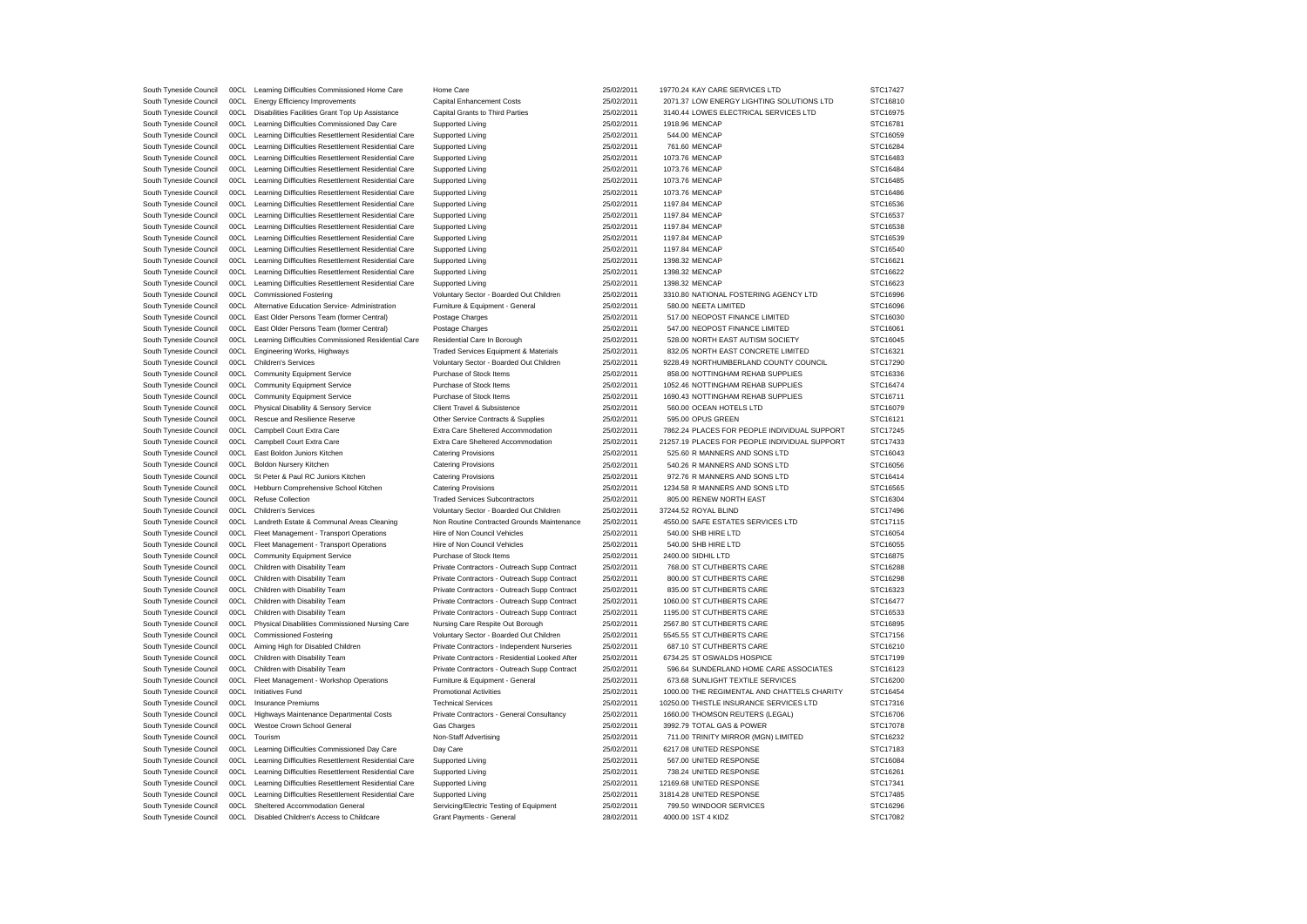| | | | | | | | |
|---|---|---|---|---|---|---|---|
| South Tyneside Council | 00CL | Learning Difficulties Commissioned Home Care | Home Care | 25/02/2011 | 19770.24 | KAY CARE SERVICES LTD | STC17427 |
| South Tyneside Council | 00CL | Energy Efficiency Improvements | Capital Enhancement Costs | 25/02/2011 | 2071.37 | LOW ENERGY LIGHTING SOLUTIONS LTD | STC16810 |
| South Tyneside Council | 00CL | Disabilities Facilities Grant Top Up Assistance | Capital Grants to Third Parties | 25/02/2011 | 3140.44 | LOWES ELECTRICAL SERVICES LTD | STC16975 |
| South Tyneside Council | 00CL | Learning Difficulties Commissioned Day Care | Supported Living | 25/02/2011 | 1918.96 | MENCAP | STC16781 |
| South Tyneside Council | 00CL | Learning Difficulties Resettlement Residential Care | Supported Living | 25/02/2011 | 544.00 | MENCAP | STC16059 |
| South Tyneside Council | 00CL | Learning Difficulties Resettlement Residential Care | Supported Living | 25/02/2011 | 761.60 | MENCAP | STC16284 |
| South Tyneside Council | 00CL | Learning Difficulties Resettlement Residential Care | Supported Living | 25/02/2011 | 1073.76 | MENCAP | STC16483 |
| South Tyneside Council | 00CL | Learning Difficulties Resettlement Residential Care | Supported Living | 25/02/2011 | 1073.76 | MENCAP | STC16484 |
| South Tyneside Council | 00CL | Learning Difficulties Resettlement Residential Care | Supported Living | 25/02/2011 | 1073.76 | MENCAP | STC16485 |
| South Tyneside Council | 00CL | Learning Difficulties Resettlement Residential Care | Supported Living | 25/02/2011 | 1073.76 | MENCAP | STC16486 |
| South Tyneside Council | 00CL | Learning Difficulties Resettlement Residential Care | Supported Living | 25/02/2011 | 1197.84 | MENCAP | STC16536 |
| South Tyneside Council | 00CL | Learning Difficulties Resettlement Residential Care | Supported Living | 25/02/2011 | 1197.84 | MENCAP | STC16537 |
| South Tyneside Council | 00CL | Learning Difficulties Resettlement Residential Care | Supported Living | 25/02/2011 | 1197.84 | MENCAP | STC16538 |
| South Tyneside Council | 00CL | Learning Difficulties Resettlement Residential Care | Supported Living | 25/02/2011 | 1197.84 | MENCAP | STC16539 |
| South Tyneside Council | 00CL | Learning Difficulties Resettlement Residential Care | Supported Living | 25/02/2011 | 1197.84 | MENCAP | STC16540 |
| South Tyneside Council | 00CL | Learning Difficulties Resettlement Residential Care | Supported Living | 25/02/2011 | 1398.32 | MENCAP | STC16621 |
| South Tyneside Council | 00CL | Learning Difficulties Resettlement Residential Care | Supported Living | 25/02/2011 | 1398.32 | MENCAP | STC16622 |
| South Tyneside Council | 00CL | Learning Difficulties Resettlement Residential Care | Supported Living | 25/02/2011 | 1398.32 | MENCAP | STC16623 |
| South Tyneside Council | 00CL | Commissioned Fostering | Voluntary Sector - Boarded Out Children | 25/02/2011 | 3310.80 | NATIONAL FOSTERING AGENCY LTD | STC16996 |
| South Tyneside Council | 00CL | Alternative Education Service- Administration | Furniture & Equipment - General | 25/02/2011 | 580.00 | NEETA LIMITED | STC16096 |
| South Tyneside Council | 00CL | East Older Persons Team (former Central) | Postage Charges | 25/02/2011 | 517.00 | NEOPOST FINANCE LIMITED | STC16030 |
| South Tyneside Council | 00CL | East Older Persons Team (former Central) | Postage Charges | 25/02/2011 | 547.00 | NEOPOST FINANCE LIMITED | STC16061 |
| South Tyneside Council | 00CL | Learning Difficulties Commissioned Residential Care | Residential Care In Borough | 25/02/2011 | 528.00 | NORTH EAST AUTISM SOCIETY | STC16045 |
| South Tyneside Council | 00CL | Engineering Works, Highways | Traded Services Equipment & Materials | 25/02/2011 | 832.05 | NORTH EAST CONCRETE LIMITED | STC16321 |
| South Tyneside Council | 00CL | Children's Services | Voluntary Sector - Boarded Out Children | 25/02/2011 | 9228.49 | NORTHUMBERLAND COUNTY COUNCIL | STC17290 |
| South Tyneside Council | 00CL | Community Equipment Service | Purchase of Stock Items | 25/02/2011 | 858.00 | NOTTINGHAM REHAB SUPPLIES | STC16336 |
| South Tyneside Council | 00CL | Community Equipment Service | Purchase of Stock Items | 25/02/2011 | 1052.46 | NOTTINGHAM REHAB SUPPLIES | STC16474 |
| South Tyneside Council | 00CL | Community Equipment Service | Purchase of Stock Items | 25/02/2011 | 1690.43 | NOTTINGHAM REHAB SUPPLIES | STC16711 |
| South Tyneside Council | 00CL | Physical Disability & Sensory Service | Client Travel & Subsistence | 25/02/2011 | 560.00 | OCEAN HOTELS LTD | STC16079 |
| South Tyneside Council | 00CL | Rescue and Resilience Reserve | Other Service Contracts & Supplies | 25/02/2011 | 595.00 | OPUS GREEN | STC16121 |
| South Tyneside Council | 00CL | Campbell Court Extra Care | Extra Care Sheltered Accommodation | 25/02/2011 | 7862.24 | PLACES FOR PEOPLE INDIVIDUAL SUPPORT | STC17245 |
| South Tyneside Council | 00CL | Campbell Court Extra Care | Extra Care Sheltered Accommodation | 25/02/2011 | 21257.19 | PLACES FOR PEOPLE INDIVIDUAL SUPPORT | STC17433 |
| South Tyneside Council | 00CL | East Boldon Juniors Kitchen | Catering Provisions | 25/02/2011 | 525.60 | R MANNERS AND SONS LTD | STC16043 |
| South Tyneside Council | 00CL | Boldon Nursery Kitchen | Catering Provisions | 25/02/2011 | 540.26 | R MANNERS AND SONS LTD | STC16056 |
| South Tyneside Council | 00CL | St Peter & Paul RC Juniors Kitchen | Catering Provisions | 25/02/2011 | 972.76 | R MANNERS AND SONS LTD | STC16414 |
| South Tyneside Council | 00CL | Hebburn Comprehensive School Kitchen | Catering Provisions | 25/02/2011 | 1234.58 | R MANNERS AND SONS LTD | STC16565 |
| South Tyneside Council | 00CL | Refuse Collection | Traded Services Subcontractors | 25/02/2011 | 805.00 | RENEW NORTH EAST | STC16304 |
| South Tyneside Council | 00CL | Children's Services | Voluntary Sector - Boarded Out Children | 25/02/2011 | 37244.52 | ROYAL BLIND | STC17496 |
| South Tyneside Council | 00CL | Landreth Estate & Communal Areas Cleaning | Non Routine Contracted Grounds Maintenance | 25/02/2011 | 4550.00 | SAFE ESTATES SERVICES LTD | STC17115 |
| South Tyneside Council | 00CL | Fleet Management - Transport Operations | Hire of Non Council Vehicles | 25/02/2011 | 540.00 | SHB HIRE LTD | STC16054 |
| South Tyneside Council | 00CL | Fleet Management - Transport Operations | Hire of Non Council Vehicles | 25/02/2011 | 540.00 | SHB HIRE LTD | STC16055 |
| South Tyneside Council | 00CL | Community Equipment Service | Purchase of Stock Items | 25/02/2011 | 2400.00 | SIDHIL LTD | STC16875 |
| South Tyneside Council | 00CL | Children with Disability Team | Private Contractors - Outreach Supp Contract | 25/02/2011 | 768.00 | ST CUTHBERTS CARE | STC16288 |
| South Tyneside Council | 00CL | Children with Disability Team | Private Contractors - Outreach Supp Contract | 25/02/2011 | 800.00 | ST CUTHBERTS CARE | STC16298 |
| South Tyneside Council | 00CL | Children with Disability Team | Private Contractors - Outreach Supp Contract | 25/02/2011 | 835.00 | ST CUTHBERTS CARE | STC16323 |
| South Tyneside Council | 00CL | Children with Disability Team | Private Contractors - Outreach Supp Contract | 25/02/2011 | 1060.00 | ST CUTHBERTS CARE | STC16477 |
| South Tyneside Council | 00CL | Children with Disability Team | Private Contractors - Outreach Supp Contract | 25/02/2011 | 1195.00 | ST CUTHBERTS CARE | STC16533 |
| South Tyneside Council | 00CL | Physical Disabilities Commissioned Nursing Care | Nursing Care Respite Out Borough | 25/02/2011 | 2567.80 | ST CUTHBERTS CARE | STC16895 |
| South Tyneside Council | 00CL | Commissioned Fostering | Voluntary Sector - Boarded Out Children | 25/02/2011 | 5545.55 | ST CUTHBERTS CARE | STC17156 |
| South Tyneside Council | 00CL | Aiming High for Disabled Children | Private Contractors - Independent Nurseries | 25/02/2011 | 687.10 | ST CUTHBERTS CARE | STC16210 |
| South Tyneside Council | 00CL | Children with Disability Team | Private Contractors - Residential Looked After | 25/02/2011 | 6734.25 | ST OSWALDS HOSPICE | STC17199 |
| South Tyneside Council | 00CL | Children with Disability Team | Private Contractors - Outreach Supp Contract | 25/02/2011 | 596.64 | SUNDERLAND HOME CARE ASSOCIATES | STC16123 |
| South Tyneside Council | 00CL | Fleet Management - Workshop Operations | Furniture & Equipment - General | 25/02/2011 | 673.68 | SUNLIGHT TEXTILE SERVICES | STC16200 |
| South Tyneside Council | 00CL | Initiatives Fund | Promotional Activities | 25/02/2011 | 1000.00 | THE REGIMENTAL AND CHATTELS CHARITY | STC16454 |
| South Tyneside Council | 00CL | Insurance Premiums | Technical Services | 25/02/2011 | 10250.00 | THISTLE INSURANCE SERVICES LTD | STC17316 |
| South Tyneside Council | 00CL | Highways Maintenance Departmental Costs | Private Contractors - General Consultancy | 25/02/2011 | 1660.00 | THOMSON REUTERS (LEGAL) | STC16706 |
| South Tyneside Council | 00CL | Westoe Crown School General | Gas Charges | 25/02/2011 | 3992.79 | TOTAL GAS & POWER | STC17078 |
| South Tyneside Council | 00CL | Tourism | Non-Staff Advertising | 25/02/2011 | 711.00 | TRINITY MIRROR (MGN) LIMITED | STC16232 |
| South Tyneside Council | 00CL | Learning Difficulties Commissioned Day Care | Day Care | 25/02/2011 | 6217.08 | UNITED RESPONSE | STC17183 |
| South Tyneside Council | 00CL | Learning Difficulties Resettlement Residential Care | Supported Living | 25/02/2011 | 567.00 | UNITED RESPONSE | STC16084 |
| South Tyneside Council | 00CL | Learning Difficulties Resettlement Residential Care | Supported Living | 25/02/2011 | 738.24 | UNITED RESPONSE | STC16261 |
| South Tyneside Council | 00CL | Learning Difficulties Resettlement Residential Care | Supported Living | 25/02/2011 | 12169.68 | UNITED RESPONSE | STC17341 |
| South Tyneside Council | 00CL | Learning Difficulties Resettlement Residential Care | Supported Living | 25/02/2011 | 31814.28 | UNITED RESPONSE | STC17485 |
| South Tyneside Council | 00CL | Sheltered Accommodation General | Servicing/Electric Testing of Equipment | 25/02/2011 | 799.50 | WINDOOR SERVICES | STC16296 |
| South Tyneside Council | 00CL | Disabled Children's Access to Childcare | Grant Payments - General | 28/02/2011 | 4000.00 | 1ST 4 KIDZ | STC17082 |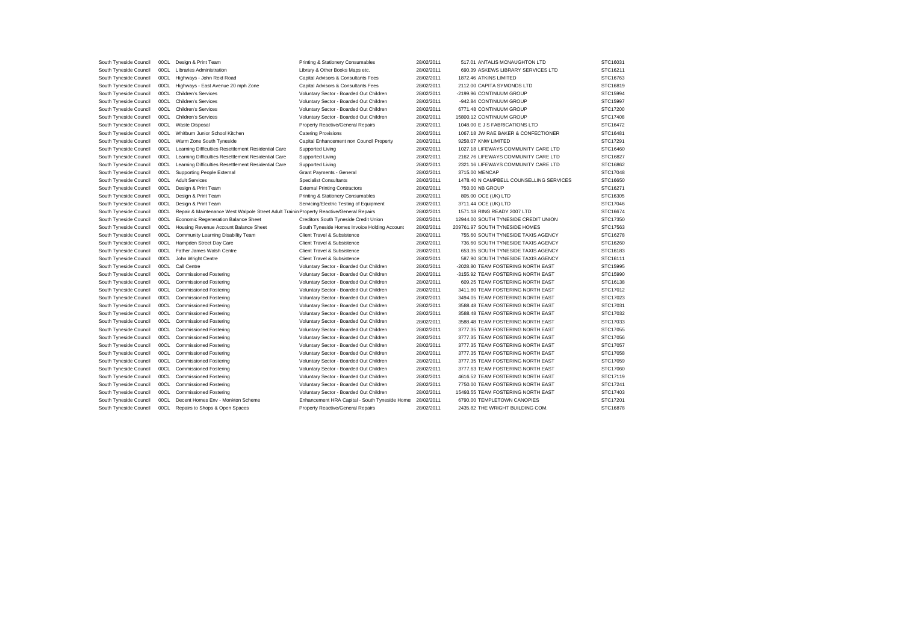| | | | | | | | |
|---|---|---|---|---|---|---|---|
| South Tyneside Council | 00CL | Design & Print Team | Printing & Stationery Consumables | 28/02/2011 | 517.01 | ANTALIS MCNAUGHTON LTD | STC16031 |
| South Tyneside Council | 00CL | Libraries Administration | Library & Other Books Maps etc. | 28/02/2011 | 690.39 | ASKEWS LIBRARY SERVICES LTD | STC16211 |
| South Tyneside Council | 00CL | Highways - John Reid Road | Capital Advisors & Consultants Fees | 28/02/2011 | 1872.46 | ATKINS LIMITED | STC16763 |
| South Tyneside Council | 00CL | Highways - East Avenue 20 mph Zone | Capital Advisors & Consultants Fees | 28/02/2011 | 2112.00 | CAPITA SYMONDS LTD | STC16819 |
| South Tyneside Council | 00CL | Children's Services | Voluntary Sector - Boarded Out Children | 28/02/2011 | -2199.96 | CONTINUUM GROUP | STC15994 |
| South Tyneside Council | 00CL | Children's Services | Voluntary Sector - Boarded Out Children | 28/02/2011 | -942.84 | CONTINUUM GROUP | STC15997 |
| South Tyneside Council | 00CL | Children's Services | Voluntary Sector - Boarded Out Children | 28/02/2011 | 6771.48 | CONTINUUM GROUP | STC17200 |
| South Tyneside Council | 00CL | Children's Services | Voluntary Sector - Boarded Out Children | 28/02/2011 | 15800.12 | CONTINUUM GROUP | STC17408 |
| South Tyneside Council | 00CL | Waste Disposal | Property Reactive/General Repairs | 28/02/2011 | 1048.00 | E J S FABRICATIONS LTD | STC16472 |
| South Tyneside Council | 00CL | Whitburn Junior School Kitchen | Catering Provisions | 28/02/2011 | 1067.18 | JW RAE BAKER & CONFECTIONER | STC16481 |
| South Tyneside Council | 00CL | Warm Zone South Tyneside | Capital Enhancement non Council Property | 28/02/2011 | 9258.07 | KNW LIMITED | STC17291 |
| South Tyneside Council | 00CL | Learning Difficulties Resettlement Residential Care | Supported Living | 28/02/2011 | 1027.18 | LIFEWAYS COMMUNITY CARE LTD | STC16460 |
| South Tyneside Council | 00CL | Learning Difficulties Resettlement Residential Care | Supported Living | 28/02/2011 | 2162.76 | LIFEWAYS COMMUNITY CARE LTD | STC16827 |
| South Tyneside Council | 00CL | Learning Difficulties Resettlement Residential Care | Supported Living | 28/02/2011 | 2321.16 | LIFEWAYS COMMUNITY CARE LTD | STC16862 |
| South Tyneside Council | 00CL | Supporting People External | Grant Payments - General | 28/02/2011 | 3715.00 | MENCAP | STC17048 |
| South Tyneside Council | 00CL | Adult Services | Specialist Consultants | 28/02/2011 | 1478.40 | N CAMPBELL COUNSELLING SERVICES | STC16650 |
| South Tyneside Council | 00CL | Design & Print Team | External Printing Contractors | 28/02/2011 | 750.00 | NB GROUP | STC16271 |
| South Tyneside Council | 00CL | Design & Print Team | Printing & Stationery Consumables | 28/02/2011 | 805.00 | OCE (UK) LTD | STC16305 |
| South Tyneside Council | 00CL | Design & Print Team | Servicing/Electric Testing of Equipment | 28/02/2011 | 3711.44 | OCE (UK) LTD | STC17046 |
| South Tyneside Council | 00CL | Repair & Maintenance West Walpole Street Adult Trainin | Property Reactive/General Repairs | 28/02/2011 | 1571.18 | RING READY 2007 LTD | STC16674 |
| South Tyneside Council | 00CL | Economic Regeneration Balance Sheet | Creditors South Tyneside Credit Union | 28/02/2011 | 12944.00 | SOUTH TYNESIDE CREDIT UNION | STC17350 |
| South Tyneside Council | 00CL | Housing Revenue Account Balance Sheet | South Tyneside Homes Invoice Holding Account | 28/02/2011 | 209761.97 | SOUTH TYNESIDE HOMES | STC17563 |
| South Tyneside Council | 00CL | Community Learning Disability Team | Client Travel & Subsistence | 28/02/2011 | 755.60 | SOUTH TYNESIDE TAXIS AGENCY | STC16278 |
| South Tyneside Council | 00CL | Hampden Street Day Care | Client Travel & Subsistence | 28/02/2011 | 736.60 | SOUTH TYNESIDE TAXIS AGENCY | STC16260 |
| South Tyneside Council | 00CL | Father James Walsh Centre | Client Travel & Subsistence | 28/02/2011 | 653.35 | SOUTH TYNESIDE TAXIS AGENCY | STC16183 |
| South Tyneside Council | 00CL | John Wright Centre | Client Travel & Subsistence | 28/02/2011 | 587.90 | SOUTH TYNESIDE TAXIS AGENCY | STC16111 |
| South Tyneside Council | 00CL | Call Centre | Voluntary Sector - Boarded Out Children | 28/02/2011 | -2028.80 | TEAM FOSTERING NORTH EAST | STC15995 |
| South Tyneside Council | 00CL | Commissioned Fostering | Voluntary Sector - Boarded Out Children | 28/02/2011 | -3155.92 | TEAM FOSTERING NORTH EAST | STC15990 |
| South Tyneside Council | 00CL | Commissioned Fostering | Voluntary Sector - Boarded Out Children | 28/02/2011 | 609.25 | TEAM FOSTERING NORTH EAST | STC16138 |
| South Tyneside Council | 00CL | Commissioned Fostering | Voluntary Sector - Boarded Out Children | 28/02/2011 | 3411.80 | TEAM FOSTERING NORTH EAST | STC17012 |
| South Tyneside Council | 00CL | Commissioned Fostering | Voluntary Sector - Boarded Out Children | 28/02/2011 | 3494.05 | TEAM FOSTERING NORTH EAST | STC17023 |
| South Tyneside Council | 00CL | Commissioned Fostering | Voluntary Sector - Boarded Out Children | 28/02/2011 | 3588.48 | TEAM FOSTERING NORTH EAST | STC17031 |
| South Tyneside Council | 00CL | Commissioned Fostering | Voluntary Sector - Boarded Out Children | 28/02/2011 | 3588.48 | TEAM FOSTERING NORTH EAST | STC17032 |
| South Tyneside Council | 00CL | Commissioned Fostering | Voluntary Sector - Boarded Out Children | 28/02/2011 | 3588.48 | TEAM FOSTERING NORTH EAST | STC17033 |
| South Tyneside Council | 00CL | Commissioned Fostering | Voluntary Sector - Boarded Out Children | 28/02/2011 | 3777.35 | TEAM FOSTERING NORTH EAST | STC17055 |
| South Tyneside Council | 00CL | Commissioned Fostering | Voluntary Sector - Boarded Out Children | 28/02/2011 | 3777.35 | TEAM FOSTERING NORTH EAST | STC17056 |
| South Tyneside Council | 00CL | Commissioned Fostering | Voluntary Sector - Boarded Out Children | 28/02/2011 | 3777.35 | TEAM FOSTERING NORTH EAST | STC17057 |
| South Tyneside Council | 00CL | Commissioned Fostering | Voluntary Sector - Boarded Out Children | 28/02/2011 | 3777.35 | TEAM FOSTERING NORTH EAST | STC17058 |
| South Tyneside Council | 00CL | Commissioned Fostering | Voluntary Sector - Boarded Out Children | 28/02/2011 | 3777.35 | TEAM FOSTERING NORTH EAST | STC17059 |
| South Tyneside Council | 00CL | Commissioned Fostering | Voluntary Sector - Boarded Out Children | 28/02/2011 | 3777.63 | TEAM FOSTERING NORTH EAST | STC17060 |
| South Tyneside Council | 00CL | Commissioned Fostering | Voluntary Sector - Boarded Out Children | 28/02/2011 | 4616.52 | TEAM FOSTERING NORTH EAST | STC17119 |
| South Tyneside Council | 00CL | Commissioned Fostering | Voluntary Sector - Boarded Out Children | 28/02/2011 | 7750.00 | TEAM FOSTERING NORTH EAST | STC17241 |
| South Tyneside Council | 00CL | Commissioned Fostering | Voluntary Sector - Boarded Out Children | 28/02/2011 | 15493.55 | TEAM FOSTERING NORTH EAST | STC17403 |
| South Tyneside Council | 00CL | Decent Homes Env - Monkton Scheme | Enhancement HRA Capital - South Tyneside Home: | 28/02/2011 | 6790.00 | TEMPLETOWN CANOPIES | STC17201 |
| South Tyneside Council | 00CL | Repairs to Shops & Open Spaces | Property Reactive/General Repairs | 28/02/2011 | 2435.82 | THE WRIGHT BUILDING COM. | STC16878 |